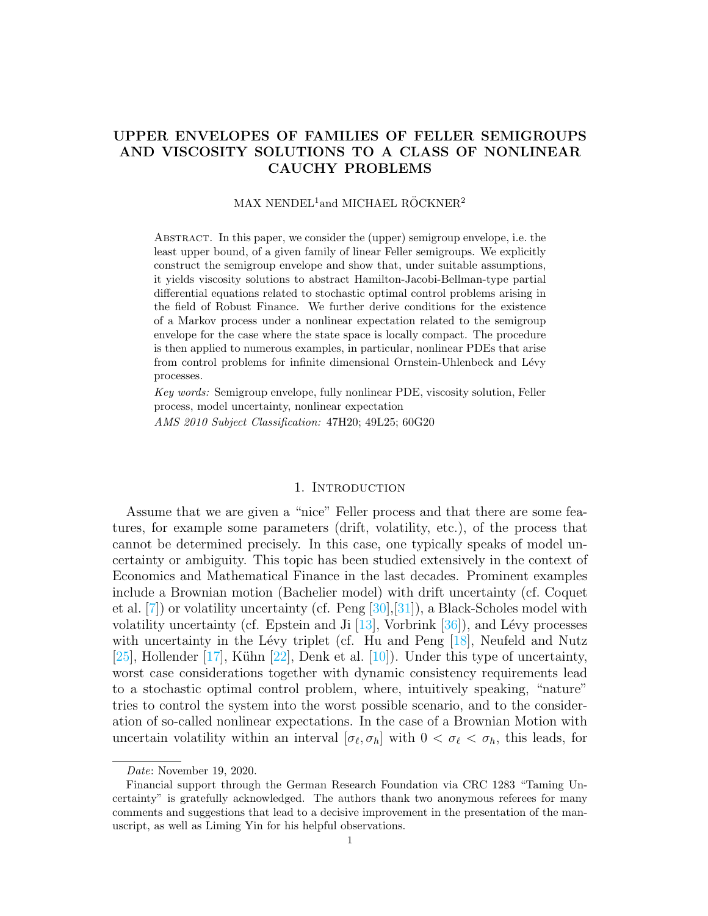# UPPER ENVELOPES OF FAMILIES OF FELLER SEMIGROUPS AND VISCOSITY SOLUTIONS TO A CLASS OF NONLINEAR CAUCHY PROBLEMS

MAX NENDEL[1] and MICHAEL RÖCKNER[2]

Abstract. In this paper, we consider the (upper) semigroup envelope, i.e. the least upper bound, of a given family of linear Feller semigroups. We explicitly construct the semigroup envelope and show that, under suitable assumptions, it yields viscosity solutions to abstract Hamilton-Jacobi-Bellman-type partial differential equations related to stochastic optimal control problems arising in the field of Robust Finance. We further derive conditions for the existence of a Markov process under a nonlinear expectation related to the semigroup envelope for the case where the state space is locally compact. The procedure is then applied to numerous examples, in particular, nonlinear PDEs that arise from control problems for infinite dimensional Ornstein-Uhlenbeck and Lévy processes.

*Key words:* Semigroup envelope, fully nonlinear PDE, viscosity solution, Feller process, model uncertainty, nonlinear expectation

*AMS 2010 Subject Classification:* 47H20; 49L25; 60G20

## 1. Introduction

Assume that we are given a "nice" Feller process and that there are some features, for example some parameters (drift, volatility, etc.), of the process that cannot be determined precisely. In this case, one typically speaks of model uncertainty or ambiguity. This topic has been studied extensively in the context of Economics and Mathematical Finance in the last decades. Prominent examples include a Brownian motion (Bachelier model) with drift uncertainty (cf. Coquet et al. [7]) or volatility uncertainty (cf. Peng [30],[31]), a Black-Scholes model with volatility uncertainty (cf. Epstein and Ji [13], Vorbrink [36]), and Lévy processes with uncertainty in the Lévy triplet (cf. Hu and Peng [18], Neufeld and Nutz [25], Hollender [17], Kühn [22], Denk et al. [10]). Under this type of uncertainty, worst case considerations together with dynamic consistency requirements lead to a stochastic optimal control problem, where, intuitively speaking, "nature" tries to control the system into the worst possible scenario, and to the consideration of so-called nonlinear expectations. In the case of a Brownian Motion with uncertain volatility within an interval $[\sigma_\ell, \sigma_h]$ with $0 < \sigma_\ell < \sigma_h$, this leads, for

---

*Date*: November 19, 2020.

Financial support through the German Research Foundation via CRC 1283 "Taming Uncertainty" is gratefully acknowledged. The authors thank two anonymous referees for many comments and suggestions that lead to a decisive improvement in the presentation of the manuscript, as well as Liming Yin for his helpful observations.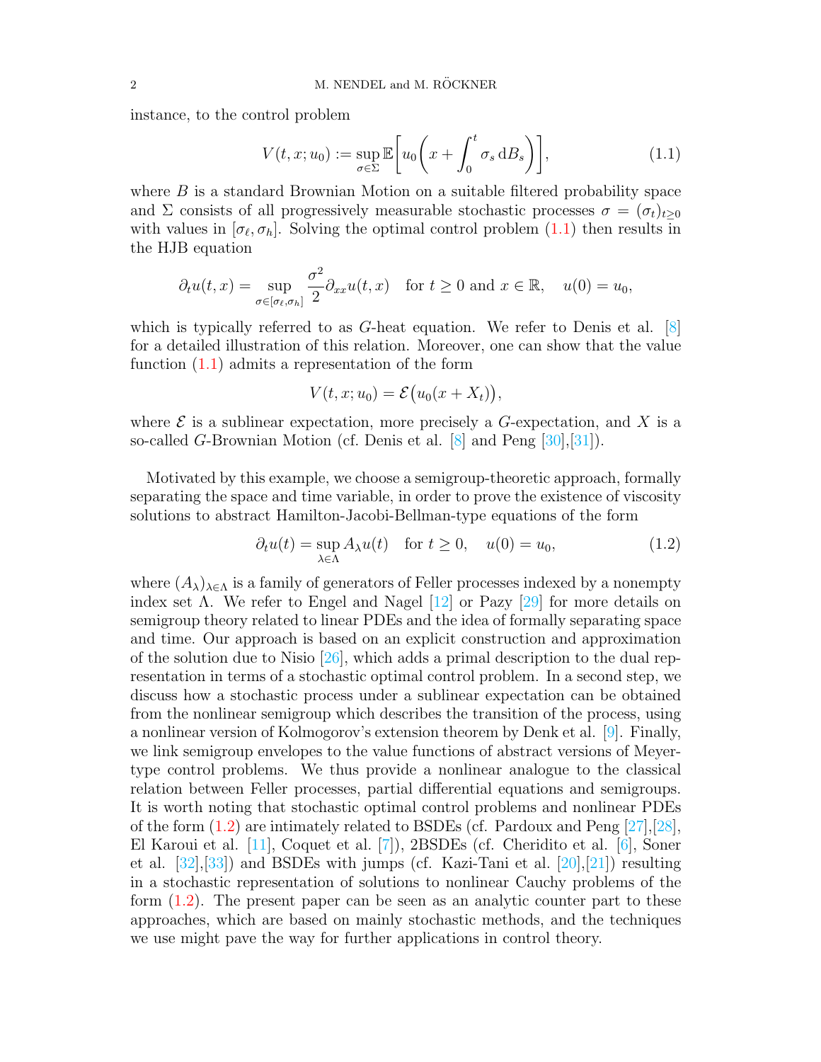instance, to the control problem

$$V(t,x;u_0) := \sup_{\sigma\in\Sigma} \mathbb{E}\bigg[u_0\bigg(x+\int_0^t \sigma_s\,\mathrm{d}B_s\bigg)\bigg], \tag{1.1}$$

where $B$ is a standard Brownian Motion on a suitable filtered probability space and $\Sigma$ consists of all progressively measurable stochastic processes $\sigma = (\sigma_t)_{t\geq 0}$ with values in $[\sigma_\ell, \sigma_h]$. Solving the optimal control problem (1.1) then results in the HJB equation

$$\partial_t u(t,x) = \sup_{\sigma\in[\sigma_\ell,\sigma_h]} \frac{\sigma^2}{2}\partial_{xx}u(t,x) \quad \text{for } t\geq 0 \text{ and } x\in\mathbb{R}, \quad u(0)=u_0,$$

which is typically referred to as $G$-heat equation. We refer to Denis et al. [8] for a detailed illustration of this relation. Moreover, one can show that the value function (1.1) admits a representation of the form

$$V(t,x;u_0) = \mathcal{E}\big(u_0(x+X_t)\big),$$

where $\mathcal{E}$ is a sublinear expectation, more precisely a $G$-expectation, and $X$ is a so-called $G$-Brownian Motion (cf. Denis et al. [8] and Peng [30],[31]).

Motivated by this example, we choose a semigroup-theoretic approach, formally separating the space and time variable, in order to prove the existence of viscosity solutions to abstract Hamilton-Jacobi-Bellman-type equations of the form

$$\partial_t u(t) = \sup_{\lambda\in\Lambda} A_\lambda u(t) \quad \text{for } t\geq 0, \quad u(0)=u_0, \tag{1.2}$$

where $(A_\lambda)_{\lambda\in\Lambda}$ is a family of generators of Feller processes indexed by a nonempty index set $\Lambda$. We refer to Engel and Nagel [12] or Pazy [29] for more details on semigroup theory related to linear PDEs and the idea of formally separating space and time. Our approach is based on an explicit construction and approximation of the solution due to Nisio [26], which adds a primal description to the dual representation in terms of a stochastic optimal control problem. In a second step, we discuss how a stochastic process under a sublinear expectation can be obtained from the nonlinear semigroup which describes the transition of the process, using a nonlinear version of Kolmogorov's extension theorem by Denk et al. [9]. Finally, we link semigroup envelopes to the value functions of abstract versions of Meyer-type control problems. We thus provide a nonlinear analogue to the classical relation between Feller processes, partial differential equations and semigroups. It is worth noting that stochastic optimal control problems and nonlinear PDEs of the form (1.2) are intimately related to BSDEs (cf. Pardoux and Peng [27],[28], El Karoui et al. [11], Coquet et al. [7]), 2BSDEs (cf. Cheridito et al. [6], Soner et al. [32],[33]) and BSDEs with jumps (cf. Kazi-Tani et al. [20],[21]) resulting in a stochastic representation of solutions to nonlinear Cauchy problems of the form (1.2). The present paper can be seen as an analytic counter part to these approaches, which are based on mainly stochastic methods, and the techniques we use might pave the way for further applications in control theory.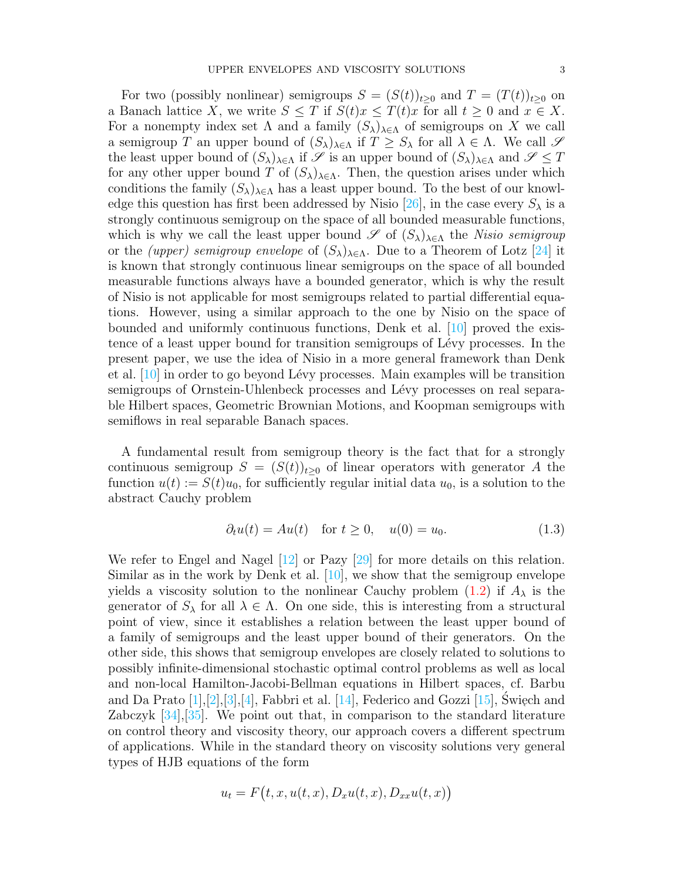For two (possibly nonlinear) semigroups $S = (S(t))_{t\geq 0}$ and $T = (T(t))_{t\geq 0}$ on a Banach lattice $X$, we write $S \leq T$ if $S(t)x \leq T(t)x$ for all $t \geq 0$ and $x \in X$. For a nonempty index set $\Lambda$ and a family $(S_\lambda)_{\lambda\in\Lambda}$ of semigroups on $X$ we call a semigroup $T$ an upper bound of $(S_\lambda)_{\lambda\in\Lambda}$ if $T \geq S_\lambda$ for all $\lambda \in \Lambda$. We call $\mathscr{S}$ the least upper bound of $(S_\lambda)_{\lambda\in\Lambda}$ if $\mathscr{S}$ is an upper bound of $(S_\lambda)_{\lambda\in\Lambda}$ and $\mathscr{S} \leq T$ for any other upper bound $T$ of $(S_\lambda)_{\lambda\in\Lambda}$. Then, the question arises under which conditions the family $(S_\lambda)_{\lambda\in\Lambda}$ has a least upper bound. To the best of our knowledge this question has first been addressed by Nisio [26], in the case every $S_\lambda$ is a strongly continuous semigroup on the space of all bounded measurable functions, which is why we call the least upper bound $\mathscr{S}$ of $(S_\lambda)_{\lambda\in\Lambda}$ the *Nisio semigroup* or the *(upper) semigroup envelope* of $(S_\lambda)_{\lambda\in\Lambda}$. Due to a Theorem of Lotz [24] it is known that strongly continuous linear semigroups on the space of all bounded measurable functions always have a bounded generator, which is why the result of Nisio is not applicable for most semigroups related to partial differential equations. However, using a similar approach to the one by Nisio on the space of bounded and uniformly continuous functions, Denk et al. [10] proved the existence of a least upper bound for transition semigroups of Lévy processes. In the present paper, we use the idea of Nisio in a more general framework than Denk et al. [10] in order to go beyond Lévy processes. Main examples will be transition semigroups of Ornstein-Uhlenbeck processes and Lévy processes on real separable Hilbert spaces, Geometric Brownian Motions, and Koopman semigroups with semiflows in real separable Banach spaces.

A fundamental result from semigroup theory is the fact that for a strongly continuous semigroup $S = (S(t))_{t\geq 0}$ of linear operators with generator $A$ the function $u(t) := S(t)u_0$, for sufficiently regular initial data $u_0$, is a solution to the abstract Cauchy problem

$$\partial_t u(t) = Au(t) \quad \text{for } t \geq 0, \quad u(0) = u_0. \tag{1.3}$$

We refer to Engel and Nagel [12] or Pazy [29] for more details on this relation. Similar as in the work by Denk et al. [10], we show that the semigroup envelope yields a viscosity solution to the nonlinear Cauchy problem (1.2) if $A_\lambda$ is the generator of $S_\lambda$ for all $\lambda \in \Lambda$. On one side, this is interesting from a structural point of view, since it establishes a relation between the least upper bound of a family of semigroups and the least upper bound of their generators. On the other side, this shows that semigroup envelopes are closely related to solutions to possibly infinite-dimensional stochastic optimal control problems as well as local and non-local Hamilton-Jacobi-Bellman equations in Hilbert spaces, cf. Barbu and Da Prato [1],[2],[3],[4], Fabbri et al. [14], Federico and Gozzi [15], Święch and Zabczyk [34],[35]. We point out that, in comparison to the standard literature on control theory and viscosity theory, our approach covers a different spectrum of applications. While in the standard theory on viscosity solutions very general types of HJB equations of the form

$$u_t = F\big(t, x, u(t,x), D_x u(t,x), D_{xx} u(t,x)\big)$$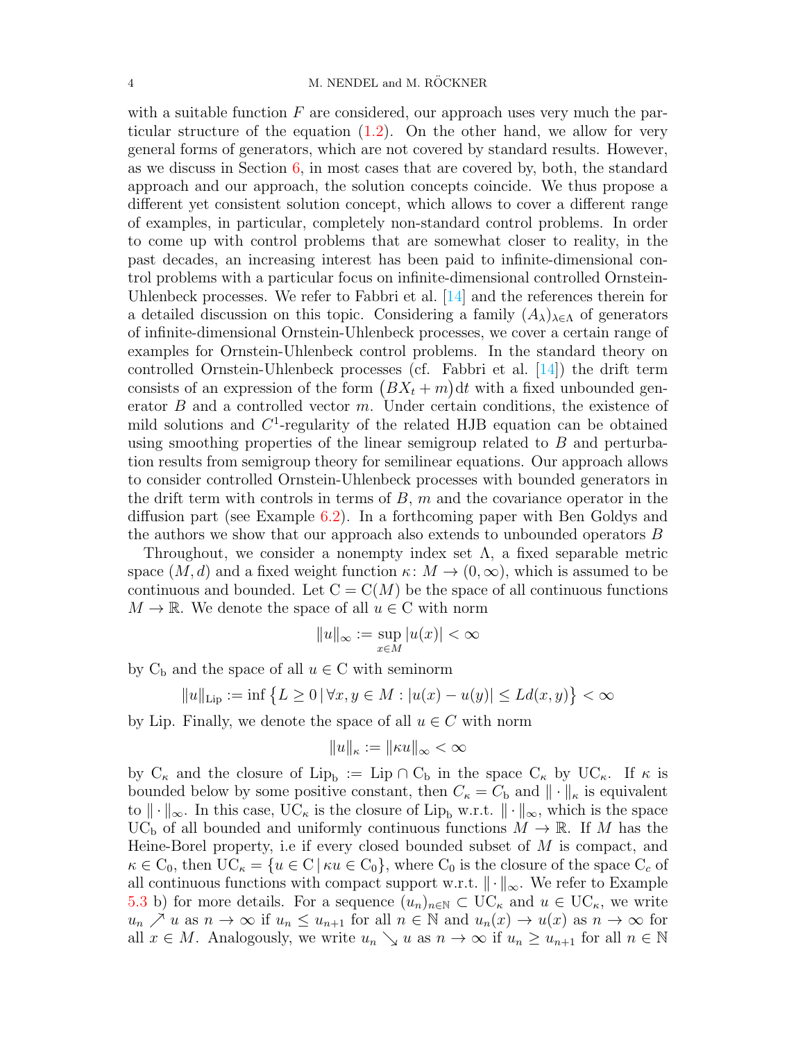with a suitable function $F$ are considered, our approach uses very much the particular structure of the equation (1.2). On the other hand, we allow for very general forms of generators, which are not covered by standard results. However, as we discuss in Section 6, in most cases that are covered by, both, the standard approach and our approach, the solution concepts coincide. We thus propose a different yet consistent solution concept, which allows to cover a different range of examples, in particular, completely non-standard control problems. In order to come up with control problems that are somewhat closer to reality, in the past decades, an increasing interest has been paid to infinite-dimensional control problems with a particular focus on infinite-dimensional controlled Ornstein-Uhlenbeck processes. We refer to Fabbri et al. [14] and the references therein for a detailed discussion on this topic. Considering a family $(A_\lambda)_{\lambda\in\Lambda}$ of generators of infinite-dimensional Ornstein-Uhlenbeck processes, we cover a certain range of examples for Ornstein-Uhlenbeck control problems. In the standard theory on controlled Ornstein-Uhlenbeck processes (cf. Fabbri et al. [14]) the drift term consists of an expression of the form $\big(BX_t + m\big)\mathrm{d}t$ with a fixed unbounded generator $B$ and a controlled vector $m$. Under certain conditions, the existence of mild solutions and $C^1$-regularity of the related HJB equation can be obtained using smoothing properties of the linear semigroup related to $B$ and perturbation results from semigroup theory for semilinear equations. Our approach allows to consider controlled Ornstein-Uhlenbeck processes with bounded generators in the drift term with controls in terms of $B$, $m$ and the covariance operator in the diffusion part (see Example 6.2). In a forthcoming paper with Ben Goldys and the authors we show that our approach also extends to unbounded operators $B$

Throughout, we consider a nonempty index set $\Lambda$, a fixed separable metric space $(M,d)$ and a fixed weight function $\kappa\colon M\to(0,\infty)$, which is assumed to be continuous and bounded. Let $\mathrm{C}=\mathrm{C}(M)$ be the space of all continuous functions $M\to\mathbb{R}$. We denote the space of all $u\in\mathrm{C}$ with norm

$$\|u\|_\infty := \sup_{x\in M}|u(x)| < \infty$$

by $\mathrm{C_b}$ and the space of all $u\in\mathrm{C}$ with seminorm

$$\|u\|_{\mathrm{Lip}} := \inf\big\{L\geq 0\,\big|\,\forall x,y\in M: |u(x)-u(y)|\leq L d(x,y)\big\} < \infty$$

by Lip. Finally, we denote the space of all $u\in C$ with norm

$$\|u\|_\kappa := \|\kappa u\|_\infty < \infty$$

by $\mathrm{C}_\kappa$ and the closure of $\mathrm{Lip_b}:=\mathrm{Lip}\cap\mathrm{C_b}$ in the space $\mathrm{C}_\kappa$ by $\mathrm{UC}_\kappa$. If $\kappa$ is bounded below by some positive constant, then $C_\kappa = C_\mathrm{b}$ and $\|\cdot\|_\kappa$ is equivalent to $\|\cdot\|_\infty$. In this case, $\mathrm{UC}_\kappa$ is the closure of $\mathrm{Lip_b}$ w.r.t. $\|\cdot\|_\infty$, which is the space $\mathrm{UC_b}$ of all bounded and uniformly continuous functions $M\to\mathbb{R}$. If $M$ has the Heine-Borel property, i.e if every closed bounded subset of $M$ is compact, and $\kappa\in\mathrm{C}_0$, then $\mathrm{UC}_\kappa=\{u\in\mathrm{C}\,|\,\kappa u\in\mathrm{C}_0\}$, where $\mathrm{C}_0$ is the closure of the space $\mathrm{C}_c$ of all continuous functions with compact support w.r.t. $\|\cdot\|_\infty$. We refer to Example 5.3 b) for more details. For a sequence $(u_n)_{n\in\mathbb{N}}\subset\mathrm{UC}_\kappa$ and $u\in\mathrm{UC}_\kappa$, we write $u_n\nearrow u$ as $n\to\infty$ if $u_n\leq u_{n+1}$ for all $n\in\mathbb{N}$ and $u_n(x)\to u(x)$ as $n\to\infty$ for all $x\in M$. Analogously, we write $u_n\searrow u$ as $n\to\infty$ if $u_n\geq u_{n+1}$ for all $n\in\mathbb{N}$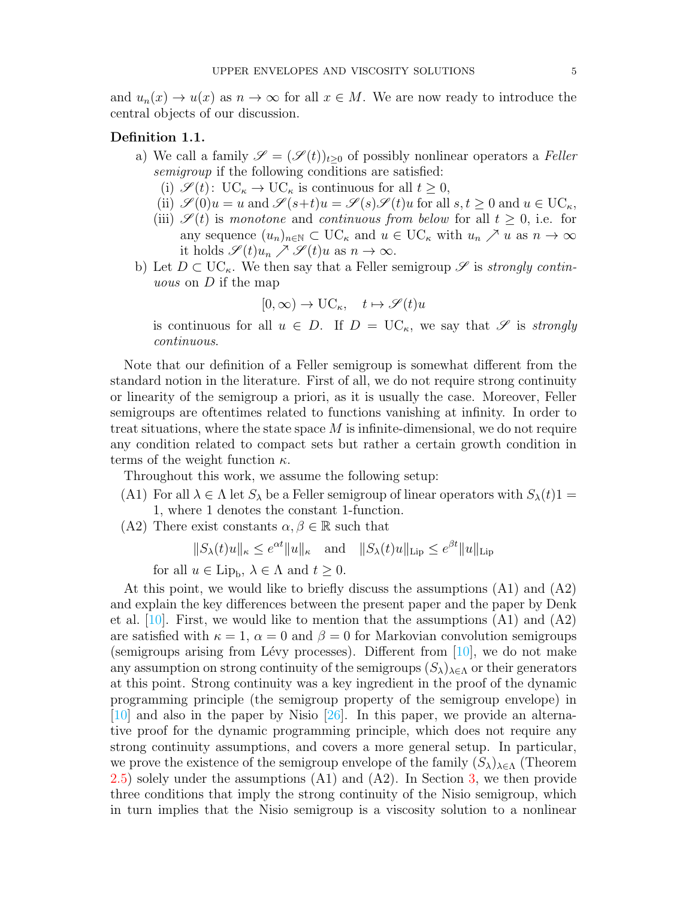and $u_n(x) \to u(x)$ as $n \to \infty$ for all $x \in M$. We are now ready to introduce the central objects of our discussion.

**Definition 1.1.**

a) We call a family $\mathscr{S} = (\mathscr{S}(t))_{t \geq 0}$ of possibly nonlinear operators a *Feller semigroup* if the following conditions are satisfied:
   (i) $\mathscr{S}(t)\colon \mathrm{UC}_\kappa \to \mathrm{UC}_\kappa$ is continuous for all $t \geq 0$,
   (ii) $\mathscr{S}(0)u = u$ and $\mathscr{S}(s+t)u = \mathscr{S}(s)\mathscr{S}(t)u$ for all $s, t \geq 0$ and $u \in \mathrm{UC}_\kappa$,
   (iii) $\mathscr{S}(t)$ is *monotone* and *continuous from below* for all $t \geq 0$, i.e. for any sequence $(u_n)_{n \in \mathbb{N}} \subset \mathrm{UC}_\kappa$ and $u \in \mathrm{UC}_\kappa$ with $u_n \nearrow u$ as $n \to \infty$ it holds $\mathscr{S}(t)u_n \nearrow \mathscr{S}(t)u$ as $n \to \infty$.

b) Let $D \subset \mathrm{UC}_\kappa$. We then say that a Feller semigroup $\mathscr{S}$ is *strongly continuous* on $D$ if the map

$$[0, \infty) \to \mathrm{UC}_\kappa, \quad t \mapsto \mathscr{S}(t)u$$

is continuous for all $u \in D$. If $D = \mathrm{UC}_\kappa$, we say that $\mathscr{S}$ is *strongly continuous*.

Note that our definition of a Feller semigroup is somewhat different from the standard notion in the literature. First of all, we do not require strong continuity or linearity of the semigroup a priori, as it is usually the case. Moreover, Feller semigroups are oftentimes related to functions vanishing at infinity. In order to treat situations, where the state space $M$ is infinite-dimensional, we do not require any condition related to compact sets but rather a certain growth condition in terms of the weight function $\kappa$.

Throughout this work, we assume the following setup:

(A1) For all $\lambda \in \Lambda$ let $S_\lambda$ be a Feller semigroup of linear operators with $S_\lambda(t)1 = 1$, where 1 denotes the constant 1-function.

(A2) There exist constants $\alpha, \beta \in \mathbb{R}$ such that

$$\|S_\lambda(t)u\|_\kappa \leq e^{\alpha t}\|u\|_\kappa \quad \text{and} \quad \|S_\lambda(t)u\|_{\mathrm{Lip}} \leq e^{\beta t}\|u\|_{\mathrm{Lip}}$$

for all $u \in \mathrm{Lip_b}$, $\lambda \in \Lambda$ and $t \geq 0$.

At this point, we would like to briefly discuss the assumptions (A1) and (A2) and explain the key differences between the present paper and the paper by Denk et al. [10]. First, we would like to mention that the assumptions (A1) and (A2) are satisfied with $\kappa = 1$, $\alpha = 0$ and $\beta = 0$ for Markovian convolution semigroups (semigroups arising from Lévy processes). Different from [10], we do not make any assumption on strong continuity of the semigroups $(S_\lambda)_{\lambda \in \Lambda}$ or their generators at this point. Strong continuity was a key ingredient in the proof of the dynamic programming principle (the semigroup property of the semigroup envelope) in [10] and also in the paper by Nisio [26]. In this paper, we provide an alternative proof for the dynamic programming principle, which does not require any strong continuity assumptions, and covers a more general setup. In particular, we prove the existence of the semigroup envelope of the family $(S_\lambda)_{\lambda \in \Lambda}$ (Theorem 2.5) solely under the assumptions (A1) and (A2). In Section 3, we then provide three conditions that imply the strong continuity of the Nisio semigroup, which in turn implies that the Nisio semigroup is a viscosity solution to a nonlinear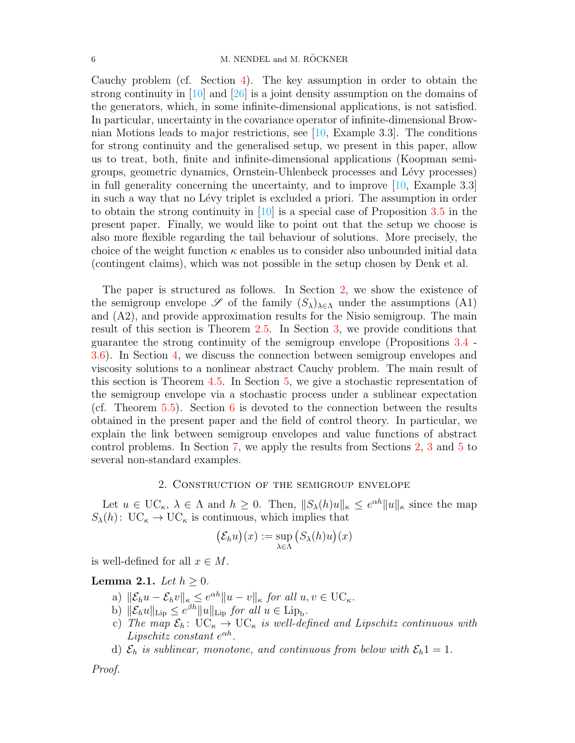Cauchy problem (cf. Section 4). The key assumption in order to obtain the strong continuity in [10] and [26] is a joint density assumption on the domains of the generators, which, in some infinite-dimensional applications, is not satisfied. In particular, uncertainty in the covariance operator of infinite-dimensional Brownian Motions leads to major restrictions, see [10, Example 3.3]. The conditions for strong continuity and the generalised setup, we present in this paper, allow us to treat, both, finite and infinite-dimensional applications (Koopman semigroups, geometric dynamics, Ornstein-Uhlenbeck processes and Lévy processes) in full generality concerning the uncertainty, and to improve [10, Example 3.3] in such a way that no Lévy triplet is excluded a priori. The assumption in order to obtain the strong continuity in [10] is a special case of Proposition 3.5 in the present paper. Finally, we would like to point out that the setup we choose is also more flexible regarding the tail behaviour of solutions. More precisely, the choice of the weight function $\kappa$ enables us to consider also unbounded initial data (contingent claims), which was not possible in the setup chosen by Denk et al.

The paper is structured as follows. In Section 2, we show the existence of the semigroup envelope $\mathscr{S}$ of the family $(S_\lambda)_{\lambda\in\Lambda}$ under the assumptions (A1) and (A2), and provide approximation results for the Nisio semigroup. The main result of this section is Theorem 2.5. In Section 3, we provide conditions that guarantee the strong continuity of the semigroup envelope (Propositions 3.4 - 3.6). In Section 4, we discuss the connection between semigroup envelopes and viscosity solutions to a nonlinear abstract Cauchy problem. The main result of this section is Theorem 4.5. In Section 5, we give a stochastic representation of the semigroup envelope via a stochastic process under a sublinear expectation (cf. Theorem 5.5). Section 6 is devoted to the connection between the results obtained in the present paper and the field of control theory. In particular, we explain the link between semigroup envelopes and value functions of abstract control problems. In Section 7, we apply the results from Sections 2, 3 and 5 to several non-standard examples.

## 2. Construction of the semigroup envelope

Let $u \in \mathrm{UC}_\kappa$, $\lambda \in \Lambda$ and $h \geq 0$. Then, $\|S_\lambda(h)u\|_\kappa \leq e^{\alpha h}\|u\|_\kappa$ since the map $S_\lambda(h)\colon \mathrm{UC}_\kappa \to \mathrm{UC}_\kappa$ is continuous, which implies that

$$\big(\mathcal{E}_h u\big)(x) := \sup_{\lambda\in\Lambda} \big(S_\lambda(h)u\big)(x)$$

is well-defined for all $x \in M$.

**Lemma 2.1.** *Let $h \geq 0$.*

a) *$\|\mathcal{E}_h u - \mathcal{E}_h v\|_\kappa \leq e^{\alpha h}\|u - v\|_\kappa$ for all $u, v \in \mathrm{UC}_\kappa$.*
b) *$\|\mathcal{E}_h u\|_{\mathrm{Lip}} \leq e^{\beta h}\|u\|_{\mathrm{Lip}}$ for all $u \in \mathrm{Lip_b}$.*
c) *The map $\mathcal{E}_h\colon \mathrm{UC}_\kappa \to \mathrm{UC}_\kappa$ is well-defined and Lipschitz continuous with Lipschitz constant $e^{\alpha h}$.*
d) *$\mathcal{E}_h$ is sublinear, monotone, and continuous from below with $\mathcal{E}_h 1 = 1$.*

*Proof.*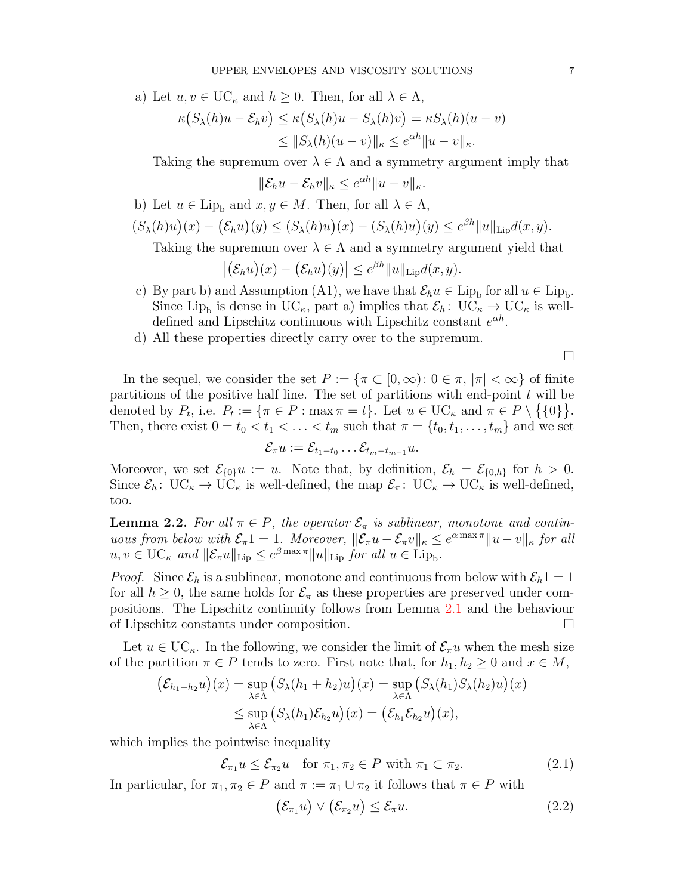a) Let $u, v \in \mathrm{UC}_\kappa$ and $h \geq 0$. Then, for all $\lambda \in \Lambda$,

$$\kappa\big(S_\lambda(h)u - \mathcal{E}_h v\big) \leq \kappa\big(S_\lambda(h)u - S_\lambda(h)v\big) = \kappa S_\lambda(h)(u-v)$$
$$\leq \|S_\lambda(h)(u-v)\|_\kappa \leq e^{\alpha h}\|u-v\|_\kappa.$$

Taking the supremum over $\lambda \in \Lambda$ and a symmetry argument imply that

$$\|\mathcal{E}_h u - \mathcal{E}_h v\|_\kappa \leq e^{\alpha h}\|u-v\|_\kappa.$$

b) Let $u \in \mathrm{Lip_b}$ and $x, y \in M$. Then, for all $\lambda \in \Lambda$,

$$(S_\lambda(h)u)(x) - \big(\mathcal{E}_h u\big)(y) \leq (S_\lambda(h)u)(x) - \big(S_\lambda(h)u\big)(y) \leq e^{\beta h}\|u\|_{\mathrm{Lip}} d(x,y).$$

Taking the supremum over $\lambda \in \Lambda$ and a symmetry argument yield that

$$\big|\big(\mathcal{E}_h u\big)(x) - \big(\mathcal{E}_h u\big)(y)\big| \leq e^{\beta h}\|u\|_{\mathrm{Lip}} d(x,y).$$

c) By part b) and Assumption (A1), we have that $\mathcal{E}_h u \in \mathrm{Lip_b}$ for all $u \in \mathrm{Lip_b}$. Since $\mathrm{Lip_b}$ is dense in $\mathrm{UC}_\kappa$, part a) implies that $\mathcal{E}_h \colon \mathrm{UC}_\kappa \to \mathrm{UC}_\kappa$ is well-defined and Lipschitz continuous with Lipschitz constant $e^{\alpha h}$.

d) All these properties directly carry over to the supremum.

$\square$

In the sequel, we consider the set $P := \{\pi \subset [0,\infty) \colon 0 \in \pi,\ |\pi| < \infty\}$ of finite partitions of the positive half line. The set of partitions with end-point $t$ will be denoted by $P_t$, i.e. $P_t := \{\pi \in P : \max \pi = t\}$. Let $u \in \mathrm{UC}_\kappa$ and $\pi \in P \setminus \big\{\{0\}\big\}$. Then, there exist $0 = t_0 < t_1 < \ldots < t_m$ such that $\pi = \{t_0, t_1, \ldots, t_m\}$ and we set

$$\mathcal{E}_\pi u := \mathcal{E}_{t_1 - t_0} \ldots \mathcal{E}_{t_m - t_{m-1}} u.$$

Moreover, we set $\mathcal{E}_{\{0\}} u := u$. Note that, by definition, $\mathcal{E}_h = \mathcal{E}_{\{0,h\}}$ for $h > 0$. Since $\mathcal{E}_h \colon \mathrm{UC}_\kappa \to \mathrm{UC}_\kappa$ is well-defined, the map $\mathcal{E}_\pi \colon \mathrm{UC}_\kappa \to \mathrm{UC}_\kappa$ is well-defined, too.

**Lemma 2.2.** *For all $\pi \in P$, the operator $\mathcal{E}_\pi$ is sublinear, monotone and continuous from below with $\mathcal{E}_\pi 1 = 1$. Moreover, $\|\mathcal{E}_\pi u - \mathcal{E}_\pi v\|_\kappa \leq e^{\alpha \max \pi}\|u - v\|_\kappa$ for all $u, v \in \mathrm{UC}_\kappa$ and $\|\mathcal{E}_\pi u\|_{\mathrm{Lip}} \leq e^{\beta \max \pi}\|u\|_{\mathrm{Lip}}$ for all $u \in \mathrm{Lip_b}$.*

*Proof.* Since $\mathcal{E}_h$ is a sublinear, monotone and continuous from below with $\mathcal{E}_h 1 = 1$ for all $h \geq 0$, the same holds for $\mathcal{E}_\pi$ as these properties are preserved under compositions. The Lipschitz continuity follows from Lemma 2.1 and the behaviour of Lipschitz constants under composition. $\square$

Let $u \in \mathrm{UC}_\kappa$. In the following, we consider the limit of $\mathcal{E}_\pi u$ when the mesh size of the partition $\pi \in P$ tends to zero. First note that, for $h_1, h_2 \geq 0$ and $x \in M$,

$$\big(\mathcal{E}_{h_1+h_2} u\big)(x) = \sup_{\lambda \in \Lambda} \big(S_\lambda(h_1 + h_2)u\big)(x) = \sup_{\lambda \in \Lambda} \big(S_\lambda(h_1)S_\lambda(h_2)u\big)(x)$$
$$\leq \sup_{\lambda \in \Lambda} \big(S_\lambda(h_1)\mathcal{E}_{h_2} u\big)(x) = \big(\mathcal{E}_{h_1}\mathcal{E}_{h_2} u\big)(x),$$

which implies the pointwise inequality

$$\mathcal{E}_{\pi_1} u \leq \mathcal{E}_{\pi_2} u \quad \text{for } \pi_1, \pi_2 \in P \text{ with } \pi_1 \subset \pi_2. \tag{2.1}$$

In particular, for $\pi_1, \pi_2 \in P$ and $\pi := \pi_1 \cup \pi_2$ it follows that $\pi \in P$ with

$$\big(\mathcal{E}_{\pi_1} u\big) \vee \big(\mathcal{E}_{\pi_2} u\big) \leq \mathcal{E}_\pi u. \tag{2.2}$$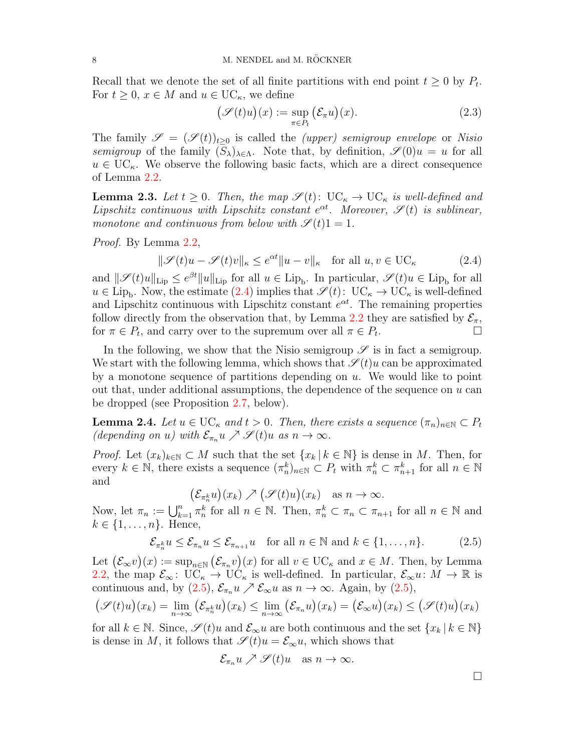Recall that we denote the set of all finite partitions with end point $t \geq 0$ by $P_t$. For $t \geq 0$, $x \in M$ and $u \in \mathrm{UC}_\kappa$, we define

$$\big(\mathscr{S}(t)u\big)(x) := \sup_{\pi \in P_t} \big(\mathcal{E}_\pi u\big)(x). \tag{2.3}$$

The family $\mathscr{S} = (\mathscr{S}(t))_{t \geq 0}$ is called the *(upper) semigroup envelope* or *Nisio semigroup* of the family $(S_\lambda)_{\lambda \in \Lambda}$. Note that, by definition, $\mathscr{S}(0)u = u$ for all $u \in \mathrm{UC}_\kappa$. We observe the following basic facts, which are a direct consequence of Lemma 2.2.

**Lemma 2.3.** *Let $t \geq 0$. Then, the map $\mathscr{S}(t)\colon \mathrm{UC}_\kappa \to \mathrm{UC}_\kappa$ is well-defined and Lipschitz continuous with Lipschitz constant $e^{\alpha t}$. Moreover, $\mathscr{S}(t)$ is sublinear, monotone and continuous from below with $\mathscr{S}(t)1 = 1$.*

*Proof.* By Lemma 2.2,

$$\|\mathscr{S}(t)u - \mathscr{S}(t)v\|_\kappa \leq e^{\alpha t}\|u - v\|_\kappa \quad \text{for all } u, v \in \mathrm{UC}_\kappa \tag{2.4}$$

and $\|\mathscr{S}(t)u\|_{\mathrm{Lip}} \leq e^{\beta t}\|u\|_{\mathrm{Lip}}$ for all $u \in \mathrm{Lip}_\mathrm{b}$. In particular, $\mathscr{S}(t)u \in \mathrm{Lip}_\mathrm{b}$ for all $u \in \mathrm{Lip}_\mathrm{b}$. Now, the estimate (2.4) implies that $\mathscr{S}(t)\colon \mathrm{UC}_\kappa \to \mathrm{UC}_\kappa$ is well-defined and Lipschitz continuous with Lipschitz constant $e^{\alpha t}$. The remaining properties follow directly from the observation that, by Lemma 2.2 they are satisfied by $\mathcal{E}_\pi$, for $\pi \in P_t$, and carry over to the supremum over all $\pi \in P_t$. □

In the following, we show that the Nisio semigroup $\mathscr{S}$ is in fact a semigroup. We start with the following lemma, which shows that $\mathscr{S}(t)u$ can be approximated by a monotone sequence of partitions depending on $u$. We would like to point out that, under additional assumptions, the dependence of the sequence on $u$ can be dropped (see Proposition 2.7, below).

**Lemma 2.4.** *Let $u \in \mathrm{UC}_\kappa$ and $t > 0$. Then, there exists a sequence $(\pi_n)_{n\in\mathbb{N}} \subset P_t$ (depending on $u$) with $\mathcal{E}_{\pi_n}u \nearrow \mathscr{S}(t)u$ as $n \to \infty$.*

*Proof.* Let $(x_k)_{k\in\mathbb{N}} \subset M$ such that the set $\{x_k \,|\, k \in \mathbb{N}\}$ is dense in $M$. Then, for every $k \in \mathbb{N}$, there exists a sequence $(\pi_n^k)_{n\in\mathbb{N}} \subset P_t$ with $\pi_n^k \subset \pi_{n+1}^k$ for all $n \in \mathbb{N}$ and

$$\big(\mathcal{E}_{\pi_n^k}u\big)(x_k) \nearrow \big(\mathscr{S}(t)u\big)(x_k) \quad \text{as } n \to \infty.$$

Now, let $\pi_n := \bigcup_{k=1}^n \pi_n^k$ for all $n \in \mathbb{N}$. Then, $\pi_n^k \subset \pi_n \subset \pi_{n+1}$ for all $n \in \mathbb{N}$ and $k \in \{1, \ldots, n\}$. Hence,

$$\mathcal{E}_{\pi_n^k}u \leq \mathcal{E}_{\pi_n}u \leq \mathcal{E}_{\pi_{n+1}}u \quad \text{for all } n \in \mathbb{N} \text{ and } k \in \{1, \ldots, n\}. \tag{2.5}$$

Let $\big(\mathcal{E}_\infty v\big)(x) := \sup_{n\in\mathbb{N}} \big(\mathcal{E}_{\pi_n}v\big)(x)$ for all $v \in \mathrm{UC}_\kappa$ and $x \in M$. Then, by Lemma 2.2, the map $\mathcal{E}_\infty\colon \mathrm{UC}_\kappa \to \mathrm{UC}_\kappa$ is well-defined. In particular, $\mathcal{E}_\infty u\colon M \to \mathbb{R}$ is continuous and, by (2.5), $\mathcal{E}_{\pi_n}u \nearrow \mathcal{E}_\infty u$ as $n \to \infty$. Again, by (2.5),

$$\big(\mathscr{S}(t)u\big)(x_k) = \lim_{n\to\infty} \big(\mathcal{E}_{\pi_n^k}u\big)(x_k) \leq \lim_{n\to\infty} \big(\mathcal{E}_{\pi_n}u\big)(x_k) = \big(\mathcal{E}_\infty u\big)(x_k) \leq \big(\mathscr{S}(t)u\big)(x_k)$$

for all $k \in \mathbb{N}$. Since, $\mathscr{S}(t)u$ and $\mathcal{E}_\infty u$ are both continuous and the set $\{x_k \,|\, k \in \mathbb{N}\}$ is dense in $M$, it follows that $\mathscr{S}(t)u = \mathcal{E}_\infty u$, which shows that

$$\mathcal{E}_{\pi_n}u \nearrow \mathscr{S}(t)u \quad \text{as } n \to \infty.$$

□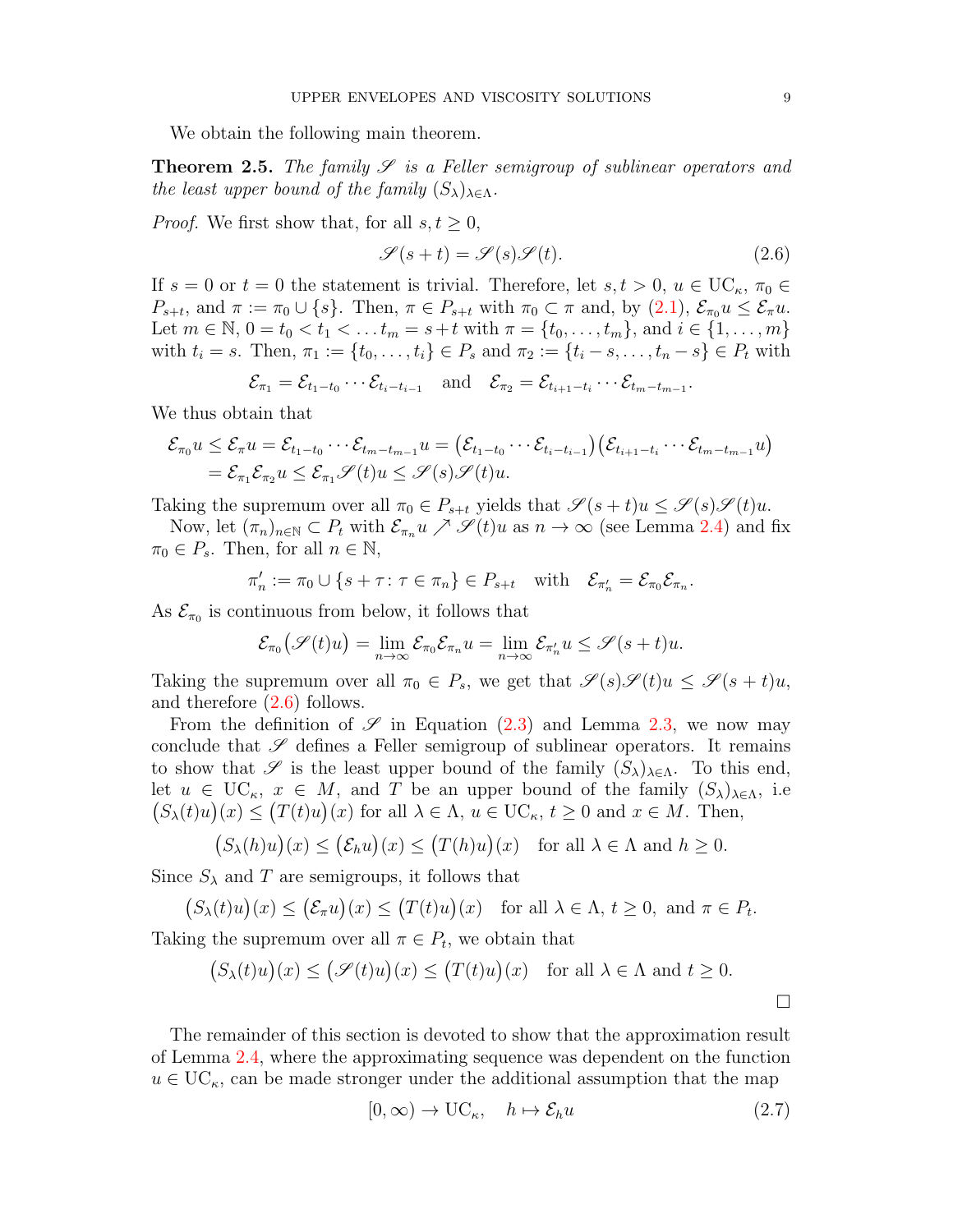We obtain the following main theorem.

**Theorem 2.5.** *The family $\mathscr{S}$ is a Feller semigroup of sublinear operators and the least upper bound of the family $(S_\lambda)_{\lambda\in\Lambda}$.*

*Proof.* We first show that, for all $s,t\geq 0$,

$$\mathscr{S}(s+t)=\mathscr{S}(s)\mathscr{S}(t). \tag{2.6}$$

If $s=0$ or $t=0$ the statement is trivial. Therefore, let $s,t>0$, $u\in \mathrm{UC}_\kappa$, $\pi_0\in P_{s+t}$, and $\pi:=\pi_0\cup\{s\}$. Then, $\pi\in P_{s+t}$ with $\pi_0\subset\pi$ and, by (2.1), $\mathcal{E}_{\pi_0}u\leq\mathcal{E}_\pi u$. Let $m\in\mathbb{N}$, $0=t_0<t_1<\ldots t_m=s+t$ with $\pi=\{t_0,\ldots,t_m\}$, and $i\in\{1,\ldots,m\}$ with $t_i=s$. Then, $\pi_1:=\{t_0,\ldots,t_i\}\in P_s$ and $\pi_2:=\{t_i-s,\ldots,t_n-s\}\in P_t$ with

$$\mathcal{E}_{\pi_1}=\mathcal{E}_{t_1-t_0}\cdots\mathcal{E}_{t_i-t_{i-1}}\quad\text{and}\quad \mathcal{E}_{\pi_2}=\mathcal{E}_{t_{i+1}-t_i}\cdots\mathcal{E}_{t_m-t_{m-1}}.$$

We thus obtain that

$$\begin{aligned}\mathcal{E}_{\pi_0}u\leq\mathcal{E}_\pi u&=\mathcal{E}_{t_1-t_0}\cdots\mathcal{E}_{t_m-t_{m-1}}u=\big(\mathcal{E}_{t_1-t_0}\cdots\mathcal{E}_{t_i-t_{i-1}}\big)\big(\mathcal{E}_{t_{i+1}-t_i}\cdots\mathcal{E}_{t_m-t_{m-1}}u\big)\\&=\mathcal{E}_{\pi_1}\mathcal{E}_{\pi_2}u\leq\mathcal{E}_{\pi_1}\mathscr{S}(t)u\leq\mathscr{S}(s)\mathscr{S}(t)u.\end{aligned}$$

Taking the supremum over all $\pi_0\in P_{s+t}$ yields that $\mathscr{S}(s+t)u\leq\mathscr{S}(s)\mathscr{S}(t)u$.

Now, let $(\pi_n)_{n\in\mathbb{N}}\subset P_t$ with $\mathcal{E}_{\pi_n}u\nearrow\mathscr{S}(t)u$ as $n\to\infty$ (see Lemma 2.4) and fix $\pi_0\in P_s$. Then, for all $n\in\mathbb{N}$,

$$\pi_n':=\pi_0\cup\{s+\tau\colon\tau\in\pi_n\}\in P_{s+t}\quad\text{with}\quad\mathcal{E}_{\pi_n'}=\mathcal{E}_{\pi_0}\mathcal{E}_{\pi_n}.$$

As $\mathcal{E}_{\pi_0}$ is continuous from below, it follows that

$$\mathcal{E}_{\pi_0}\big(\mathscr{S}(t)u\big)=\lim_{n\to\infty}\mathcal{E}_{\pi_0}\mathcal{E}_{\pi_n}u=\lim_{n\to\infty}\mathcal{E}_{\pi_n'}u\leq\mathscr{S}(s+t)u.$$

Taking the supremum over all $\pi_0\in P_s$, we get that $\mathscr{S}(s)\mathscr{S}(t)u\leq\mathscr{S}(s+t)u$, and therefore (2.6) follows.

From the definition of $\mathscr{S}$ in Equation (2.3) and Lemma 2.3, we now may conclude that $\mathscr{S}$ defines a Feller semigroup of sublinear operators. It remains to show that $\mathscr{S}$ is the least upper bound of the family $(S_\lambda)_{\lambda\in\Lambda}$. To this end, let $u\in\mathrm{UC}_\kappa$, $x\in M$, and $T$ be an upper bound of the family $(S_\lambda)_{\lambda\in\Lambda}$, i.e $\big(S_\lambda(t)u\big)(x)\leq\big(T(t)u\big)(x)$ for all $\lambda\in\Lambda$, $u\in\mathrm{UC}_\kappa$, $t\geq 0$ and $x\in M$. Then,

$$\big(S_\lambda(h)u\big)(x)\leq\big(\mathcal{E}_hu\big)(x)\leq\big(T(h)u\big)(x)\quad\text{for all }\lambda\in\Lambda\text{ and }h\geq 0.$$

Since $S_\lambda$ and $T$ are semigroups, it follows that

$$\big(S_\lambda(t)u\big)(x)\leq\big(\mathcal{E}_\pi u\big)(x)\leq\big(T(t)u\big)(x)\quad\text{for all }\lambda\in\Lambda,\ t\geq 0,\text{ and }\pi\in P_t.$$

Taking the supremum over all $\pi\in P_t$, we obtain that

$$\big(S_\lambda(t)u\big)(x)\leq\big(\mathscr{S}(t)u\big)(x)\leq\big(T(t)u\big)(x)\quad\text{for all }\lambda\in\Lambda\text{ and }t\geq 0.$$

□

The remainder of this section is devoted to show that the approximation result of Lemma 2.4, where the approximating sequence was dependent on the function $u\in\mathrm{UC}_\kappa$, can be made stronger under the additional assumption that the map

$$[0,\infty)\to\mathrm{UC}_\kappa,\quad h\mapsto\mathcal{E}_hu \tag{2.7}$$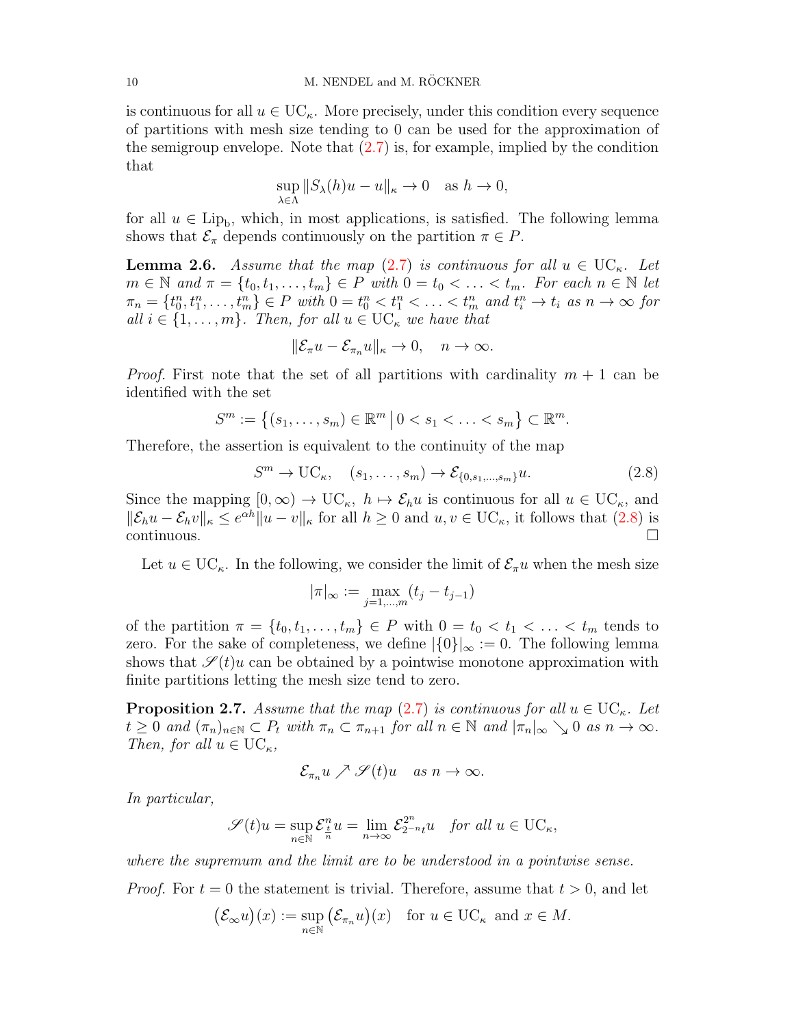is continuous for all $u \in \mathrm{UC}_\kappa$. More precisely, under this condition every sequence of partitions with mesh size tending to 0 can be used for the approximation of the semigroup envelope. Note that (2.7) is, for example, implied by the condition that

$$\sup_{\lambda\in\Lambda} \|S_\lambda(h)u - u\|_\kappa \to 0 \quad \text{as } h \to 0,$$

for all $u \in \mathrm{Lip_b}$, which, in most applications, is satisfied. The following lemma shows that $\mathcal{E}_\pi$ depends continuously on the partition $\pi \in P$.

**Lemma 2.6.** *Assume that the map (2.7) is continuous for all $u \in \mathrm{UC}_\kappa$. Let $m \in \mathbb{N}$ and $\pi = \{t_0, t_1, \ldots, t_m\} \in P$ with $0 = t_0 < \ldots < t_m$. For each $n \in \mathbb{N}$ let $\pi_n = \{t_0^n, t_1^n, \ldots, t_m^n\} \in P$ with $0 = t_0^n < t_1^n < \ldots < t_m^n$ and $t_i^n \to t_i$ as $n \to \infty$ for all $i \in \{1, \ldots, m\}$. Then, for all $u \in \mathrm{UC}_\kappa$ we have that*

$$\|\mathcal{E}_\pi u - \mathcal{E}_{\pi_n} u\|_\kappa \to 0, \quad n \to \infty.$$

*Proof.* First note that the set of all partitions with cardinality $m+1$ can be identified with the set

$$S^m := \big\{(s_1, \ldots, s_m) \in \mathbb{R}^m \,\big|\, 0 < s_1 < \ldots < s_m\big\} \subset \mathbb{R}^m.$$

Therefore, the assertion is equivalent to the continuity of the map

$$S^m \to \mathrm{UC}_\kappa, \quad (s_1, \ldots, s_m) \to \mathcal{E}_{\{0, s_1, \ldots, s_m\}} u. \tag{2.8}$$

Since the mapping $[0,\infty) \to \mathrm{UC}_\kappa,\ h \mapsto \mathcal{E}_h u$ is continuous for all $u \in \mathrm{UC}_\kappa$, and $\|\mathcal{E}_h u - \mathcal{E}_h v\|_\kappa \le e^{\alpha h}\|u - v\|_\kappa$ for all $h \ge 0$ and $u, v \in \mathrm{UC}_\kappa$, it follows that (2.8) is continuous. $\square$

Let $u \in \mathrm{UC}_\kappa$. In the following, we consider the limit of $\mathcal{E}_\pi u$ when the mesh size

$$|\pi|_\infty := \max_{j=1,\ldots,m} (t_j - t_{j-1})$$

of the partition $\pi = \{t_0, t_1, \ldots, t_m\} \in P$ with $0 = t_0 < t_1 < \ldots < t_m$ tends to zero. For the sake of completeness, we define $|\{0\}|_\infty := 0$. The following lemma shows that $\mathscr{S}(t)u$ can be obtained by a pointwise monotone approximation with finite partitions letting the mesh size tend to zero.

**Proposition 2.7.** *Assume that the map (2.7) is continuous for all $u \in \mathrm{UC}_\kappa$. Let $t \ge 0$ and $(\pi_n)_{n\in\mathbb{N}} \subset P_t$ with $\pi_n \subset \pi_{n+1}$ for all $n \in \mathbb{N}$ and $|\pi_n|_\infty \searrow 0$ as $n \to \infty$. Then, for all $u \in \mathrm{UC}_\kappa$,*

$$\mathcal{E}_{\pi_n} u \nearrow \mathscr{S}(t)u \quad \text{as } n \to \infty.$$

*In particular,*

$$\mathscr{S}(t)u = \sup_{n\in\mathbb{N}} \mathcal{E}_{\frac{t}{n}}^n u = \lim_{n\to\infty} \mathcal{E}_{2^{-n}t}^{2^n} u \quad \text{for all } u \in \mathrm{UC}_\kappa,$$

*where the supremum and the limit are to be understood in a pointwise sense.*

*Proof.* For $t = 0$ the statement is trivial. Therefore, assume that $t > 0$, and let

$$\big(\mathcal{E}_\infty u\big)(x) := \sup_{n\in\mathbb{N}} \big(\mathcal{E}_{\pi_n} u\big)(x) \quad \text{for } u \in \mathrm{UC}_\kappa \text{ and } x \in M.$$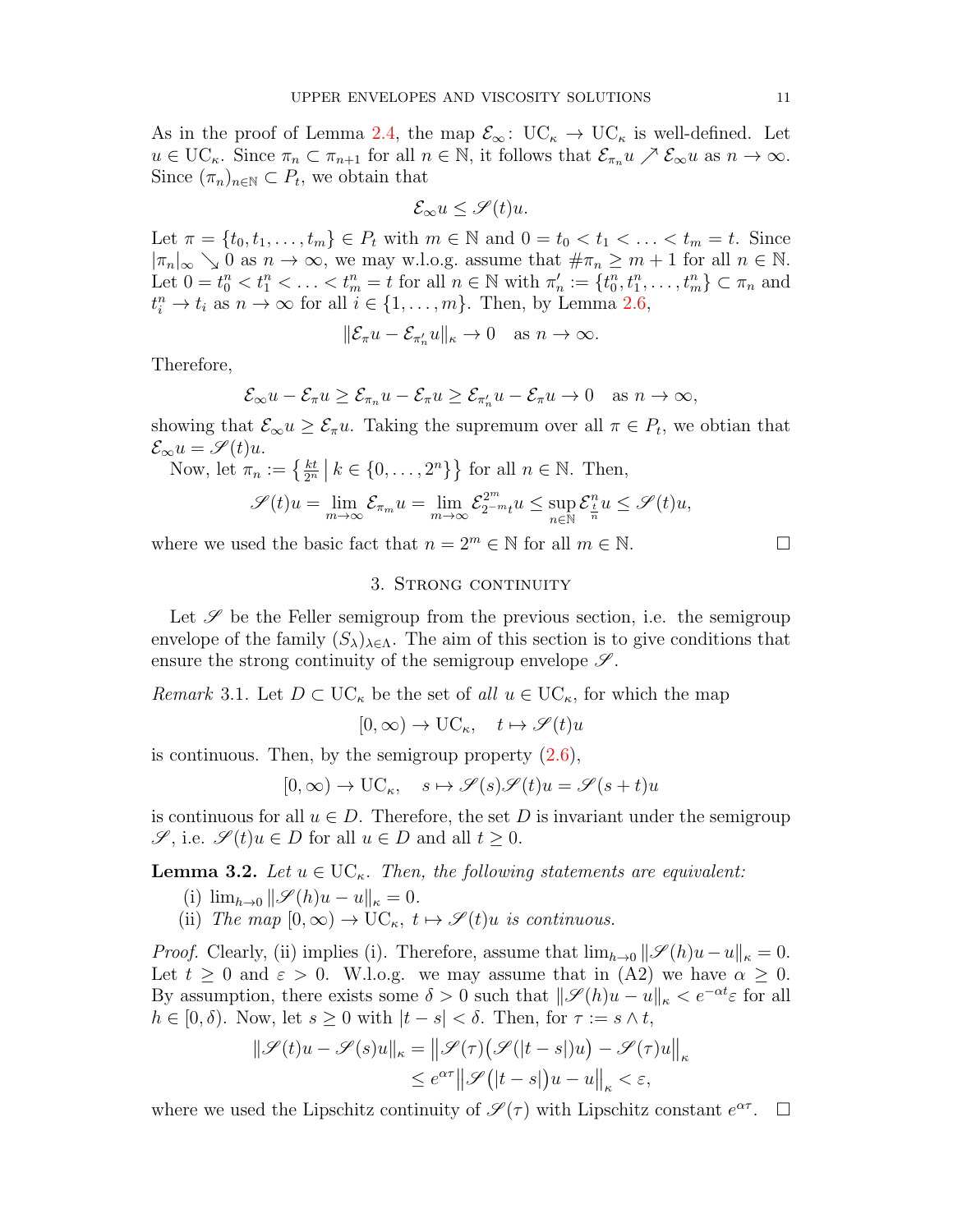As in the proof of Lemma 2.4, the map $\mathcal{E}_\infty\colon \mathrm{UC}_\kappa \to \mathrm{UC}_\kappa$ is well-defined. Let $u \in \mathrm{UC}_\kappa$. Since $\pi_n \subset \pi_{n+1}$ for all $n \in \mathbb{N}$, it follows that $\mathcal{E}_{\pi_n} u \nearrow \mathcal{E}_\infty u$ as $n \to \infty$. Since $(\pi_n)_{n\in\mathbb{N}} \subset P_t$, we obtain that

$$\mathcal{E}_\infty u \le \mathscr{S}(t)u.$$

Let $\pi = \{t_0, t_1, \ldots, t_m\} \in P_t$ with $m \in \mathbb{N}$ and $0 = t_0 < t_1 < \ldots < t_m = t$. Since $|\pi_n|_\infty \searrow 0$ as $n \to \infty$, we may w.l.o.g. assume that $\#\pi_n \ge m+1$ for all $n \in \mathbb{N}$. Let $0 = t_0^n < t_1^n < \ldots < t_m^n = t$ for all $n \in \mathbb{N}$ with $\pi_n' := \{t_0^n, t_1^n, \ldots, t_m^n\} \subset \pi_n$ and $t_i^n \to t_i$ as $n \to \infty$ for all $i \in \{1, \ldots, m\}$. Then, by Lemma 2.6,

$$\|\mathcal{E}_\pi u - \mathcal{E}_{\pi_n'} u\|_\kappa \to 0 \quad \text{as } n \to \infty.$$

Therefore,

$$\mathcal{E}_\infty u - \mathcal{E}_\pi u \ge \mathcal{E}_{\pi_n} u - \mathcal{E}_\pi u \ge \mathcal{E}_{\pi_n'} u - \mathcal{E}_\pi u \to 0 \quad \text{as } n \to \infty,$$

showing that $\mathcal{E}_\infty u \ge \mathcal{E}_\pi u$. Taking the supremum over all $\pi \in P_t$, we obtian that $\mathcal{E}_\infty u = \mathscr{S}(t)u$.

Now, let $\pi_n := \left\{ \frac{kt}{2^n} \,\middle|\, k \in \{0, \ldots, 2^n\} \right\}$ for all $n \in \mathbb{N}$. Then,

$$\mathscr{S}(t)u = \lim_{m\to\infty} \mathcal{E}_{\pi_m} u = \lim_{m\to\infty} \mathcal{E}_{2^{-m}t}^{2^m} u \le \sup_{n\in\mathbb{N}} \mathcal{E}_{\frac{t}{n}}^n u \le \mathscr{S}(t)u,$$

where we used the basic fact that $n = 2^m \in \mathbb{N}$ for all $m \in \mathbb{N}$. $\square$

## 3. Strong continuity

Let $\mathscr{S}$ be the Feller semigroup from the previous section, i.e. the semigroup envelope of the family $(S_\lambda)_{\lambda\in\Lambda}$. The aim of this section is to give conditions that ensure the strong continuity of the semigroup envelope $\mathscr{S}$.

*Remark* 3.1. Let $D \subset \mathrm{UC}_\kappa$ be the set of *all* $u \in \mathrm{UC}_\kappa$, for which the map

$$[0,\infty) \to \mathrm{UC}_\kappa, \quad t \mapsto \mathscr{S}(t)u$$

is continuous. Then, by the semigroup property (2.6),

$$[0,\infty) \to \mathrm{UC}_\kappa, \quad s \mapsto \mathscr{S}(s)\mathscr{S}(t)u = \mathscr{S}(s+t)u$$

is continuous for all $u \in D$. Therefore, the set $D$ is invariant under the semigroup $\mathscr{S}$, i.e. $\mathscr{S}(t)u \in D$ for all $u \in D$ and all $t \ge 0$.

**Lemma 3.2.** *Let $u \in \mathrm{UC}_\kappa$. Then, the following statements are equivalent:*

(i) $\lim_{h\to 0} \|\mathscr{S}(h)u - u\|_\kappa = 0$.

(ii) *The map $[0,\infty) \to \mathrm{UC}_\kappa$, $t \mapsto \mathscr{S}(t)u$ is continuous.*

*Proof.* Clearly, (ii) implies (i). Therefore, assume that $\lim_{h\to 0} \|\mathscr{S}(h)u - u\|_\kappa = 0$. Let $t \ge 0$ and $\varepsilon > 0$. W.l.o.g. we may assume that in (A2) we have $\alpha \ge 0$. By assumption, there exists some $\delta > 0$ such that $\|\mathscr{S}(h)u - u\|_\kappa < e^{-\alpha t}\varepsilon$ for all $h \in [0, \delta)$. Now, let $s \ge 0$ with $|t - s| < \delta$. Then, for $\tau := s \wedge t$,

$$\begin{aligned}
\|\mathscr{S}(t)u - \mathscr{S}(s)u\|_\kappa &= \big\|\mathscr{S}(\tau)\big(\mathscr{S}(|t-s|)u\big) - \mathscr{S}(\tau)u\big\|_\kappa \\
&\le e^{\alpha\tau}\big\|\mathscr{S}\big(|t-s|\big)u - u\big\|_\kappa < \varepsilon,
\end{aligned}$$

where we used the Lipschitz continuity of $\mathscr{S}(\tau)$ with Lipschitz constant $e^{\alpha\tau}$. $\square$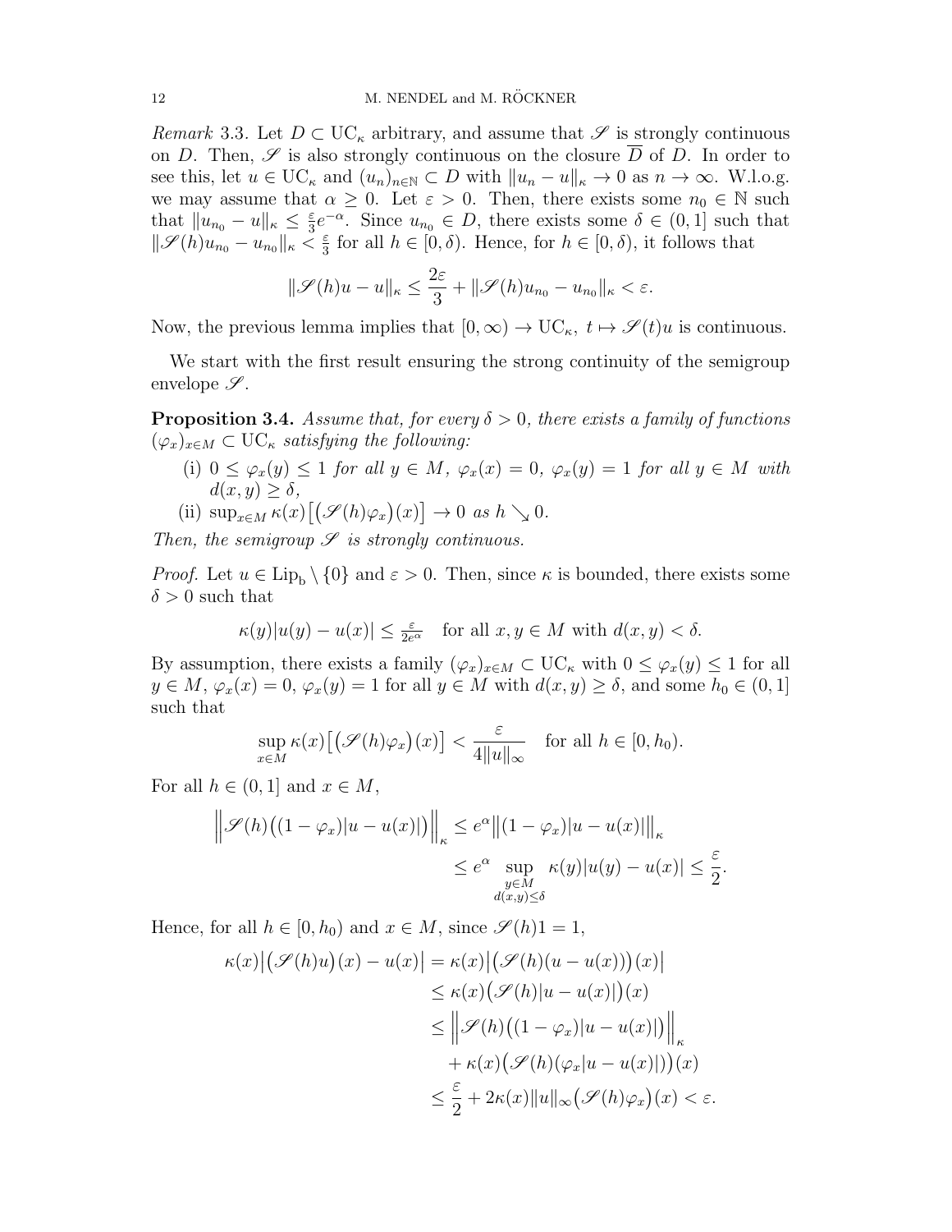*Remark* 3.3. Let $D \subset \mathrm{UC}_\kappa$ arbitrary, and assume that $\mathscr{S}$ is strongly continuous on $D$. Then, $\mathscr{S}$ is also strongly continuous on the closure $\overline{D}$ of $D$. In order to see this, let $u \in \mathrm{UC}_\kappa$ and $(u_n)_{n\in\mathbb{N}} \subset D$ with $\|u_n - u\|_\kappa \to 0$ as $n \to \infty$. W.l.o.g. we may assume that $\alpha \geq 0$. Let $\varepsilon > 0$. Then, there exists some $n_0 \in \mathbb{N}$ such that $\|u_{n_0} - u\|_\kappa \leq \frac{\varepsilon}{3} e^{-\alpha}$. Since $u_{n_0} \in D$, there exists some $\delta \in (0, 1]$ such that $\|\mathscr{S}(h)u_{n_0} - u_{n_0}\|_\kappa < \frac{\varepsilon}{3}$ for all $h \in [0, \delta)$. Hence, for $h \in [0, \delta)$, it follows that

$$\|\mathscr{S}(h)u - u\|_\kappa \leq \frac{2\varepsilon}{3} + \|\mathscr{S}(h)u_{n_0} - u_{n_0}\|_\kappa < \varepsilon.$$

Now, the previous lemma implies that $[0, \infty) \to \mathrm{UC}_\kappa,\ t \mapsto \mathscr{S}(t)u$ is continuous.

We start with the first result ensuring the strong continuity of the semigroup envelope $\mathscr{S}$.

**Proposition 3.4.** *Assume that, for every $\delta > 0$, there exists a family of functions $(\varphi_x)_{x\in M} \subset \mathrm{UC}_\kappa$ satisfying the following:*

(i) *$0 \leq \varphi_x(y) \leq 1$ for all $y \in M$, $\varphi_x(x) = 0$, $\varphi_x(y) = 1$ for all $y \in M$ with $d(x, y) \geq \delta$,*

(ii) *$\sup_{x\in M} \kappa(x)\big[\big(\mathscr{S}(h)\varphi_x\big)(x)\big] \to 0$ as $h \searrow 0$.*

*Then, the semigroup $\mathscr{S}$ is strongly continuous.*

*Proof.* Let $u \in \mathrm{Lip_b} \setminus \{0\}$ and $\varepsilon > 0$. Then, since $\kappa$ is bounded, there exists some $\delta > 0$ such that

$$\kappa(y)|u(y) - u(x)| \leq \tfrac{\varepsilon}{2e^\alpha} \quad \text{for all } x, y \in M \text{ with } d(x, y) < \delta.$$

By assumption, there exists a family $(\varphi_x)_{x\in M} \subset \mathrm{UC}_\kappa$ with $0 \leq \varphi_x(y) \leq 1$ for all $y \in M$, $\varphi_x(x) = 0$, $\varphi_x(y) = 1$ for all $y \in M$ with $d(x, y) \geq \delta$, and some $h_0 \in (0, 1]$ such that

$$\sup_{x\in M} \kappa(x)\big[\big(\mathscr{S}(h)\varphi_x\big)(x)\big] < \frac{\varepsilon}{4\|u\|_\infty} \quad \text{for all } h \in [0, h_0).$$

For all $h \in (0, 1]$ and $x \in M$,

$$\begin{aligned}
\Big\|\mathscr{S}(h)\big((1 - \varphi_x)|u - u(x)|\big)\Big\|_\kappa &\leq e^\alpha \big\|(1 - \varphi_x)|u - u(x)|\big\|_\kappa \\
&\leq e^\alpha \sup_{\substack{y\in M \\ d(x,y)\leq\delta}} \kappa(y)|u(y) - u(x)| \leq \frac{\varepsilon}{2}.
\end{aligned}$$

Hence, for all $h \in [0, h_0)$ and $x \in M$, since $\mathscr{S}(h)1 = 1$,

$$\begin{aligned}
\kappa(x)\big|\big(\mathscr{S}(h)u\big)(x) - u(x)\big| &= \kappa(x)\big|\big(\mathscr{S}(h)(u - u(x))\big)(x)\big| \\
&\leq \kappa(x)\big(\mathscr{S}(h)|u - u(x)|\big)(x) \\
&\leq \Big\|\mathscr{S}(h)\big((1 - \varphi_x)|u - u(x)|\big)\Big\|_\kappa \\
&\quad + \kappa(x)\big(\mathscr{S}(h)(\varphi_x|u - u(x)|)\big)(x) \\
&\leq \frac{\varepsilon}{2} + 2\kappa(x)\|u\|_\infty\big(\mathscr{S}(h)\varphi_x\big)(x) < \varepsilon.
\end{aligned}$$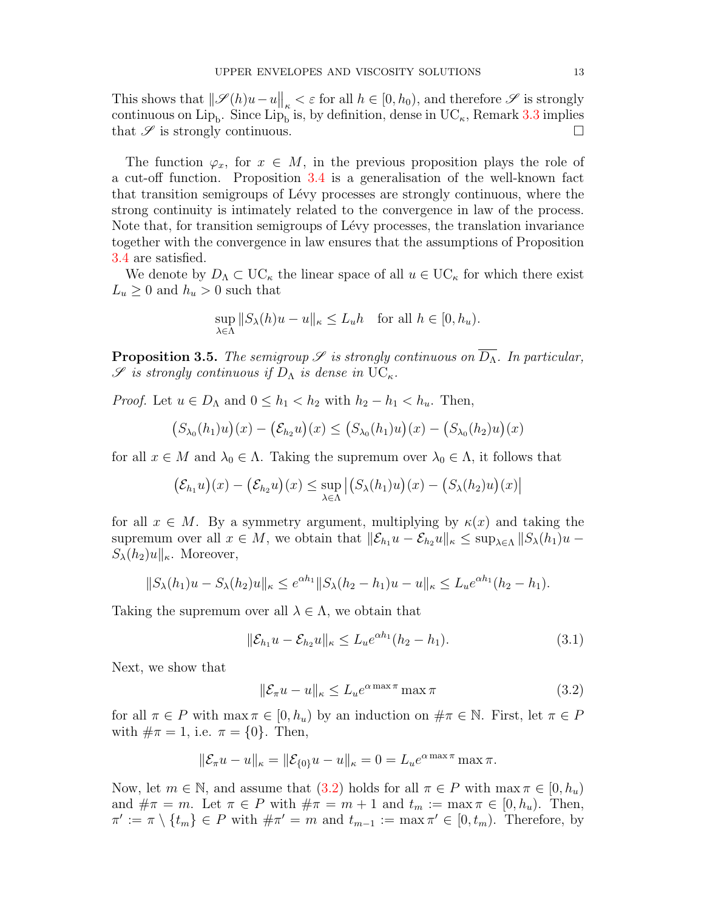This shows that $\big\|\mathscr{S}(h)u - u\big\|_\kappa < \varepsilon$ for all $h \in [0, h_0)$, and therefore $\mathscr{S}$ is strongly continuous on $\mathrm{Lip_b}$. Since $\mathrm{Lip_b}$ is, by definition, dense in $\mathrm{UC}_\kappa$, Remark 3.3 implies that $\mathscr{S}$ is strongly continuous. $\square$

The function $\varphi_x$, for $x \in M$, in the previous proposition plays the role of a cut-off function. Proposition 3.4 is a generalisation of the well-known fact that transition semigroups of Lévy processes are strongly continuous, where the strong continuity is intimately related to the convergence in law of the process. Note that, for transition semigroups of Lévy processes, the translation invariance together with the convergence in law ensures that the assumptions of Proposition 3.4 are satisfied.

We denote by $D_\Lambda \subset \mathrm{UC}_\kappa$ the linear space of all $u \in \mathrm{UC}_\kappa$ for which there exist $L_u \geq 0$ and $h_u > 0$ such that

$$\sup_{\lambda \in \Lambda} \|S_\lambda(h)u - u\|_\kappa \leq L_u h \quad \text{for all } h \in [0, h_u).$$

**Proposition 3.5.** *The semigroup $\mathscr{S}$ is strongly continuous on $\overline{D_\Lambda}$. In particular, $\mathscr{S}$ is strongly continuous if $D_\Lambda$ is dense in $\mathrm{UC}_\kappa$.*

*Proof.* Let $u \in D_\Lambda$ and $0 \leq h_1 < h_2$ with $h_2 - h_1 < h_u$. Then,

$$\big(S_{\lambda_0}(h_1)u\big)(x) - \big(\mathcal{E}_{h_2}u\big)(x) \leq \big(S_{\lambda_0}(h_1)u\big)(x) - \big(S_{\lambda_0}(h_2)u\big)(x)$$

for all $x \in M$ and $\lambda_0 \in \Lambda$. Taking the supremum over $\lambda_0 \in \Lambda$, it follows that

$$\big(\mathcal{E}_{h_1}u\big)(x) - \big(\mathcal{E}_{h_2}u\big)(x) \leq \sup_{\lambda \in \Lambda} \big|\big(S_\lambda(h_1)u\big)(x) - \big(S_\lambda(h_2)u\big)(x)\big|$$

for all $x \in M$. By a symmetry argument, multiplying by $\kappa(x)$ and taking the supremum over all $x \in M$, we obtain that $\|\mathcal{E}_{h_1}u - \mathcal{E}_{h_2}u\|_\kappa \leq \sup_{\lambda \in \Lambda} \|S_\lambda(h_1)u - S_\lambda(h_2)u\|_\kappa$. Moreover,

$$\|S_\lambda(h_1)u - S_\lambda(h_2)u\|_\kappa \leq e^{\alpha h_1}\|S_\lambda(h_2 - h_1)u - u\|_\kappa \leq L_u e^{\alpha h_1}(h_2 - h_1).$$

Taking the supremum over all $\lambda \in \Lambda$, we obtain that

$$\|\mathcal{E}_{h_1}u - \mathcal{E}_{h_2}u\|_\kappa \leq L_u e^{\alpha h_1}(h_2 - h_1). \tag{3.1}$$

Next, we show that

$$\|\mathcal{E}_\pi u - u\|_\kappa \leq L_u e^{\alpha \max \pi} \max \pi \tag{3.2}$$

for all $\pi \in P$ with $\max \pi \in [0, h_u)$ by an induction on $\#\pi \in \mathbb{N}$. First, let $\pi \in P$ with $\#\pi = 1$, i.e. $\pi = \{0\}$. Then,

$$\|\mathcal{E}_\pi u - u\|_\kappa = \|\mathcal{E}_{\{0\}}u - u\|_\kappa = 0 = L_u e^{\alpha \max \pi} \max \pi.$$

Now, let $m \in \mathbb{N}$, and assume that (3.2) holds for all $\pi \in P$ with $\max \pi \in [0, h_u)$ and $\#\pi = m$. Let $\pi \in P$ with $\#\pi = m + 1$ and $t_m := \max \pi \in [0, h_u)$. Then, $\pi' := \pi \setminus \{t_m\} \in P$ with $\#\pi' = m$ and $t_{m-1} := \max \pi' \in [0, t_m)$. Therefore, by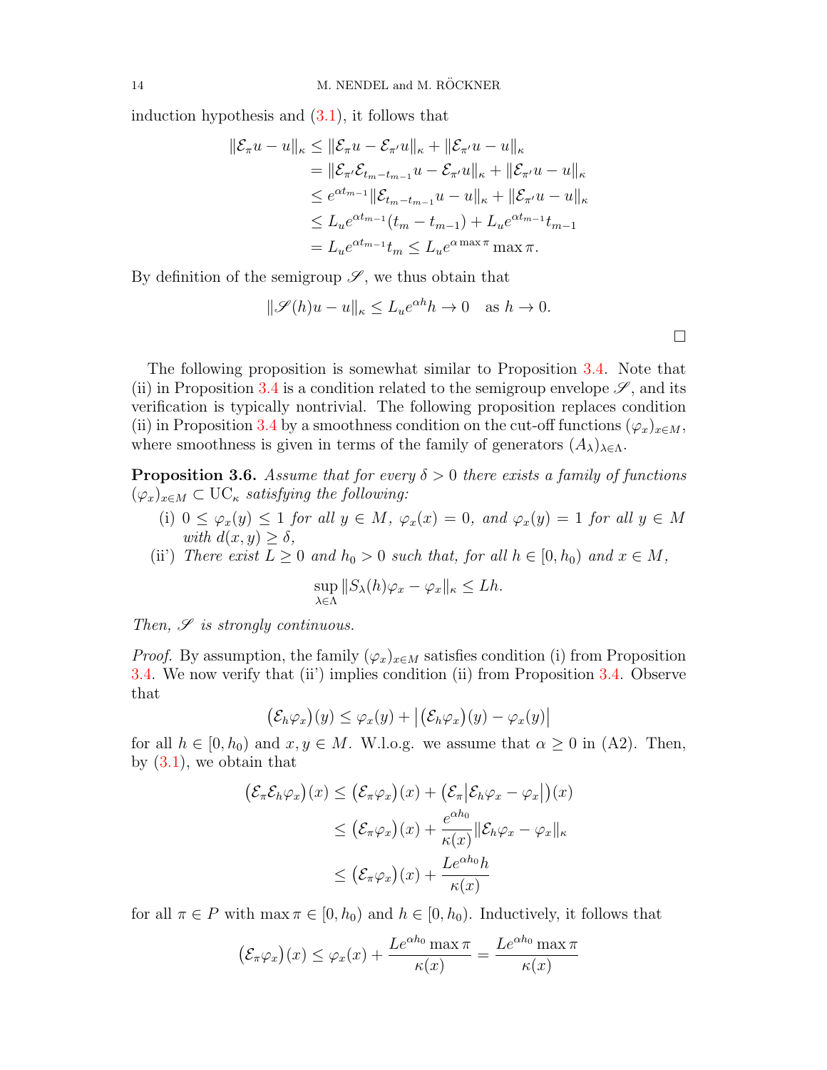induction hypothesis and (3.1), it follows that

$$
\begin{aligned}
\|\mathcal{E}_\pi u - u\|_\kappa &\le \|\mathcal{E}_\pi u - \mathcal{E}_{\pi'} u\|_\kappa + \|\mathcal{E}_{\pi'} u - u\|_\kappa \\
&= \|\mathcal{E}_{\pi'}\mathcal{E}_{t_m - t_{m-1}} u - \mathcal{E}_{\pi'} u\|_\kappa + \|\mathcal{E}_{\pi'} u - u\|_\kappa \\
&\le e^{\alpha t_{m-1}} \|\mathcal{E}_{t_m - t_{m-1}} u - u\|_\kappa + \|\mathcal{E}_{\pi'} u - u\|_\kappa \\
&\le L_u e^{\alpha t_{m-1}} (t_m - t_{m-1}) + L_u e^{\alpha t_{m-1}} t_{m-1} \\
&= L_u e^{\alpha t_{m-1}} t_m \le L_u e^{\alpha \max \pi} \max \pi.
\end{aligned}
$$

By definition of the semigroup $\mathscr{S}$, we thus obtain that

$$
\|\mathscr{S}(h)u - u\|_\kappa \le L_u e^{\alpha h} h \to 0 \quad \text{as } h \to 0.
$$

□

The following proposition is somewhat similar to Proposition 3.4. Note that (ii) in Proposition 3.4 is a condition related to the semigroup envelope $\mathscr{S}$, and its verification is typically nontrivial. The following proposition replaces condition (ii) in Proposition 3.4 by a smoothness condition on the cut-off functions $(\varphi_x)_{x\in M}$, where smoothness is given in terms of the family of generators $(A_\lambda)_{\lambda\in\Lambda}$.

**Proposition 3.6.** *Assume that for every $\delta > 0$ there exists a family of functions $(\varphi_x)_{x\in M} \subset \mathrm{UC}_\kappa$ satisfying the following:*

- (i) *$0 \le \varphi_x(y) \le 1$ for all $y \in M$, $\varphi_x(x) = 0$, and $\varphi_x(y) = 1$ for all $y \in M$ with $d(x,y) \ge \delta$,*
- (ii') *There exist $L \ge 0$ and $h_0 > 0$ such that, for all $h \in [0, h_0)$ and $x \in M$,*

$$
\sup_{\lambda\in\Lambda} \|S_\lambda(h)\varphi_x - \varphi_x\|_\kappa \le Lh.
$$

*Then, $\mathscr{S}$ is strongly continuous.*

*Proof.* By assumption, the family $(\varphi_x)_{x\in M}$ satisfies condition (i) from Proposition 3.4. We now verify that (ii') implies condition (ii) from Proposition 3.4. Observe that

$$
\big(\mathcal{E}_h \varphi_x\big)(y) \le \varphi_x(y) + \big|\big(\mathcal{E}_h\varphi_x\big)(y) - \varphi_x(y)\big|
$$

for all $h \in [0, h_0)$ and $x, y \in M$. W.l.o.g. we assume that $\alpha \ge 0$ in (A2). Then, by (3.1), we obtain that

$$
\begin{aligned}
\big(\mathcal{E}_\pi \mathcal{E}_h \varphi_x\big)(x) &\le \big(\mathcal{E}_\pi \varphi_x\big)(x) + \big(\mathcal{E}_\pi \big|\mathcal{E}_h\varphi_x - \varphi_x\big|\big)(x) \\
&\le \big(\mathcal{E}_\pi \varphi_x\big)(x) + \frac{e^{\alpha h_0}}{\kappa(x)} \|\mathcal{E}_h \varphi_x - \varphi_x\|_\kappa \\
&\le \big(\mathcal{E}_\pi \varphi_x\big)(x) + \frac{L e^{\alpha h_0} h}{\kappa(x)}
\end{aligned}
$$

for all $\pi \in P$ with $\max \pi \in [0, h_0)$ and $h \in [0, h_0)$. Inductively, it follows that

$$
\big(\mathcal{E}_\pi \varphi_x\big)(x) \le \varphi_x(x) + \frac{L e^{\alpha h_0} \max \pi}{\kappa(x)} = \frac{L e^{\alpha h_0} \max \pi}{\kappa(x)}
$$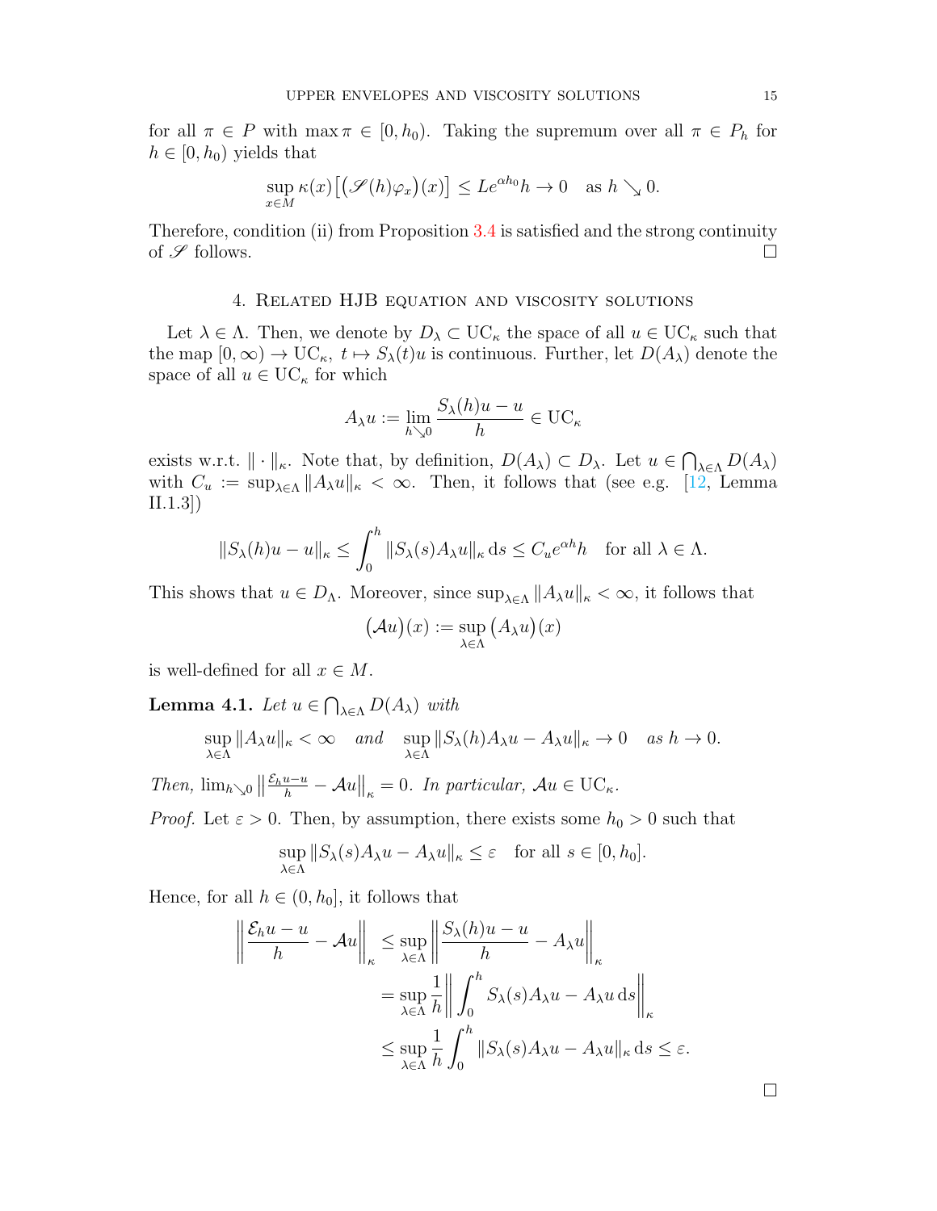for all $\pi \in P$ with $\max \pi \in [0, h_0)$. Taking the supremum over all $\pi \in P_h$ for $h \in [0, h_0)$ yields that

$$\sup_{x \in M} \kappa(x) \big[ \big( \mathscr{S}(h) \varphi_x \big)(x) \big] \leq L e^{\alpha h_0} h \to 0 \quad \text{as } h \searrow 0.$$

Therefore, condition (ii) from Proposition 3.4 is satisfied and the strong continuity of $\mathscr{S}$ follows. ∎

## 4. Related HJB equation and viscosity solutions

Let $\lambda \in \Lambda$. Then, we denote by $D_\lambda \subset \mathrm{UC}_\kappa$ the space of all $u \in \mathrm{UC}_\kappa$ such that the map $[0, \infty) \to \mathrm{UC}_\kappa$, $t \mapsto S_\lambda(t) u$ is continuous. Further, let $D(A_\lambda)$ denote the space of all $u \in \mathrm{UC}_\kappa$ for which

$$A_\lambda u := \lim_{h \searrow 0} \frac{S_\lambda(h) u - u}{h} \in \mathrm{UC}_\kappa$$

exists w.r.t. $\|\cdot\|_\kappa$. Note that, by definition, $D(A_\lambda) \subset D_\lambda$. Let $u \in \bigcap_{\lambda \in \Lambda} D(A_\lambda)$ with $C_u := \sup_{\lambda \in \Lambda} \|A_\lambda u\|_\kappa < \infty$. Then, it follows that (see e.g. [12, Lemma II.1.3])

$$\|S_\lambda(h) u - u\|_\kappa \leq \int_0^h \|S_\lambda(s) A_\lambda u\|_\kappa \, \mathrm{d}s \leq C_u e^{\alpha h} h \quad \text{for all } \lambda \in \Lambda.$$

This shows that $u \in D_\Lambda$. Moreover, since $\sup_{\lambda \in \Lambda} \|A_\lambda u\|_\kappa < \infty$, it follows that

$$\big(\mathcal{A} u\big)(x) := \sup_{\lambda \in \Lambda} \big(A_\lambda u\big)(x)$$

is well-defined for all $x \in M$.

**Lemma 4.1.** *Let $u \in \bigcap_{\lambda \in \Lambda} D(A_\lambda)$ with*

$$\sup_{\lambda \in \Lambda} \|A_\lambda u\|_\kappa < \infty \quad \text{and} \quad \sup_{\lambda \in \Lambda} \|S_\lambda(h) A_\lambda u - A_\lambda u\|_\kappa \to 0 \quad \text{as } h \to 0.$$

*Then, $\lim_{h \searrow 0} \left\| \frac{\mathcal{E}_h u - u}{h} - \mathcal{A} u \right\|_\kappa = 0$. In particular, $\mathcal{A} u \in \mathrm{UC}_\kappa$.*

*Proof.* Let $\varepsilon > 0$. Then, by assumption, there exists some $h_0 > 0$ such that

$$\sup_{\lambda \in \Lambda} \|S_\lambda(s) A_\lambda u - A_\lambda u\|_\kappa \leq \varepsilon \quad \text{for all } s \in [0, h_0].$$

Hence, for all $h \in (0, h_0]$, it follows that

$$\begin{aligned}
\left\| \frac{\mathcal{E}_h u - u}{h} - \mathcal{A} u \right\|_\kappa &\leq \sup_{\lambda \in \Lambda} \left\| \frac{S_\lambda(h) u - u}{h} - A_\lambda u \right\|_\kappa \\
&= \sup_{\lambda \in \Lambda} \frac{1}{h} \left\| \int_0^h S_\lambda(s) A_\lambda u - A_\lambda u \, \mathrm{d}s \right\|_\kappa \\
&\leq \sup_{\lambda \in \Lambda} \frac{1}{h} \int_0^h \|S_\lambda(s) A_\lambda u - A_\lambda u\|_\kappa \, \mathrm{d}s \leq \varepsilon.
\end{aligned}$$

∎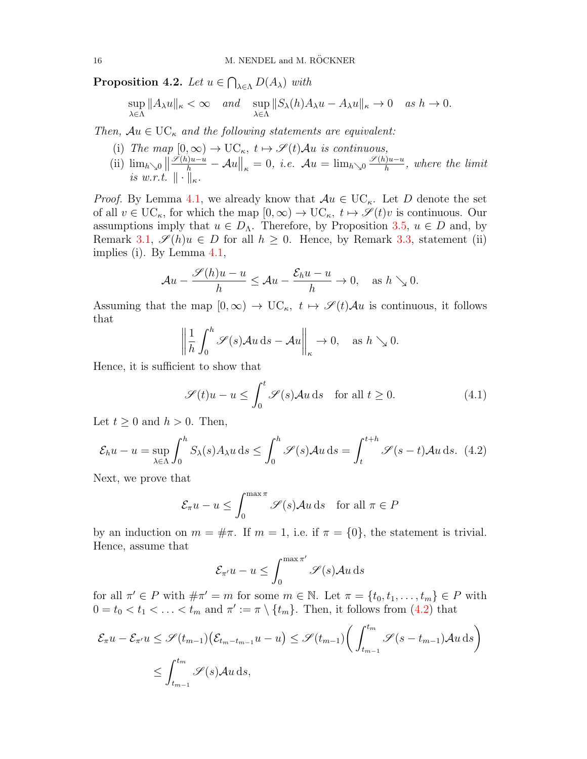**Proposition 4.2.** *Let $u \in \bigcap_{\lambda\in\Lambda} D(A_\lambda)$ with*

$$\sup_{\lambda\in\Lambda} \|A_\lambda u\|_\kappa < \infty \quad \text{and} \quad \sup_{\lambda\in\Lambda} \|S_\lambda(h)A_\lambda u - A_\lambda u\|_\kappa \to 0 \quad \text{as } h \to 0.$$

*Then, $\mathcal{A}u \in \mathrm{UC}_\kappa$ and the following statements are equivalent:*

- (i) *The map $[0,\infty) \to \mathrm{UC}_\kappa,\ t \mapsto \mathscr{S}(t)\mathcal{A}u$ is continuous,*
- (ii) $\lim_{h\searrow 0} \big\| \frac{\mathscr{S}(h)u-u}{h} - \mathcal{A}u \big\|_\kappa = 0$, *i.e. $\mathcal{A}u = \lim_{h\searrow 0} \frac{\mathscr{S}(h)u-u}{h}$, where the limit is w.r.t. $\|\cdot\|_\kappa$.*

*Proof.* By Lemma 4.1, we already know that $\mathcal{A}u \in \mathrm{UC}_\kappa$. Let $D$ denote the set of all $v \in \mathrm{UC}_\kappa$, for which the map $[0,\infty) \to \mathrm{UC}_\kappa,\ t \mapsto \mathscr{S}(t)v$ is continuous. Our assumptions imply that $u \in D_\Lambda$. Therefore, by Proposition 3.5, $u \in D$ and, by Remark 3.1, $\mathscr{S}(h)u \in D$ for all $h \geq 0$. Hence, by Remark 3.3, statement (ii) implies (i). By Lemma 4.1,

$$\mathcal{A}u - \frac{\mathscr{S}(h)u - u}{h} \leq \mathcal{A}u - \frac{\mathcal{E}_h u - u}{h} \to 0, \quad \text{as } h \searrow 0.$$

Assuming that the map $[0,\infty) \to \mathrm{UC}_\kappa,\ t \mapsto \mathscr{S}(t)\mathcal{A}u$ is continuous, it follows that

$$\left\| \frac{1}{h}\int_0^h \mathscr{S}(s)\mathcal{A}u \,\mathrm{d}s - \mathcal{A}u \right\|_\kappa \to 0, \quad \text{as } h \searrow 0.$$

Hence, it is sufficient to show that

$$\mathscr{S}(t)u - u \leq \int_0^t \mathscr{S}(s)\mathcal{A}u \,\mathrm{d}s \quad \text{for all } t \geq 0. \tag{4.1}$$

Let $t \geq 0$ and $h > 0$. Then,

$$\mathcal{E}_h u - u = \sup_{\lambda\in\Lambda} \int_0^h S_\lambda(s)A_\lambda u \,\mathrm{d}s \leq \int_0^h \mathscr{S}(s)\mathcal{A}u \,\mathrm{d}s = \int_t^{t+h} \mathscr{S}(s-t)\mathcal{A}u \,\mathrm{d}s. \tag{4.2}$$

Next, we prove that

$$\mathcal{E}_\pi u - u \leq \int_0^{\max\pi} \mathscr{S}(s)\mathcal{A}u \,\mathrm{d}s \quad \text{for all } \pi \in P$$

by an induction on $m = \#\pi$. If $m = 1$, i.e. if $\pi = \{0\}$, the statement is trivial. Hence, assume that

$$\mathcal{E}_{\pi'} u - u \leq \int_0^{\max\pi'} \mathscr{S}(s)\mathcal{A}u \,\mathrm{d}s$$

for all $\pi' \in P$ with $\#\pi' = m$ for some $m \in \mathbb{N}$. Let $\pi = \{t_0, t_1, \ldots, t_m\} \in P$ with $0 = t_0 < t_1 < \ldots < t_m$ and $\pi' := \pi \setminus \{t_m\}$. Then, it follows from (4.2) that

$$\begin{aligned}
\mathcal{E}_\pi u - \mathcal{E}_{\pi'} u &\leq \mathscr{S}(t_{m-1})\big(\mathcal{E}_{t_m - t_{m-1}} u - u\big) \leq \mathscr{S}(t_{m-1})\bigg(\int_{t_{m-1}}^{t_m} \mathscr{S}(s - t_{m-1})\mathcal{A}u \,\mathrm{d}s\bigg) \\
&\leq \int_{t_{m-1}}^{t_m} \mathscr{S}(s)\mathcal{A}u \,\mathrm{d}s,
\end{aligned}$$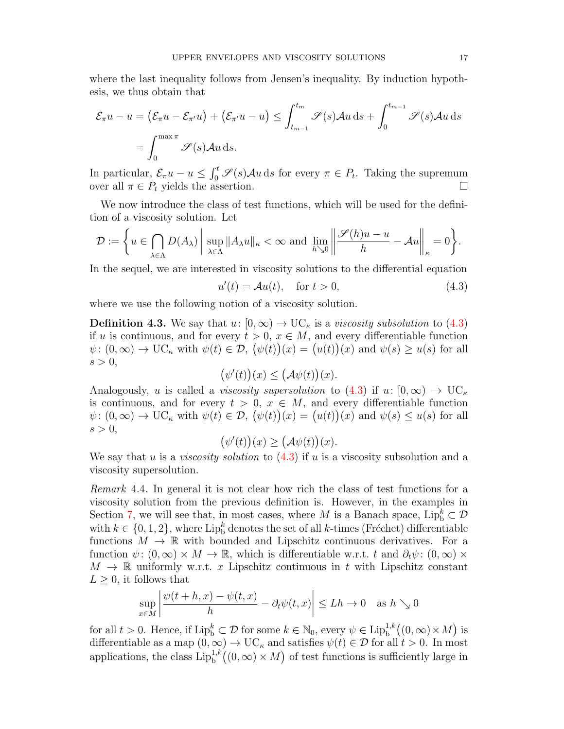where the last inequality follows from Jensen's inequality. By induction hypothesis, we thus obtain that

$$\mathcal{E}_\pi u - u = \big(\mathcal{E}_\pi u - \mathcal{E}_{\pi'} u\big) + \big(\mathcal{E}_{\pi'} u - u\big) \leq \int_{t_{m-1}}^{t_m} \mathscr{S}(s)\mathcal{A}u \,\mathrm{d}s + \int_0^{t_{m-1}} \mathscr{S}(s)\mathcal{A}u \,\mathrm{d}s$$
$$= \int_0^{\max \pi} \mathscr{S}(s)\mathcal{A}u \,\mathrm{d}s.$$

In particular, $\mathcal{E}_\pi u - u \leq \int_0^t \mathscr{S}(s)\mathcal{A}u \,\mathrm{d}s$ for every $\pi \in P_t$. Taking the supremum over all $\pi \in P_t$ yields the assertion. $\square$

We now introduce the class of test functions, which will be used for the definition of a viscosity solution. Let

$$\mathcal{D} := \left\{ u \in \bigcap_{\lambda \in \Lambda} D(A_\lambda) \,\middle|\, \sup_{\lambda \in \Lambda} \|A_\lambda u\|_\kappa < \infty \text{ and } \lim_{h \searrow 0} \left\| \frac{\mathscr{S}(h)u - u}{h} - \mathcal{A}u \right\|_\kappa = 0 \right\}.$$

In the sequel, we are interested in viscosity solutions to the differential equation

$$u'(t) = \mathcal{A}u(t), \quad \text{for } t > 0, \tag{4.3}$$

where we use the following notion of a viscosity solution.

**Definition 4.3.** We say that $u\colon [0,\infty) \to \mathrm{UC}_\kappa$ is a *viscosity subsolution* to (4.3) if $u$ is continuous, and for every $t > 0$, $x \in M$, and every differentiable function $\psi\colon (0,\infty) \to \mathrm{UC}_\kappa$ with $\psi(t) \in \mathcal{D}$, $\big(\psi(t)\big)(x) = \big(u(t)\big)(x)$ and $\psi(s) \geq u(s)$ for all $s > 0$,

$$\big(\psi'(t)\big)(x) \leq \big(\mathcal{A}\psi(t)\big)(x).$$

Analogously, $u$ is called a *viscosity supersolution* to (4.3) if $u\colon [0,\infty) \to \mathrm{UC}_\kappa$ is continuous, and for every $t > 0$, $x \in M$, and every differentiable function $\psi\colon (0,\infty) \to \mathrm{UC}_\kappa$ with $\psi(t) \in \mathcal{D}$, $\big(\psi(t)\big)(x) = \big(u(t)\big)(x)$ and $\psi(s) \leq u(s)$ for all $s > 0$,

$$\big(\psi'(t)\big)(x) \geq \big(\mathcal{A}\psi(t)\big)(x).$$

We say that $u$ is a *viscosity solution* to (4.3) if $u$ is a viscosity subsolution and a viscosity supersolution.

*Remark* 4.4. In general it is not clear how rich the class of test functions for a viscosity solution from the previous definition is. However, in the examples in Section 7, we will see that, in most cases, where $M$ is a Banach space, $\mathrm{Lip}_\mathrm{b}^k \subset \mathcal{D}$ with $k \in \{0,1,2\}$, where $\mathrm{Lip}_\mathrm{b}^k$ denotes the set of all $k$-times (Fréchet) differentiable functions $M \to \mathbb{R}$ with bounded and Lipschitz continuous derivatives. For a function $\psi\colon (0,\infty) \times M \to \mathbb{R}$, which is differentiable w.r.t. $t$ and $\partial_t \psi\colon (0,\infty) \times M \to \mathbb{R}$ uniformly w.r.t. $x$ Lipschitz continuous in $t$ with Lipschitz constant $L \geq 0$, it follows that

$$\sup_{x \in M} \left| \frac{\psi(t+h,x) - \psi(t,x)}{h} - \partial_t \psi(t,x) \right| \leq Lh \to 0 \quad \text{as } h \searrow 0$$

for all $t > 0$. Hence, if $\mathrm{Lip}_\mathrm{b}^k \subset \mathcal{D}$ for some $k \in \mathbb{N}_0$, every $\psi \in \mathrm{Lip}_\mathrm{b}^{1,k}\big((0,\infty) \times M\big)$ is differentiable as a map $(0,\infty) \to \mathrm{UC}_\kappa$ and satisfies $\psi(t) \in \mathcal{D}$ for all $t > 0$. In most applications, the class $\mathrm{Lip}_\mathrm{b}^{1,k}\big((0,\infty) \times M\big)$ of test functions is sufficiently large in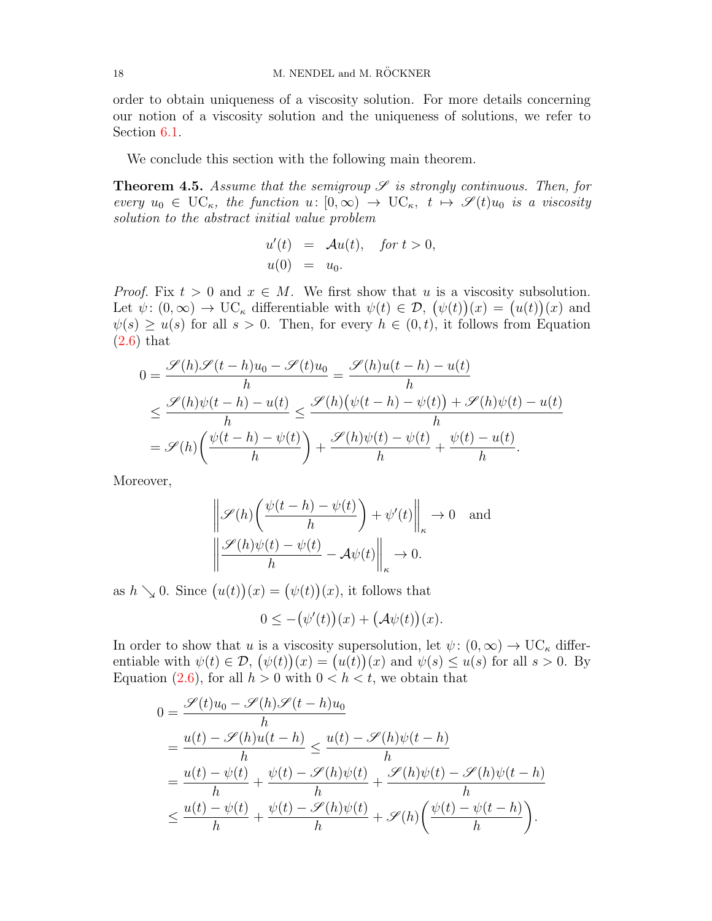order to obtain uniqueness of a viscosity solution. For more details concerning our notion of a viscosity solution and the uniqueness of solutions, we refer to Section 6.1.

We conclude this section with the following main theorem.

**Theorem 4.5.** *Assume that the semigroup $\mathscr{S}$ is strongly continuous. Then, for every $u_0 \in \mathrm{UC}_\kappa$, the function $u\colon [0,\infty) \to \mathrm{UC}_\kappa$, $t \mapsto \mathscr{S}(t)u_0$ is a viscosity solution to the abstract initial value problem*

$$
\begin{aligned}
u'(t) &= \mathcal{A}u(t), \quad \text{for } t > 0,\\
u(0) &= u_0.
\end{aligned}
$$

*Proof.* Fix $t > 0$ and $x \in M$. We first show that $u$ is a viscosity subsolution. Let $\psi\colon (0,\infty) \to \mathrm{UC}_\kappa$ differentiable with $\psi(t) \in \mathcal{D}$, $\big(\psi(t)\big)(x) = \big(u(t)\big)(x)$ and $\psi(s) \geq u(s)$ for all $s > 0$. Then, for every $h \in (0,t)$, it follows from Equation (2.6) that

$$
\begin{aligned}
0 &= \frac{\mathscr{S}(h)\mathscr{S}(t-h)u_0 - \mathscr{S}(t)u_0}{h} = \frac{\mathscr{S}(h)u(t-h) - u(t)}{h}\\
&\leq \frac{\mathscr{S}(h)\psi(t-h) - u(t)}{h} \leq \frac{\mathscr{S}(h)\big(\psi(t-h) - \psi(t)\big) + \mathscr{S}(h)\psi(t) - u(t)}{h}\\
&= \mathscr{S}(h)\bigg(\frac{\psi(t-h) - \psi(t)}{h}\bigg) + \frac{\mathscr{S}(h)\psi(t) - \psi(t)}{h} + \frac{\psi(t) - u(t)}{h}.
\end{aligned}
$$

Moreover,

$$
\begin{aligned}
&\bigg\|\mathscr{S}(h)\bigg(\frac{\psi(t-h) - \psi(t)}{h}\bigg) + \psi'(t)\bigg\|_\kappa \to 0 \quad \text{and}\\
&\bigg\|\frac{\mathscr{S}(h)\psi(t) - \psi(t)}{h} - \mathcal{A}\psi(t)\bigg\|_\kappa \to 0.
\end{aligned}
$$

as $h \searrow 0$. Since $\big(u(t)\big)(x) = \big(\psi(t)\big)(x)$, it follows that

$$
0 \leq -\big(\psi'(t)\big)(x) + \big(\mathcal{A}\psi(t)\big)(x).
$$

In order to show that $u$ is a viscosity supersolution, let $\psi\colon (0,\infty) \to \mathrm{UC}_\kappa$ differentiable with $\psi(t) \in \mathcal{D}$, $\big(\psi(t)\big)(x) = \big(u(t)\big)(x)$ and $\psi(s) \leq u(s)$ for all $s > 0$. By Equation (2.6), for all $h > 0$ with $0 < h < t$, we obtain that

$$
\begin{aligned}
0 &= \frac{\mathscr{S}(t)u_0 - \mathscr{S}(h)\mathscr{S}(t-h)u_0}{h}\\
&= \frac{u(t) - \mathscr{S}(h)u(t-h)}{h} \leq \frac{u(t) - \mathscr{S}(h)\psi(t-h)}{h}\\
&= \frac{u(t) - \psi(t)}{h} + \frac{\psi(t) - \mathscr{S}(h)\psi(t)}{h} + \frac{\mathscr{S}(h)\psi(t) - \mathscr{S}(h)\psi(t-h)}{h}\\
&\leq \frac{u(t) - \psi(t)}{h} + \frac{\psi(t) - \mathscr{S}(h)\psi(t)}{h} + \mathscr{S}(h)\bigg(\frac{\psi(t) - \psi(t-h)}{h}\bigg).
\end{aligned}
$$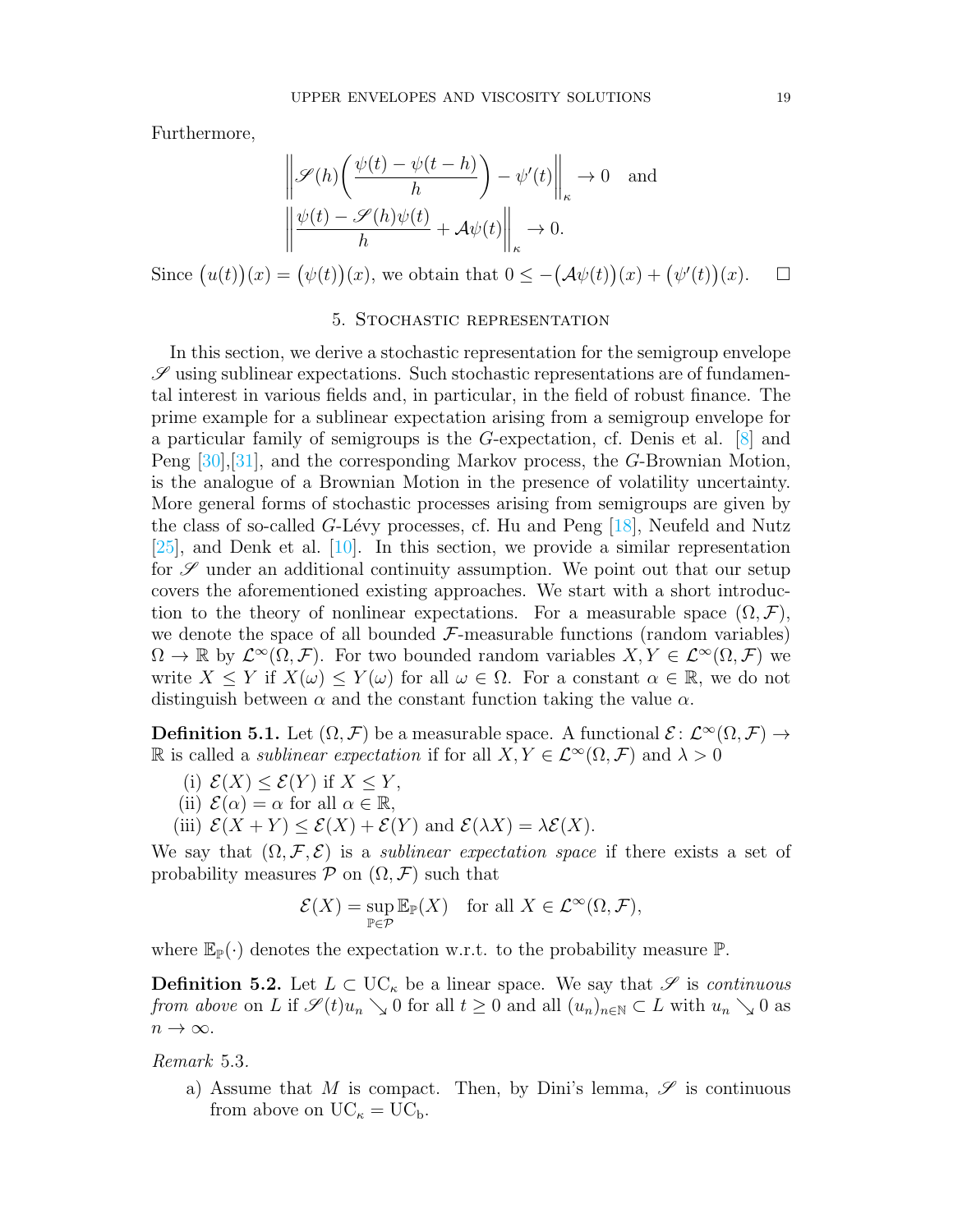Furthermore,

$$\left\| \mathscr{S}(h)\left(\frac{\psi(t)-\psi(t-h)}{h}\right) - \psi'(t)\right\|_\kappa \to 0 \quad \text{and}$$
$$\left\| \frac{\psi(t)-\mathscr{S}(h)\psi(t)}{h} + \mathcal{A}\psi(t)\right\|_\kappa \to 0.$$

Since $\big(u(t)\big)(x) = \big(\psi(t)\big)(x)$, we obtain that $0 \leq -\big(\mathcal{A}\psi(t)\big)(x) + \big(\psi'(t)\big)(x)$. □

## 5. Stochastic representation

In this section, we derive a stochastic representation for the semigroup envelope $\mathscr{S}$ using sublinear expectations. Such stochastic representations are of fundamental interest in various fields and, in particular, in the field of robust finance. The prime example for a sublinear expectation arising from a semigroup envelope for a particular family of semigroups is the $G$-expectation, cf. Denis et al. [8] and Peng [30],[31], and the corresponding Markov process, the $G$-Brownian Motion, is the analogue of a Brownian Motion in the presence of volatility uncertainty. More general forms of stochastic processes arising from semigroups are given by the class of so-called $G$-Lévy processes, cf. Hu and Peng [18], Neufeld and Nutz [25], and Denk et al. [10]. In this section, we provide a similar representation for $\mathscr{S}$ under an additional continuity assumption. We point out that our setup covers the aforementioned existing approaches. We start with a short introduction to the theory of nonlinear expectations. For a measurable space $(\Omega, \mathcal{F})$, we denote the space of all bounded $\mathcal{F}$-measurable functions (random variables) $\Omega \to \mathbb{R}$ by $\mathcal{L}^\infty(\Omega,\mathcal{F})$. For two bounded random variables $X, Y \in \mathcal{L}^\infty(\Omega,\mathcal{F})$ we write $X \leq Y$ if $X(\omega) \leq Y(\omega)$ for all $\omega \in \Omega$. For a constant $\alpha \in \mathbb{R}$, we do not distinguish between $\alpha$ and the constant function taking the value $\alpha$.

**Definition 5.1.** Let $(\Omega, \mathcal{F})$ be a measurable space. A functional $\mathcal{E}\colon \mathcal{L}^\infty(\Omega,\mathcal{F}) \to \mathbb{R}$ is called a *sublinear expectation* if for all $X, Y \in \mathcal{L}^\infty(\Omega,\mathcal{F})$ and $\lambda > 0$

(i) $\mathcal{E}(X) \leq \mathcal{E}(Y)$ if $X \leq Y$,
(ii) $\mathcal{E}(\alpha) = \alpha$ for all $\alpha \in \mathbb{R}$,
(iii) $\mathcal{E}(X+Y) \leq \mathcal{E}(X) + \mathcal{E}(Y)$ and $\mathcal{E}(\lambda X) = \lambda \mathcal{E}(X)$.

We say that $(\Omega, \mathcal{F}, \mathcal{E})$ is a *sublinear expectation space* if there exists a set of probability measures $\mathcal{P}$ on $(\Omega, \mathcal{F})$ such that

$$\mathcal{E}(X) = \sup_{\mathbb{P}\in\mathcal{P}} \mathbb{E}_\mathbb{P}(X) \quad \text{for all } X \in \mathcal{L}^\infty(\Omega,\mathcal{F}),$$

where $\mathbb{E}_\mathbb{P}(\cdot)$ denotes the expectation w.r.t. to the probability measure $\mathbb{P}$.

**Definition 5.2.** Let $L \subset \mathrm{UC}_\kappa$ be a linear space. We say that $\mathscr{S}$ is *continuous from above* on $L$ if $\mathscr{S}(t)u_n \searrow 0$ for all $t \geq 0$ and all $(u_n)_{n\in\mathbb{N}} \subset L$ with $u_n \searrow 0$ as $n \to \infty$.

*Remark* 5.3.

a) Assume that $M$ is compact. Then, by Dini's lemma, $\mathscr{S}$ is continuous from above on $\mathrm{UC}_\kappa = \mathrm{UC}_\mathrm{b}$.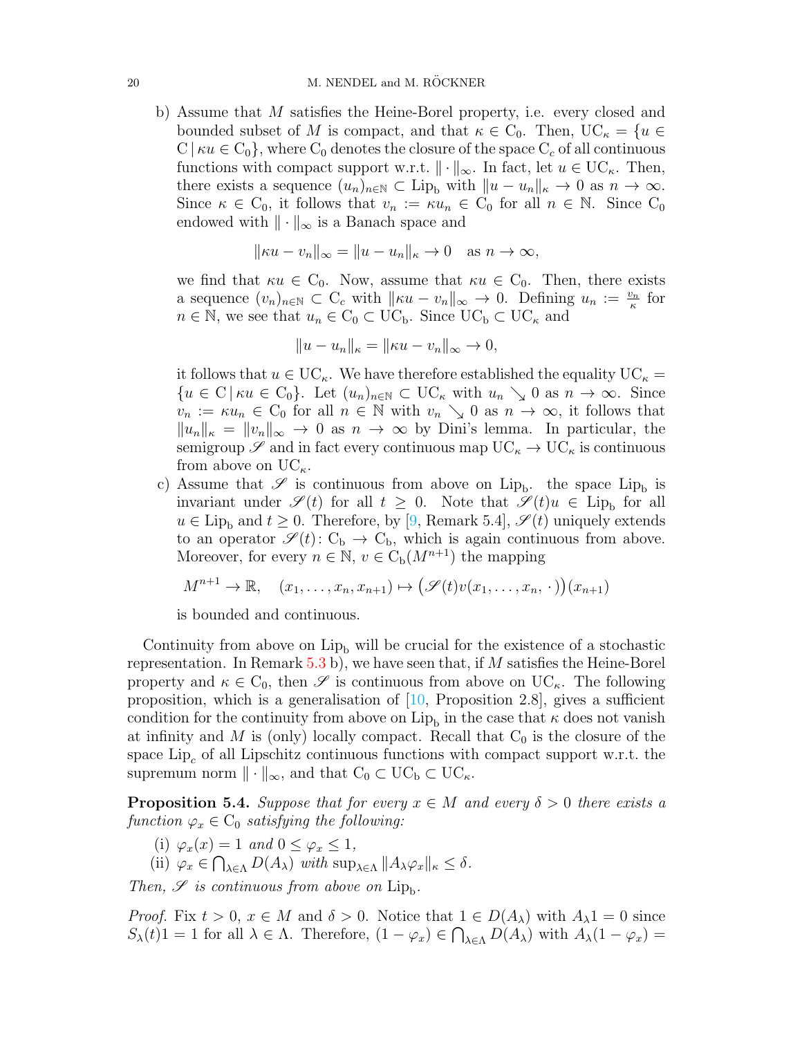b) Assume that $M$ satisfies the Heine-Borel property, i.e. every closed and bounded subset of $M$ is compact, and that $\kappa \in \mathrm{C}_0$. Then, $\mathrm{UC}_\kappa = \{u \in \mathrm{C} \,|\, \kappa u \in \mathrm{C}_0\}$, where $\mathrm{C}_0$ denotes the closure of the space $\mathrm{C}_c$ of all continuous functions with compact support w.r.t. $\|\cdot\|_\infty$. In fact, let $u \in \mathrm{UC}_\kappa$. Then, there exists a sequence $(u_n)_{n\in\mathbb{N}} \subset \mathrm{Lip_b}$ with $\|u - u_n\|_\kappa \to 0$ as $n \to \infty$. Since $\kappa \in \mathrm{C}_0$, it follows that $v_n := \kappa u_n \in \mathrm{C}_0$ for all $n \in \mathbb{N}$. Since $\mathrm{C}_0$ endowed with $\|\cdot\|_\infty$ is a Banach space and

$$\|\kappa u - v_n\|_\infty = \|u - u_n\|_\kappa \to 0 \quad \text{as } n \to \infty,$$

we find that $\kappa u \in \mathrm{C}_0$. Now, assume that $\kappa u \in \mathrm{C}_0$. Then, there exists a sequence $(v_n)_{n\in\mathbb{N}} \subset \mathrm{C}_c$ with $\|\kappa u - v_n\|_\infty \to 0$. Defining $u_n := \frac{v_n}{\kappa}$ for $n \in \mathbb{N}$, we see that $u_n \in \mathrm{C}_0 \subset \mathrm{UC_b}$. Since $\mathrm{UC_b} \subset \mathrm{UC}_\kappa$ and

$$\|u - u_n\|_\kappa = \|\kappa u - v_n\|_\infty \to 0,$$

it follows that $u \in \mathrm{UC}_\kappa$. We have therefore established the equality $\mathrm{UC}_\kappa = \{u \in \mathrm{C} \,|\, \kappa u \in \mathrm{C}_0\}$. Let $(u_n)_{n\in\mathbb{N}} \subset \mathrm{UC}_\kappa$ with $u_n \searrow 0$ as $n \to \infty$. Since $v_n := \kappa u_n \in \mathrm{C}_0$ for all $n \in \mathbb{N}$ with $v_n \searrow 0$ as $n \to \infty$, it follows that $\|u_n\|_\kappa = \|v_n\|_\infty \to 0$ as $n \to \infty$ by Dini's lemma. In particular, the semigroup $\mathscr{S}$ and in fact every continuous map $\mathrm{UC}_\kappa \to \mathrm{UC}_\kappa$ is continuous from above on $\mathrm{UC}_\kappa$.

c) Assume that $\mathscr{S}$ is continuous from above on $\mathrm{Lip_b}$. the space $\mathrm{Lip_b}$ is invariant under $\mathscr{S}(t)$ for all $t \geq 0$. Note that $\mathscr{S}(t)u \in \mathrm{Lip_b}$ for all $u \in \mathrm{Lip_b}$ and $t \geq 0$. Therefore, by [9, Remark 5.4], $\mathscr{S}(t)$ uniquely extends to an operator $\mathscr{S}(t)\colon \mathrm{C_b} \to \mathrm{C_b}$, which is again continuous from above. Moreover, for every $n \in \mathbb{N}$, $v \in \mathrm{C_b}(M^{n+1})$ the mapping

$$M^{n+1} \to \mathbb{R}, \quad (x_1, \ldots, x_n, x_{n+1}) \mapsto \big(\mathscr{S}(t)v(x_1, \ldots, x_n, \,\cdot\,)\big)(x_{n+1})$$

is bounded and continuous.

Continuity from above on $\mathrm{Lip_b}$ will be crucial for the existence of a stochastic representation. In Remark 5.3 b), we have seen that, if $M$ satisfies the Heine-Borel property and $\kappa \in \mathrm{C}_0$, then $\mathscr{S}$ is continuous from above on $\mathrm{UC}_\kappa$. The following proposition, which is a generalisation of [10, Proposition 2.8], gives a sufficient condition for the continuity from above on $\mathrm{Lip_b}$ in the case that $\kappa$ does not vanish at infinity and $M$ is (only) locally compact. Recall that $\mathrm{C}_0$ is the closure of the space $\mathrm{Lip}_c$ of all Lipschitz continuous functions with compact support w.r.t. the supremum norm $\|\cdot\|_\infty$, and that $\mathrm{C}_0 \subset \mathrm{UC_b} \subset \mathrm{UC}_\kappa$.

**Proposition 5.4.** *Suppose that for every $x \in M$ and every $\delta > 0$ there exists a function $\varphi_x \in \mathrm{C}_0$ satisfying the following:*

(i) *$\varphi_x(x) = 1$ and $0 \leq \varphi_x \leq 1$,*
(ii) *$\varphi_x \in \bigcap_{\lambda\in\Lambda} D(A_\lambda)$ with $\sup_{\lambda\in\Lambda} \|A_\lambda \varphi_x\|_\kappa \leq \delta$.*

*Then, $\mathscr{S}$ is continuous from above on $\mathrm{Lip_b}$.*

*Proof.* Fix $t > 0$, $x \in M$ and $\delta > 0$. Notice that $1 \in D(A_\lambda)$ with $A_\lambda 1 = 0$ since $S_\lambda(t)1 = 1$ for all $\lambda \in \Lambda$. Therefore, $(1 - \varphi_x) \in \bigcap_{\lambda\in\Lambda} D(A_\lambda)$ with $A_\lambda(1 - \varphi_x) =$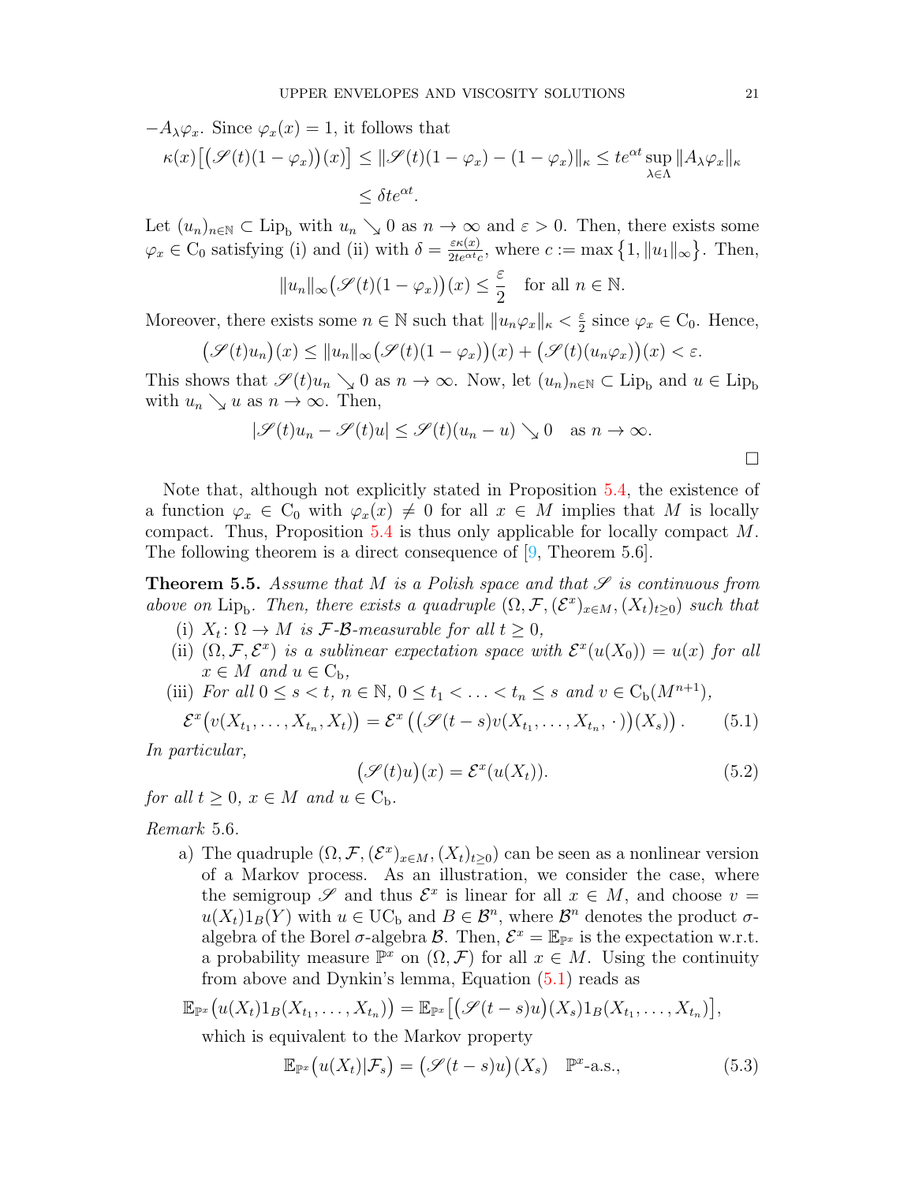$-A_\lambda \varphi_x$. Since $\varphi_x(x) = 1$, it follows that

$$\kappa(x)\big[\big(\mathscr{S}(t)(1-\varphi_x)\big)(x)\big] \le \|\mathscr{S}(t)(1-\varphi_x) - (1-\varphi_x)\|_\kappa \le te^{\alpha t}\sup_{\lambda\in\Lambda}\|A_\lambda\varphi_x\|_\kappa$$
$$\le \delta t e^{\alpha t}.$$

Let $(u_n)_{n\in\mathbb{N}} \subset \mathrm{Lip_b}$ with $u_n \searrow 0$ as $n\to\infty$ and $\varepsilon > 0$. Then, there exists some $\varphi_x \in \mathrm{C}_0$ satisfying (i) and (ii) with $\delta = \frac{\varepsilon\kappa(x)}{2te^{\alpha t}c}$, where $c := \max\{1, \|u_1\|_\infty\}$. Then,

$$\|u_n\|_\infty\big(\mathscr{S}(t)(1-\varphi_x)\big)(x) \le \frac{\varepsilon}{2} \quad \text{for all } n\in\mathbb{N}.$$

Moreover, there exists some $n\in\mathbb{N}$ such that $\|u_n\varphi_x\|_\kappa < \frac{\varepsilon}{2}$ since $\varphi_x \in \mathrm{C}_0$. Hence,

$$\big(\mathscr{S}(t)u_n\big)(x) \le \|u_n\|_\infty\big(\mathscr{S}(t)(1-\varphi_x)\big)(x) + \big(\mathscr{S}(t)(u_n\varphi_x)\big)(x) < \varepsilon.$$

This shows that $\mathscr{S}(t)u_n \searrow 0$ as $n\to\infty$. Now, let $(u_n)_{n\in\mathbb{N}}\subset \mathrm{Lip_b}$ and $u \in \mathrm{Lip_b}$ with $u_n \searrow u$ as $n\to\infty$. Then,

$$|\mathscr{S}(t)u_n - \mathscr{S}(t)u| \le \mathscr{S}(t)(u_n - u) \searrow 0 \quad \text{as } n\to\infty.$$

□

Note that, although not explicitly stated in Proposition 5.4, the existence of a function $\varphi_x \in \mathrm{C}_0$ with $\varphi_x(x) \neq 0$ for all $x\in M$ implies that $M$ is locally compact. Thus, Proposition 5.4 is thus only applicable for locally compact $M$. The following theorem is a direct consequence of [9, Theorem 5.6].

**Theorem 5.5.** *Assume that $M$ is a Polish space and that $\mathscr{S}$ is continuous from above on $\mathrm{Lip_b}$. Then, there exists a quadruple $(\Omega, \mathcal{F}, (\mathcal{E}^x)_{x\in M}, (X_t)_{t\ge 0})$ such that*

- (i) *$X_t\colon \Omega\to M$ is $\mathcal{F}$-$\mathcal{B}$-measurable for all $t\ge 0$,*
- (ii) *$(\Omega,\mathcal{F},\mathcal{E}^x)$ is a sublinear expectation space with $\mathcal{E}^x(u(X_0)) = u(x)$ for all $x\in M$ and $u\in\mathrm{C_b}$,*
- (iii) *For all $0\le s<t$, $n\in\mathbb{N}$, $0\le t_1<\ldots<t_n\le s$ and $v\in \mathrm{C_b}(M^{n+1})$,*

$$\mathcal{E}^x\big(v(X_{t_1},\ldots,X_{t_n},X_t)\big) = \mathcal{E}^x\left(\big(\mathscr{S}(t-s)v(X_{t_1},\ldots,X_{t_n},\,\cdot\,)\big)(X_s)\right). \tag{5.1}$$

*In particular,*

$$\big(\mathscr{S}(t)u\big)(x) = \mathcal{E}^x(u(X_t)). \tag{5.2}$$

*for all $t\ge 0$, $x\in M$ and $u\in\mathrm{C_b}$.*

*Remark* 5.6.

a) The quadruple $(\Omega,\mathcal{F},(\mathcal{E}^x)_{x\in M},(X_t)_{t\ge0})$ can be seen as a nonlinear version of a Markov process. As an illustration, we consider the case, where the semigroup $\mathscr{S}$ and thus $\mathcal{E}^x$ is linear for all $x\in M$, and choose $v = u(X_t)1_B(Y)$ with $u\in\mathrm{UC_b}$ and $B\in\mathcal{B}^n$, where $\mathcal{B}^n$ denotes the product $\sigma$-algebra of the Borel $\sigma$-algebra $\mathcal{B}$. Then, $\mathcal{E}^x = \mathbb{E}_{\mathbb{P}^x}$ is the expectation w.r.t. a probability measure $\mathbb{P}^x$ on $(\Omega,\mathcal{F})$ for all $x\in M$. Using the continuity from above and Dynkin's lemma, Equation (5.1) reads as

$$\mathbb{E}_{\mathbb{P}^x}\big(u(X_t)1_B(X_{t_1},\ldots,X_{t_n})\big) = \mathbb{E}_{\mathbb{P}^x}\big[\big(\mathscr{S}(t-s)u\big)(X_s)1_B(X_{t_1},\ldots,X_{t_n})\big],$$

which is equivalent to the Markov property

$$\mathbb{E}_{\mathbb{P}^x}\big(u(X_t)|\mathcal{F}_s\big) = \big(\mathscr{S}(t-s)u\big)(X_s) \quad \mathbb{P}^x\text{-a.s.}, \tag{5.3}$$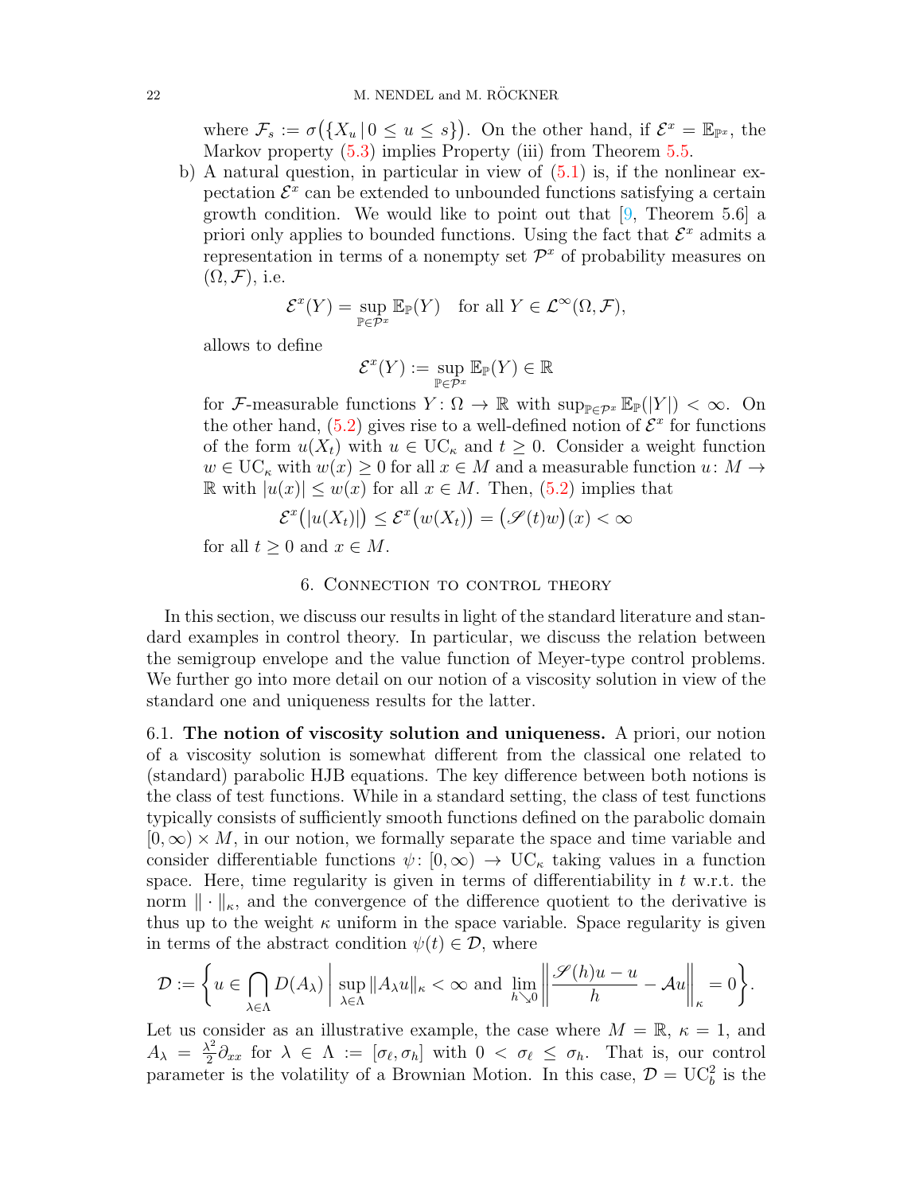where $\mathcal{F}_s := \sigma\big(\{X_u \,|\, 0 \le u \le s\}\big)$. On the other hand, if $\mathcal{E}^x = \mathbb{E}_{\mathbb{P}^x}$, the Markov property (5.3) implies Property (iii) from Theorem 5.5.

b) A natural question, in particular in view of (5.1) is, if the nonlinear expectation $\mathcal{E}^x$ can be extended to unbounded functions satisfying a certain growth condition. We would like to point out that [9, Theorem 5.6] a priori only applies to bounded functions. Using the fact that $\mathcal{E}^x$ admits a representation in terms of a nonempty set $\mathcal{P}^x$ of probability measures on $(\Omega, \mathcal{F})$, i.e.

$$\mathcal{E}^x(Y) = \sup_{\mathbb{P}\in\mathcal{P}^x} \mathbb{E}_{\mathbb{P}}(Y) \quad \text{for all } Y \in \mathcal{L}^\infty(\Omega, \mathcal{F}),$$

allows to define

$$\mathcal{E}^x(Y) := \sup_{\mathbb{P}\in\mathcal{P}^x} \mathbb{E}_{\mathbb{P}}(Y) \in \mathbb{R}$$

for $\mathcal{F}$-measurable functions $Y\colon \Omega \to \mathbb{R}$ with $\sup_{\mathbb{P}\in\mathcal{P}^x} \mathbb{E}_{\mathbb{P}}(|Y|) < \infty$. On the other hand, (5.2) gives rise to a well-defined notion of $\mathcal{E}^x$ for functions of the form $u(X_t)$ with $u \in \mathrm{UC}_\kappa$ and $t \ge 0$. Consider a weight function $w \in \mathrm{UC}_\kappa$ with $w(x) \ge 0$ for all $x \in M$ and a measurable function $u\colon M \to \mathbb{R}$ with $|u(x)| \le w(x)$ for all $x \in M$. Then, (5.2) implies that

$$\mathcal{E}^x\big(|u(X_t)|\big) \le \mathcal{E}^x\big(w(X_t)\big) = \big(\mathscr{S}(t)w\big)(x) < \infty$$

for all $t \ge 0$ and $x \in M$.

## 6. Connection to control theory

In this section, we discuss our results in light of the standard literature and standard examples in control theory. In particular, we discuss the relation between the semigroup envelope and the value function of Meyer-type control problems. We further go into more detail on our notion of a viscosity solution in view of the standard one and uniqueness results for the latter.

### 6.1. The notion of viscosity solution and uniqueness.

A priori, our notion of a viscosity solution is somewhat different from the classical one related to (standard) parabolic HJB equations. The key difference between both notions is the class of test functions. While in a standard setting, the class of test functions typically consists of sufficiently smooth functions defined on the parabolic domain $[0, \infty) \times M$, in our notion, we formally separate the space and time variable and consider differentiable functions $\psi\colon [0, \infty) \to \mathrm{UC}_\kappa$ taking values in a function space. Here, time regularity is given in terms of differentiability in $t$ w.r.t. the norm $\|\cdot\|_\kappa$, and the convergence of the difference quotient to the derivative is thus up to the weight $\kappa$ uniform in the space variable. Space regularity is given in terms of the abstract condition $\psi(t) \in \mathcal{D}$, where

$$\mathcal{D} := \left\{ u \in \bigcap_{\lambda\in\Lambda} D(A_\lambda) \,\middle|\, \sup_{\lambda\in\Lambda} \|A_\lambda u\|_\kappa < \infty \text{ and } \lim_{h\searrow 0} \left\| \frac{\mathscr{S}(h)u - u}{h} - \mathcal{A}u \right\|_\kappa = 0 \right\}.$$

Let us consider as an illustrative example, the case where $M = \mathbb{R}$, $\kappa = 1$, and $A_\lambda = \frac{\lambda^2}{2}\partial_{xx}$ for $\lambda \in \Lambda := [\sigma_\ell, \sigma_h]$ with $0 < \sigma_\ell \le \sigma_h$. That is, our control parameter is the volatility of a Brownian Motion. In this case, $\mathcal{D} = \mathrm{UC}_b^2$ is the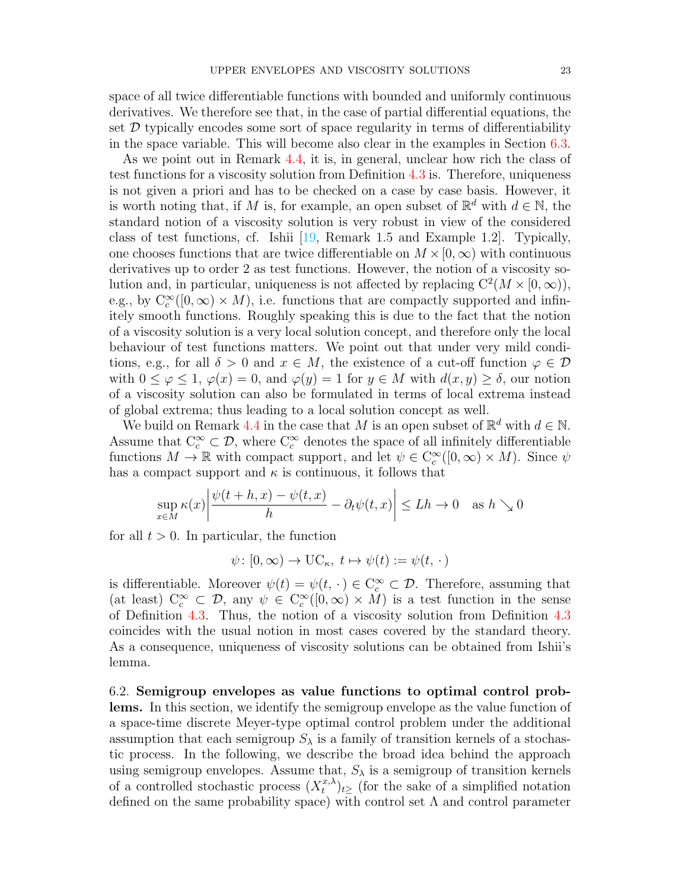space of all twice differentiable functions with bounded and uniformly continuous derivatives. We therefore see that, in the case of partial differential equations, the set $\mathcal{D}$ typically encodes some sort of space regularity in terms of differentiability in the space variable. This will become also clear in the examples in Section 6.3.

As we point out in Remark 4.4, it is, in general, unclear how rich the class of test functions for a viscosity solution from Definition 4.3 is. Therefore, uniqueness is not given a priori and has to be checked on a case by case basis. However, it is worth noting that, if $M$ is, for example, an open subset of $\mathbb{R}^d$ with $d \in \mathbb{N}$, the standard notion of a viscosity solution is very robust in view of the considered class of test functions, cf. Ishii [19, Remark 1.5 and Example 1.2]. Typically, one chooses functions that are twice differentiable on $M \times [0, \infty)$ with continuous derivatives up to order 2 as test functions. However, the notion of a viscosity solution and, in particular, uniqueness is not affected by replacing $\mathrm{C}^2(M \times [0, \infty))$, e.g., by $\mathrm{C}_c^\infty([0, \infty) \times M)$, i.e. functions that are compactly supported and infinitely smooth functions. Roughly speaking this is due to the fact that the notion of a viscosity solution is a very local solution concept, and therefore only the local behaviour of test functions matters. We point out that under very mild conditions, e.g., for all $\delta > 0$ and $x \in M$, the existence of a cut-off function $\varphi \in \mathcal{D}$ with $0 \leq \varphi \leq 1$, $\varphi(x) = 0$, and $\varphi(y) = 1$ for $y \in M$ with $d(x, y) \geq \delta$, our notion of a viscosity solution can also be formulated in terms of local extrema instead of global extrema; thus leading to a local solution concept as well.

We build on Remark 4.4 in the case that $M$ is an open subset of $\mathbb{R}^d$ with $d \in \mathbb{N}$. Assume that $\mathrm{C}_c^\infty \subset \mathcal{D}$, where $\mathrm{C}_c^\infty$ denotes the space of all infinitely differentiable functions $M \to \mathbb{R}$ with compact support, and let $\psi \in \mathrm{C}_c^\infty([0, \infty) \times M)$. Since $\psi$ has a compact support and $\kappa$ is continuous, it follows that

$$\sup_{x \in M} \kappa(x) \left| \frac{\psi(t + h, x) - \psi(t, x)}{h} - \partial_t \psi(t, x) \right| \leq Lh \to 0 \quad \text{as } h \searrow 0$$

for all $t > 0$. In particular, the function

$$\psi \colon [0, \infty) \to \mathrm{UC}_\kappa, \; t \mapsto \psi(t) := \psi(t, \,\cdot\,)$$

is differentiable. Moreover $\psi(t) = \psi(t, \,\cdot\,) \in \mathrm{C}_c^\infty \subset \mathcal{D}$. Therefore, assuming that (at least) $\mathrm{C}_c^\infty \subset \mathcal{D}$, any $\psi \in \mathrm{C}_c^\infty([0, \infty) \times M)$ is a test function in the sense of Definition 4.3. Thus, the notion of a viscosity solution from Definition 4.3 coincides with the usual notion in most cases covered by the standard theory. As a consequence, uniqueness of viscosity solutions can be obtained from Ishii's lemma.

6.2. **Semigroup envelopes as value functions to optimal control problems.** In this section, we identify the semigroup envelope as the value function of a space-time discrete Meyer-type optimal control problem under the additional assumption that each semigroup $S_\lambda$ is a family of transition kernels of a stochastic process. In the following, we describe the broad idea behind the approach using semigroup envelopes. Assume that, $S_\lambda$ is a semigroup of transition kernels of a controlled stochastic process $(X_t^{x,\lambda})_{t\geq}$ (for the sake of a simplified notation defined on the same probability space) with control set $\Lambda$ and control parameter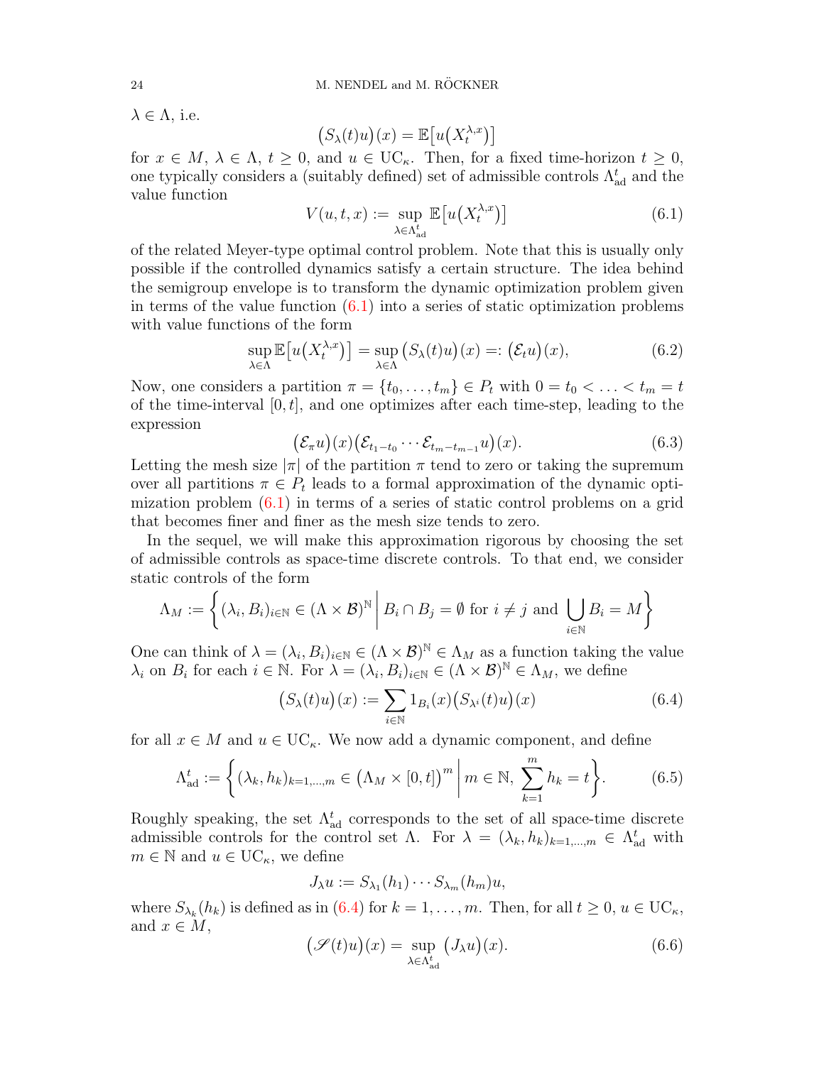$\lambda \in \Lambda$, i.e.

$$\big(S_\lambda(t)u\big)(x) = \mathbb{E}\big[u\big(X_t^{\lambda,x}\big)\big]$$

for $x \in M$, $\lambda \in \Lambda$, $t \geq 0$, and $u \in \mathrm{UC}_\kappa$. Then, for a fixed time-horizon $t \geq 0$, one typically considers a (suitably defined) set of admissible controls $\Lambda_{\mathrm{ad}}^t$ and the value function

$$V(u,t,x) := \sup_{\lambda \in \Lambda_{\mathrm{ad}}^t} \mathbb{E}\big[u\big(X_t^{\lambda,x}\big)\big] \tag{6.1}$$

of the related Meyer-type optimal control problem. Note that this is usually only possible if the controlled dynamics satisfy a certain structure. The idea behind the semigroup envelope is to transform the dynamic optimization problem given in terms of the value function (6.1) into a series of static optimization problems with value functions of the form

$$\sup_{\lambda \in \Lambda} \mathbb{E}\big[u\big(X_t^{\lambda,x}\big)\big] = \sup_{\lambda \in \Lambda} \big(S_\lambda(t)u\big)(x) =: \big(\mathcal{E}_t u\big)(x), \tag{6.2}$$

Now, one considers a partition $\pi = \{t_0, \ldots, t_m\} \in P_t$ with $0 = t_0 < \ldots < t_m = t$ of the time-interval $[0,t]$, and one optimizes after each time-step, leading to the expression

$$\big(\mathcal{E}_\pi u\big)(x)\big(\mathcal{E}_{t_1-t_0} \cdots \mathcal{E}_{t_m-t_{m-1}} u\big)(x). \tag{6.3}$$

Letting the mesh size $|\pi|$ of the partition $\pi$ tend to zero or taking the supremum over all partitions $\pi \in P_t$ leads to a formal approximation of the dynamic optimization problem (6.1) in terms of a series of static control problems on a grid that becomes finer and finer as the mesh size tends to zero.

In the sequel, we will make this approximation rigorous by choosing the set of admissible controls as space-time discrete controls. To that end, we consider static controls of the form

$$\Lambda_M := \left\{ (\lambda_i, B_i)_{i \in \mathbb{N}} \in (\Lambda \times \mathcal{B})^{\mathbb{N}} \,\middle|\, B_i \cap B_j = \emptyset \text{ for } i \neq j \text{ and } \bigcup_{i \in \mathbb{N}} B_i = M \right\}$$

One can think of $\lambda = (\lambda_i, B_i)_{i \in \mathbb{N}} \in (\Lambda \times \mathcal{B})^{\mathbb{N}} \in \Lambda_M$ as a function taking the value $\lambda_i$ on $B_i$ for each $i \in \mathbb{N}$. For $\lambda = (\lambda_i, B_i)_{i \in \mathbb{N}} \in (\Lambda \times \mathcal{B})^{\mathbb{N}} \in \Lambda_M$, we define

$$\big(S_\lambda(t)u\big)(x) := \sum_{i \in \mathbb{N}} 1_{B_i}(x)\big(S_{\lambda^i}(t)u\big)(x) \tag{6.4}$$

for all $x \in M$ and $u \in \mathrm{UC}_\kappa$. We now add a dynamic component, and define

$$\Lambda_{\mathrm{ad}}^t := \left\{ (\lambda_k, h_k)_{k=1,\ldots,m} \in \big(\Lambda_M \times [0,t]\big)^m \,\middle|\, m \in \mathbb{N},\ \sum_{k=1}^m h_k = t \right\}. \tag{6.5}$$

Roughly speaking, the set $\Lambda_{\mathrm{ad}}^t$ corresponds to the set of all space-time discrete admissible controls for the control set $\Lambda$. For $\lambda = (\lambda_k, h_k)_{k=1,\ldots,m} \in \Lambda_{\mathrm{ad}}^t$ with $m \in \mathbb{N}$ and $u \in \mathrm{UC}_\kappa$, we define

$$J_\lambda u := S_{\lambda_1}(h_1) \cdots S_{\lambda_m}(h_m)u,$$

where $S_{\lambda_k}(h_k)$ is defined as in (6.4) for $k = 1, \ldots, m$. Then, for all $t \geq 0$, $u \in \mathrm{UC}_\kappa$, and $x \in M$,

$$\big(\mathscr{S}(t)u\big)(x) = \sup_{\lambda \in \Lambda_{\mathrm{ad}}^t} \big(J_\lambda u\big)(x). \tag{6.6}$$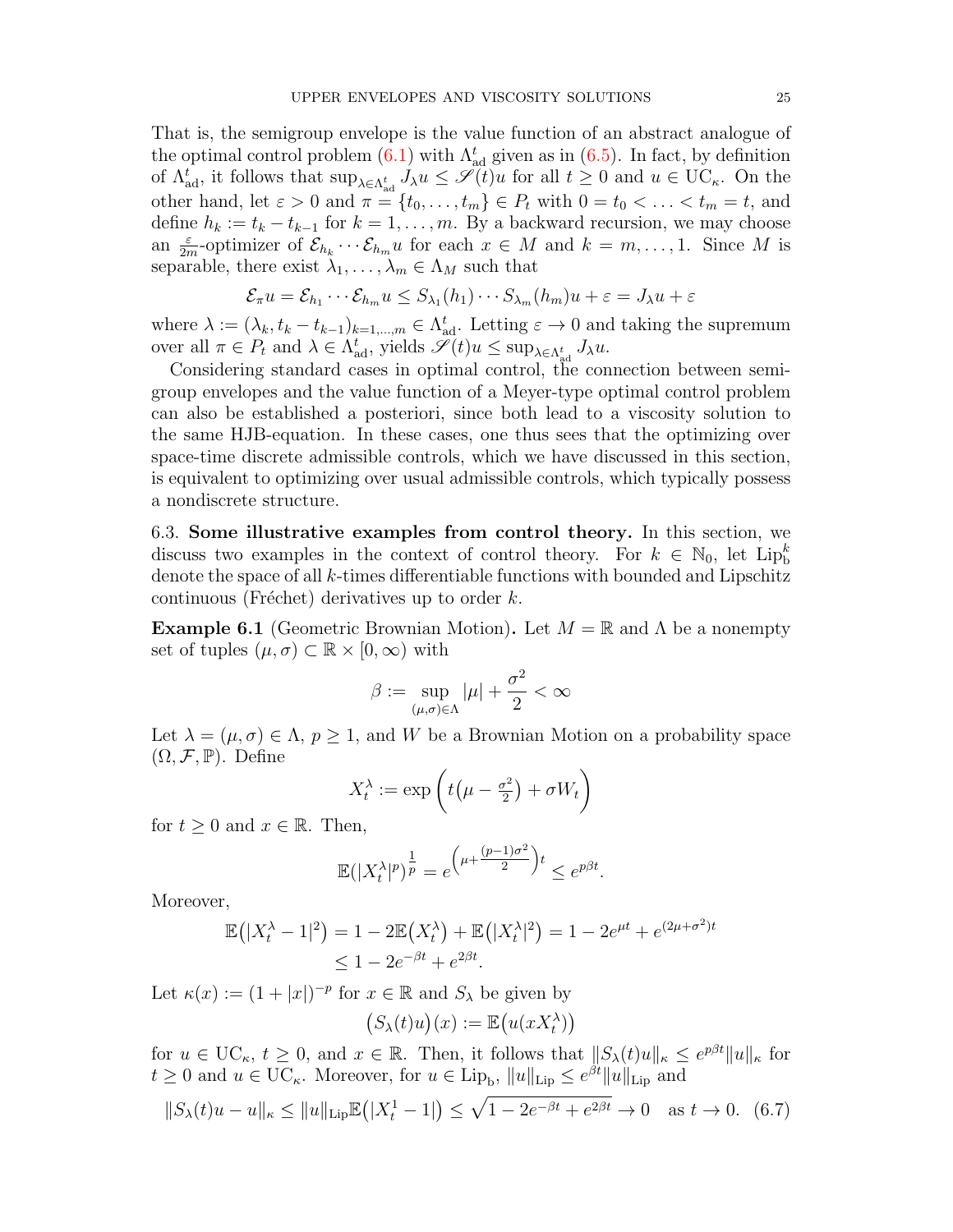That is, the semigroup envelope is the value function of an abstract analogue of the optimal control problem (6.1) with $\Lambda_{\rm ad}^t$ given as in (6.5). In fact, by definition of $\Lambda_{\rm ad}^t$, it follows that $\sup_{\lambda\in\Lambda_{\rm ad}^t} J_\lambda u \le \mathscr{S}(t)u$ for all $t\ge 0$ and $u\in {\rm UC}_\kappa$. On the other hand, let $\varepsilon>0$ and $\pi=\{t_0,\ldots,t_m\}\in P_t$ with $0=t_0<\ldots<t_m=t$, and define $h_k:=t_k-t_{k-1}$ for $k=1,\ldots,m$. By a backward recursion, we may choose an $\frac{\varepsilon}{2m}$-optimizer of $\mathcal{E}_{h_k}\cdots\mathcal{E}_{h_m}u$ for each $x\in M$ and $k=m,\ldots,1$. Since $M$ is separable, there exist $\lambda_1,\ldots,\lambda_m\in\Lambda_M$ such that

$$\mathcal{E}_\pi u=\mathcal{E}_{h_1}\cdots\mathcal{E}_{h_m}u\le S_{\lambda_1}(h_1)\cdots S_{\lambda_m}(h_m)u+\varepsilon=J_\lambda u+\varepsilon$$

where $\lambda:=(\lambda_k,t_k-t_{k-1})_{k=1,\ldots,m}\in\Lambda_{\rm ad}^t$. Letting $\varepsilon\to 0$ and taking the supremum over all $\pi\in P_t$ and $\lambda\in\Lambda_{\rm ad}^t$, yields $\mathscr{S}(t)u\le\sup_{\lambda\in\Lambda_{\rm ad}^t}J_\lambda u$.

Considering standard cases in optimal control, the connection between semigroup envelopes and the value function of a Meyer-type optimal control problem can also be established a posteriori, since both lead to a viscosity solution to the same HJB-equation. In these cases, one thus sees that the optimizing over space-time discrete admissible controls, which we have discussed in this section, is equivalent to optimizing over usual admissible controls, which typically possess a nondiscrete structure.

6.3. **Some illustrative examples from control theory.** In this section, we discuss two examples in the context of control theory. For $k\in\mathbb{N}_0$, let ${\rm Lip}_{\rm b}^k$ denote the space of all $k$-times differentiable functions with bounded and Lipschitz continuous (Fréchet) derivatives up to order $k$.

**Example 6.1** (Geometric Brownian Motion)**.** Let $M=\mathbb{R}$ and $\Lambda$ be a nonempty set of tuples $(\mu,\sigma)\subset\mathbb{R}\times[0,\infty)$ with

$$\beta:=\sup_{(\mu,\sigma)\in\Lambda}|\mu|+\frac{\sigma^2}{2}<\infty$$

Let $\lambda=(\mu,\sigma)\in\Lambda$, $p\ge 1$, and $W$ be a Brownian Motion on a probability space $(\Omega,\mathcal{F},\mathbb{P})$. Define

$$X_t^\lambda:=\exp\left(t\big(\mu-\tfrac{\sigma^2}{2}\big)+\sigma W_t\right)$$

for $t\ge 0$ and $x\in\mathbb{R}$. Then,

$$\mathbb{E}(|X_t^\lambda|^p)^{\frac1p}=e^{\left(\mu+\frac{(p-1)\sigma^2}{2}\right)t}\le e^{p\beta t}.$$

Moreover,

$$\begin{aligned}\mathbb{E}\big(|X_t^\lambda-1|^2\big)&=1-2\mathbb{E}\big(X_t^\lambda\big)+\mathbb{E}\big(|X_t^\lambda|^2\big)=1-2e^{\mu t}+e^{(2\mu+\sigma^2)t}\\&\le 1-2e^{-\beta t}+e^{2\beta t}.\end{aligned}$$

Let $\kappa(x):=(1+|x|)^{-p}$ for $x\in\mathbb{R}$ and $S_\lambda$ be given by

$$\big(S_\lambda(t)u\big)(x):=\mathbb{E}\big(u(xX_t^\lambda)\big)$$

for $u\in{\rm UC}_\kappa$, $t\ge 0$, and $x\in\mathbb{R}$. Then, it follows that $\|S_\lambda(t)u\|_\kappa\le e^{p\beta t}\|u\|_\kappa$ for $t\ge 0$ and $u\in{\rm UC}_\kappa$. Moreover, for $u\in{\rm Lip}_{\rm b}$, $\|u\|_{\rm Lip}\le e^{\beta t}\|u\|_{\rm Lip}$ and

$$\|S_\lambda(t)u-u\|_\kappa\le\|u\|_{\rm Lip}\mathbb{E}\big(|X_t^1-1|\big)\le\sqrt{1-2e^{-\beta t}+e^{2\beta t}}\to 0\quad\text{as } t\to 0. \quad (6.7)$$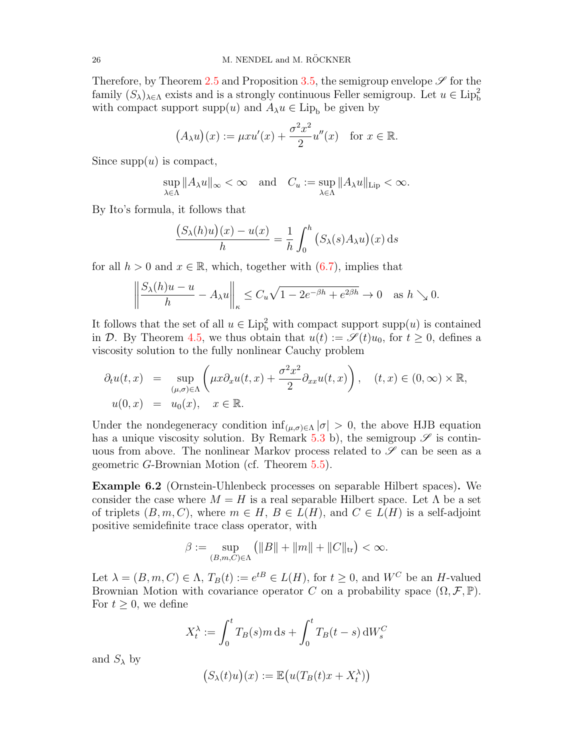Therefore, by Theorem 2.5 and Proposition 3.5, the semigroup envelope $\mathscr{S}$ for the family $(S_\lambda)_{\lambda\in\Lambda}$ exists and is a strongly continuous Feller semigroup. Let $u \in \mathrm{Lip}_\mathrm{b}^2$ with compact support $\mathrm{supp}(u)$ and $A_\lambda u \in \mathrm{Lip}_\mathrm{b}$ be given by

$$\big(A_\lambda u\big)(x) := \mu x u'(x) + \frac{\sigma^2 x^2}{2} u''(x) \quad \text{for } x \in \mathbb{R}.$$

Since $\mathrm{supp}(u)$ is compact,

$$\sup_{\lambda\in\Lambda} \|A_\lambda u\|_\infty < \infty \quad \text{and} \quad C_u := \sup_{\lambda\in\Lambda} \|A_\lambda u\|_{\mathrm{Lip}} < \infty.$$

By Ito's formula, it follows that

$$\frac{\big(S_\lambda(h)u\big)(x) - u(x)}{h} = \frac{1}{h}\int_0^h \big(S_\lambda(s)A_\lambda u\big)(x)\,\mathrm{d}s$$

for all $h > 0$ and $x \in \mathbb{R}$, which, together with (6.7), implies that

$$\left\| \frac{S_\lambda(h)u - u}{h} - A_\lambda u \right\|_\kappa \le C_u \sqrt{1 - 2e^{-\beta h} + e^{2\beta h}} \to 0 \quad \text{as } h \searrow 0.$$

It follows that the set of all $u \in \mathrm{Lip}_\mathrm{b}^2$ with compact support $\mathrm{supp}(u)$ is contained in $\mathcal{D}$. By Theorem 4.5, we thus obtain that $u(t) := \mathscr{S}(t)u_0$, for $t \ge 0$, defines a viscosity solution to the fully nonlinear Cauchy problem

$$\begin{aligned}
\partial_t u(t,x) &= \sup_{(\mu,\sigma)\in\Lambda} \left( \mu x \partial_x u(t,x) + \frac{\sigma^2 x^2}{2} \partial_{xx} u(t,x) \right), \quad (t,x) \in (0,\infty)\times\mathbb{R}, \\
u(0,x) &= u_0(x), \quad x \in \mathbb{R}.
\end{aligned}$$

Under the nondegeneracy condition $\inf_{(\mu,\sigma)\in\Lambda} |\sigma| > 0$, the above HJB equation has a unique viscosity solution. By Remark 5.3 b), the semigroup $\mathscr{S}$ is continuous from above. The nonlinear Markov process related to $\mathscr{S}$ can be seen as a geometric $G$-Brownian Motion (cf. Theorem 5.5).

**Example 6.2** (Ornstein-Uhlenbeck processes on separable Hilbert spaces)**.** We consider the case where $M = H$ is a real separable Hilbert space. Let $\Lambda$ be a set of triplets $(B, m, C)$, where $m \in H$, $B \in L(H)$, and $C \in L(H)$ is a self-adjoint positive semidefinite trace class operator, with

$$\beta := \sup_{(B,m,C)\in\Lambda} \big( \|B\| + \|m\| + \|C\|_{\mathrm{tr}} \big) < \infty.$$

Let $\lambda = (B, m, C) \in \Lambda$, $T_B(t) := e^{tB} \in L(H)$, for $t \ge 0$, and $W^C$ be an $H$-valued Brownian Motion with covariance operator $C$ on a probability space $(\Omega, \mathcal{F}, \mathbb{P})$. For $t \ge 0$, we define

$$X_t^\lambda := \int_0^t T_B(s)m\,\mathrm{d}s + \int_0^t T_B(t-s)\,\mathrm{d}W_s^C$$

and $S_\lambda$ by

$$\big(S_\lambda(t)u\big)(x) := \mathbb{E}\big(u(T_B(t)x + X_t^\lambda)\big)$$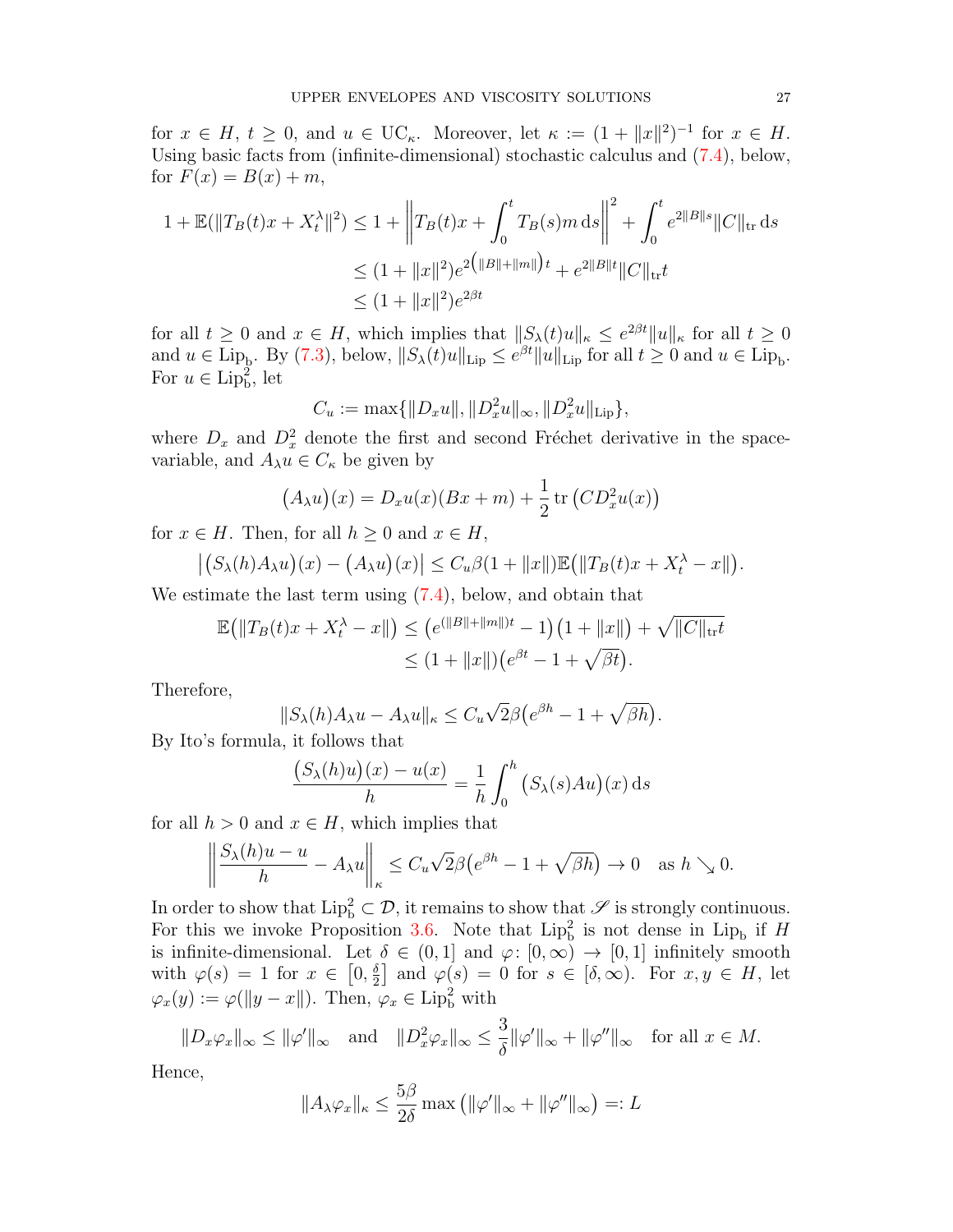for $x \in H$, $t \geq 0$, and $u \in \mathrm{UC}_\kappa$. Moreover, let $\kappa := (1 + \|x\|^2)^{-1}$ for $x \in H$. Using basic facts from (infinite-dimensional) stochastic calculus and (7.4), below, for $F(x) = B(x) + m$,

$$
\begin{aligned}
1 + \mathbb{E}(\|T_B(t)x + X_t^\lambda\|^2) &\leq 1 + \left\| T_B(t)x + \int_0^t T_B(s)m \, \mathrm{d}s \right\|^2 + \int_0^t e^{2\|B\|s} \|C\|_{\mathrm{tr}} \, \mathrm{d}s \\
&\leq (1 + \|x\|^2) e^{2\left(\|B\| + \|m\|\right)t} + e^{2\|B\|t} \|C\|_{\mathrm{tr}} t \\
&\leq (1 + \|x\|^2) e^{2\beta t}
\end{aligned}
$$

for all $t \geq 0$ and $x \in H$, which implies that $\|S_\lambda(t)u\|_\kappa \leq e^{2\beta t}\|u\|_\kappa$ for all $t \geq 0$ and $u \in \mathrm{Lip}_\mathrm{b}$. By (7.3), below, $\|S_\lambda(t)u\|_{\mathrm{Lip}} \leq e^{\beta t}\|u\|_{\mathrm{Lip}}$ for all $t \geq 0$ and $u \in \mathrm{Lip}_\mathrm{b}$. For $u \in \mathrm{Lip}_\mathrm{b}^2$, let

$$
C_u := \max\{\|D_x u\|, \|D_x^2 u\|_\infty, \|D_x^2 u\|_{\mathrm{Lip}}\},
$$

where $D_x$ and $D_x^2$ denote the first and second Fréchet derivative in the space-variable, and $A_\lambda u \in C_\kappa$ be given by

$$
\big(A_\lambda u\big)(x) = D_x u(x)(Bx + m) + \frac{1}{2} \operatorname{tr}\big(C D_x^2 u(x)\big)
$$

for $x \in H$. Then, for all $h \geq 0$ and $x \in H$,

$$
\big|\big(S_\lambda(h) A_\lambda u\big)(x) - \big(A_\lambda u\big)(x)\big| \leq C_u \beta (1 + \|x\|) \mathbb{E}\big(\|T_B(t)x + X_t^\lambda - x\|\big).
$$

We estimate the last term using (7.4), below, and obtain that

$$
\begin{aligned}
\mathbb{E}\big(\|T_B(t)x + X_t^\lambda - x\|\big) &\leq \big(e^{(\|B\| + \|m\|)t} - 1\big)\big(1 + \|x\|\big) + \sqrt{\|C\|_{\mathrm{tr}} t} \\
&\leq (1 + \|x\|)\big(e^{\beta t} - 1 + \sqrt{\beta t}\big).
\end{aligned}
$$

Therefore,

$$
\|S_\lambda(h) A_\lambda u - A_\lambda u\|_\kappa \leq C_u \sqrt{2} \beta \big(e^{\beta h} - 1 + \sqrt{\beta h}\big).
$$

By Ito's formula, it follows that

$$
\frac{\big(S_\lambda(h)u\big)(x) - u(x)}{h} = \frac{1}{h} \int_0^h \big(S_\lambda(s) A u\big)(x) \, \mathrm{d}s
$$

for all $h > 0$ and $x \in H$, which implies that

$$
\left\| \frac{S_\lambda(h)u - u}{h} - A_\lambda u \right\|_\kappa \leq C_u \sqrt{2} \beta \big(e^{\beta h} - 1 + \sqrt{\beta h}\big) \to 0 \quad \text{as } h \searrow 0.
$$

In order to show that $\mathrm{Lip}_\mathrm{b}^2 \subset \mathcal{D}$, it remains to show that $\mathscr{S}$ is strongly continuous. For this we invoke Proposition 3.6. Note that $\mathrm{Lip}_\mathrm{b}^2$ is not dense in $\mathrm{Lip}_\mathrm{b}$ if $H$ is infinite-dimensional. Let $\delta \in (0, 1]$ and $\varphi \colon [0, \infty) \to [0, 1]$ infinitely smooth with $\varphi(s) = 1$ for $x \in \big[0, \frac{\delta}{2}\big]$ and $\varphi(s) = 0$ for $s \in [\delta, \infty)$. For $x, y \in H$, let $\varphi_x(y) := \varphi(\|y - x\|)$. Then, $\varphi_x \in \mathrm{Lip}_\mathrm{b}^2$ with

$$
\|D_x \varphi_x\|_\infty \leq \|\varphi'\|_\infty \quad \text{and} \quad \|D_x^2 \varphi_x\|_\infty \leq \frac{3}{\delta}\|\varphi'\|_\infty + \|\varphi''\|_\infty \quad \text{for all } x \in M.
$$

Hence,

$$
\|A_\lambda \varphi_x\|_\kappa \leq \frac{5\beta}{2\delta} \max\big(\|\varphi'\|_\infty + \|\varphi''\|_\infty\big) =: L
$$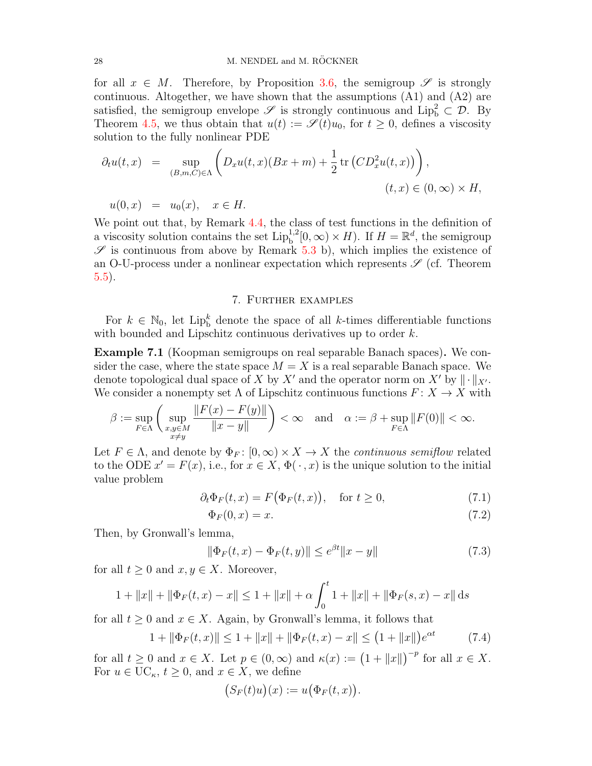for all $x \in M$. Therefore, by Proposition 3.6, the semigroup $\mathscr{S}$ is strongly continuous. Altogether, we have shown that the assumptions (A1) and (A2) are satisfied, the semigroup envelope $\mathscr{S}$ is strongly continuous and $\mathrm{Lip}_\mathrm{b}^2 \subset \mathcal{D}$. By Theorem 4.5, we thus obtain that $u(t) := \mathscr{S}(t)u_0$, for $t \geq 0$, defines a viscosity solution to the fully nonlinear PDE

$$
\begin{aligned}
\partial_t u(t,x) &= \sup_{(B,m,C)\in\Lambda} \left( D_x u(t,x)(Bx+m) + \frac{1}{2}\operatorname{tr}\left(CD_x^2 u(t,x)\right)\right), \\
&\qquad\qquad\qquad\qquad\qquad\qquad (t,x) \in (0,\infty)\times H, \\
u(0,x) &= u_0(x), \quad x \in H.
\end{aligned}
$$

We point out that, by Remark 4.4, the class of test functions in the definition of a viscosity solution contains the set $\mathrm{Lip}_\mathrm{b}^{1,2}[0,\infty)\times H)$. If $H = \mathbb{R}^d$, the semigroup $\mathscr{S}$ is continuous from above by Remark 5.3 b), which implies the existence of an O-U-process under a nonlinear expectation which represents $\mathscr{S}$ (cf. Theorem 5.5).

## 7. Further examples

For $k \in \mathbb{N}_0$, let $\mathrm{Lip}_\mathrm{b}^k$ denote the space of all $k$-times differentiable functions with bounded and Lipschitz continuous derivatives up to order $k$.

**Example 7.1** (Koopman semigroups on real separable Banach spaces)**.** We consider the case, where the state space $M = X$ is a real separable Banach space. We denote topological dual space of $X$ by $X'$ and the operator norm on $X'$ by $\|\cdot\|_{X'}$. We consider a nonempty set $\Lambda$ of Lipschitz continuous functions $F\colon X \to X$ with

$$
\beta := \sup_{F\in\Lambda}\left(\sup_{\substack{x,y\in M\\ x\neq y}} \frac{\|F(x)-F(y)\|}{\|x-y\|}\right) < \infty \quad \text{and} \quad \alpha := \beta + \sup_{F\in\Lambda}\|F(0)\| < \infty.
$$

Let $F \in \Lambda$, and denote by $\Phi_F\colon [0,\infty)\times X \to X$ the *continuous semiflow* related to the ODE $x' = F(x)$, i.e., for $x \in X$, $\Phi(\,\cdot\,,x)$ is the unique solution to the initial value problem

$$
\partial_t \Phi_F(t,x) = F\big(\Phi_F(t,x)\big), \quad \text{for } t \geq 0, \tag{7.1}
$$

$$
\Phi_F(0,x) = x. \tag{7.2}
$$

Then, by Gronwall's lemma,

$$
\|\Phi_F(t,x) - \Phi_F(t,y)\| \leq e^{\beta t}\|x-y\| \tag{7.3}
$$

for all $t \geq 0$ and $x, y \in X$. Moreover,

$$
1 + \|x\| + \|\Phi_F(t,x) - x\| \leq 1 + \|x\| + \alpha \int_0^t 1 + \|x\| + \|\Phi_F(s,x) - x\|\,\mathrm{d}s
$$

for all $t \geq 0$ and $x \in X$. Again, by Gronwall's lemma, it follows that

$$
1 + \|\Phi_F(t,x)\| \leq 1 + \|x\| + \|\Phi_F(t,x) - x\| \leq \big(1 + \|x\|\big)e^{\alpha t} \tag{7.4}
$$

for all $t \geq 0$ and $x \in X$. Let $p \in (0,\infty)$ and $\kappa(x) := \big(1+\|x\|\big)^{-p}$ for all $x \in X$. For $u \in \mathrm{UC}_\kappa$, $t \geq 0$, and $x \in X$, we define

$$
\big(S_F(t)u\big)(x) := u\big(\Phi_F(t,x)\big).
$$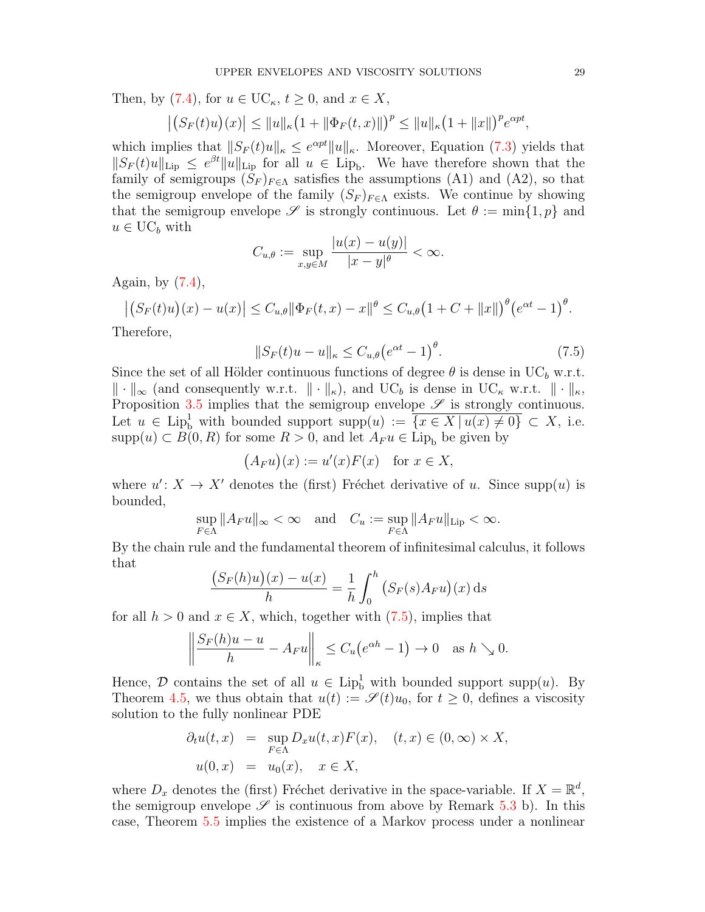Then, by (7.4), for $u \in \mathrm{UC}_\kappa$, $t \geq 0$, and $x \in X$,

$$\big|\big(S_F(t)u\big)(x)\big| \leq \|u\|_\kappa\big(1 + \|\Phi_F(t,x)\|\big)^p \leq \|u\|_\kappa\big(1+\|x\|\big)^p e^{\alpha p t},$$

which implies that $\|S_F(t)u\|_\kappa \leq e^{\alpha p t}\|u\|_\kappa$. Moreover, Equation (7.3) yields that $\|S_F(t)u\|_{\mathrm{Lip}} \leq e^{\beta t}\|u\|_{\mathrm{Lip}}$ for all $u \in \mathrm{Lip_b}$. We have therefore shown that the family of semigroups $(S_F)_{F\in\Lambda}$ satisfies the assumptions (A1) and (A2), so that the semigroup envelope of the family $(S_F)_{F\in\Lambda}$ exists. We continue by showing that the semigroup envelope $\mathscr{S}$ is strongly continuous. Let $\theta := \min\{1,p\}$ and $u \in \mathrm{UC}_b$ with

$$C_{u,\theta} := \sup_{x,y\in M} \frac{|u(x)-u(y)|}{|x-y|^\theta} < \infty.$$

Again, by (7.4),

$$\big|\big(S_F(t)u\big)(x) - u(x)\big| \leq C_{u,\theta}\|\Phi_F(t,x) - x\|^\theta \leq C_{u,\theta}\big(1 + C + \|x\|\big)^\theta\big(e^{\alpha t}-1\big)^\theta.$$

Therefore,

$$\|S_F(t)u - u\|_\kappa \leq C_{u,\theta}\big(e^{\alpha t}-1\big)^\theta. \tag{7.5}$$

Since the set of all Hölder continuous functions of degree $\theta$ is dense in $\mathrm{UC}_b$ w.r.t. $\|\cdot\|_\infty$ (and consequently w.r.t. $\|\cdot\|_\kappa$), and $\mathrm{UC}_b$ is dense in $\mathrm{UC}_\kappa$ w.r.t. $\|\cdot\|_\kappa$, Proposition 3.5 implies that the semigroup envelope $\mathscr{S}$ is strongly continuous. Let $u \in \mathrm{Lip}_\mathrm{b}^1$ with bounded support $\operatorname{supp}(u) := \overline{\{x \in X \,|\, u(x) \neq 0\}} \subset X$, i.e. $\operatorname{supp}(u) \subset B(0,R)$ for some $R > 0$, and let $A_F u \in \mathrm{Lip_b}$ be given by

$$\big(A_F u\big)(x) := u'(x)F(x) \quad \text{for } x \in X,$$

where $u' \colon X \to X'$ denotes the (first) Fréchet derivative of $u$. Since $\operatorname{supp}(u)$ is bounded,

$$\sup_{F\in\Lambda}\|A_F u\|_\infty < \infty \quad \text{and} \quad C_u := \sup_{F\in\Lambda}\|A_F u\|_{\mathrm{Lip}} < \infty.$$

By the chain rule and the fundamental theorem of infinitesimal calculus, it follows that

$$\frac{\big(S_F(h)u\big)(x) - u(x)}{h} = \frac{1}{h}\int_0^h \big(S_F(s)A_F u\big)(x)\,\mathrm{d}s$$

for all $h > 0$ and $x \in X$, which, together with (7.5), implies that

$$\left\|\frac{S_F(h)u - u}{h} - A_F u\right\|_\kappa \leq C_u\big(e^{\alpha h}-1\big) \to 0 \quad \text{as } h \searrow 0.$$

Hence, $\mathcal{D}$ contains the set of all $u \in \mathrm{Lip}_\mathrm{b}^1$ with bounded support $\operatorname{supp}(u)$. By Theorem 4.5, we thus obtain that $u(t) := \mathscr{S}(t)u_0$, for $t \geq 0$, defines a viscosity solution to the fully nonlinear PDE

$$\begin{aligned}
\partial_t u(t,x) &= \sup_{F\in\Lambda} D_x u(t,x)F(x), \quad (t,x) \in (0,\infty)\times X,\\
u(0,x) &= u_0(x), \quad x \in X,
\end{aligned}$$

where $D_x$ denotes the (first) Fréchet derivative in the space-variable. If $X = \mathbb{R}^d$, the semigroup envelope $\mathscr{S}$ is continuous from above by Remark 5.3 b). In this case, Theorem 5.5 implies the existence of a Markov process under a nonlinear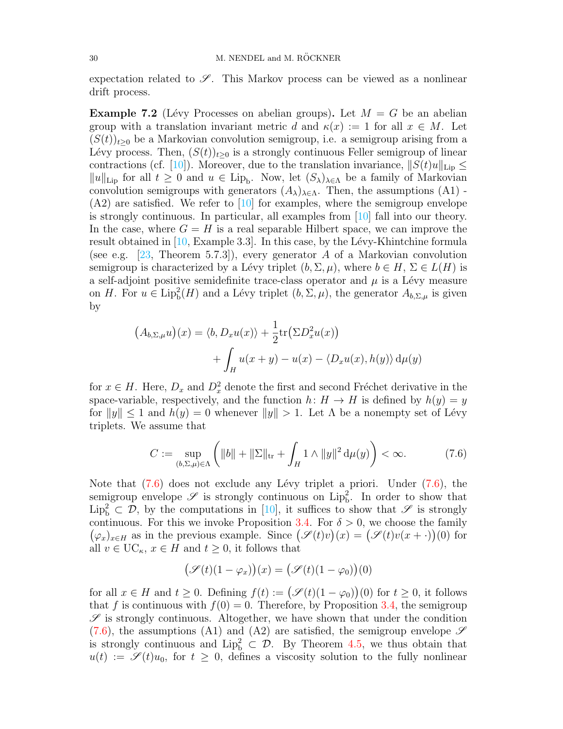expectation related to $\mathscr{S}$. This Markov process can be viewed as a nonlinear drift process.

**Example 7.2** (Lévy Processes on abelian groups)**.** Let $M = G$ be an abelian group with a translation invariant metric $d$ and $\kappa(x) := 1$ for all $x \in M$. Let $(S(t))_{t\geq 0}$ be a Markovian convolution semigroup, i.e. a semigroup arising from a Lévy process. Then, $(S(t))_{t\geq 0}$ is a strongly continuous Feller semigroup of linear contractions (cf. [10]). Moreover, due to the translation invariance, $\|S(t)u\|_{\mathrm{Lip}} \leq \|u\|_{\mathrm{Lip}}$ for all $t \geq 0$ and $u \in \mathrm{Lip_b}$. Now, let $(S_\lambda)_{\lambda\in\Lambda}$ be a family of Markovian convolution semigroups with generators $(A_\lambda)_{\lambda\in\Lambda}$. Then, the assumptions (A1) - (A2) are satisfied. We refer to [10] for examples, where the semigroup envelope is strongly continuous. In particular, all examples from [10] fall into our theory. In the case, where $G = H$ is a real separable Hilbert space, we can improve the result obtained in [10, Example 3.3]. In this case, by the Lévy-Khintchine formula (see e.g. [23, Theorem 5.7.3]), every generator $A$ of a Markovian convolution semigroup is characterized by a Lévy triplet $(b, \Sigma, \mu)$, where $b \in H$, $\Sigma \in L(H)$ is a self-adjoint positive semidefinite trace-class operator and $\mu$ is a Lévy measure on $H$. For $u \in \mathrm{Lip}_{\mathrm{b}}^2(H)$ and a Lévy triplet $(b, \Sigma, \mu)$, the generator $A_{b,\Sigma,\mu}$ is given by

$$
\begin{aligned}
\big(A_{b,\Sigma,\mu}u\big)(x) = \langle b, D_x u(x)\rangle &+ \frac{1}{2}\mathrm{tr}\big(\Sigma D_x^2 u(x)\big) \\
&+ \int_H u(x+y) - u(x) - \langle D_x u(x), h(y)\rangle \,\mathrm{d}\mu(y)
\end{aligned}
$$

for $x \in H$. Here, $D_x$ and $D_x^2$ denote the first and second Fréchet derivative in the space-variable, respectively, and the function $h\colon H \to H$ is defined by $h(y) = y$ for $\|y\| \leq 1$ and $h(y) = 0$ whenever $\|y\| > 1$. Let $\Lambda$ be a nonempty set of Lévy triplets. We assume that

$$
C := \sup_{(b,\Sigma,\mu)\in\Lambda} \left( \|b\| + \|\Sigma\|_{\mathrm{tr}} + \int_H 1 \wedge \|y\|^2 \,\mathrm{d}\mu(y) \right) < \infty. \tag{7.6}
$$

Note that (7.6) does not exclude any Lévy triplet a priori. Under (7.6), the semigroup envelope $\mathscr{S}$ is strongly continuous on $\mathrm{Lip}_{\mathrm{b}}^2$. In order to show that $\mathrm{Lip}_{\mathrm{b}}^2 \subset \mathcal{D}$, by the computations in [10], it suffices to show that $\mathscr{S}$ is strongly continuous. For this we invoke Proposition 3.4. For $\delta > 0$, we choose the family $(\varphi_x)_{x\in H}$ as in the previous example. Since $\big(\mathscr{S}(t)v\big)(x) = \big(\mathscr{S}(t)v(x+\cdot)\big)(0)$ for all $v \in \mathrm{UC}_\kappa$, $x \in H$ and $t \geq 0$, it follows that

$$
\big(\mathscr{S}(t)(1-\varphi_x)\big)(x) = \big(\mathscr{S}(t)(1-\varphi_0)\big)(0)
$$

for all $x \in H$ and $t \geq 0$. Defining $f(t) := \big(\mathscr{S}(t)(1-\varphi_0)\big)(0)$ for $t \geq 0$, it follows that $f$ is continuous with $f(0) = 0$. Therefore, by Proposition 3.4, the semigroup $\mathscr{S}$ is strongly continuous. Altogether, we have shown that under the condition (7.6), the assumptions (A1) and (A2) are satisfied, the semigroup envelope $\mathscr{S}$ is strongly continuous and $\mathrm{Lip}_{\mathrm{b}}^2 \subset \mathcal{D}$. By Theorem 4.5, we thus obtain that $u(t) := \mathscr{S}(t)u_0$, for $t \geq 0$, defines a viscosity solution to the fully nonlinear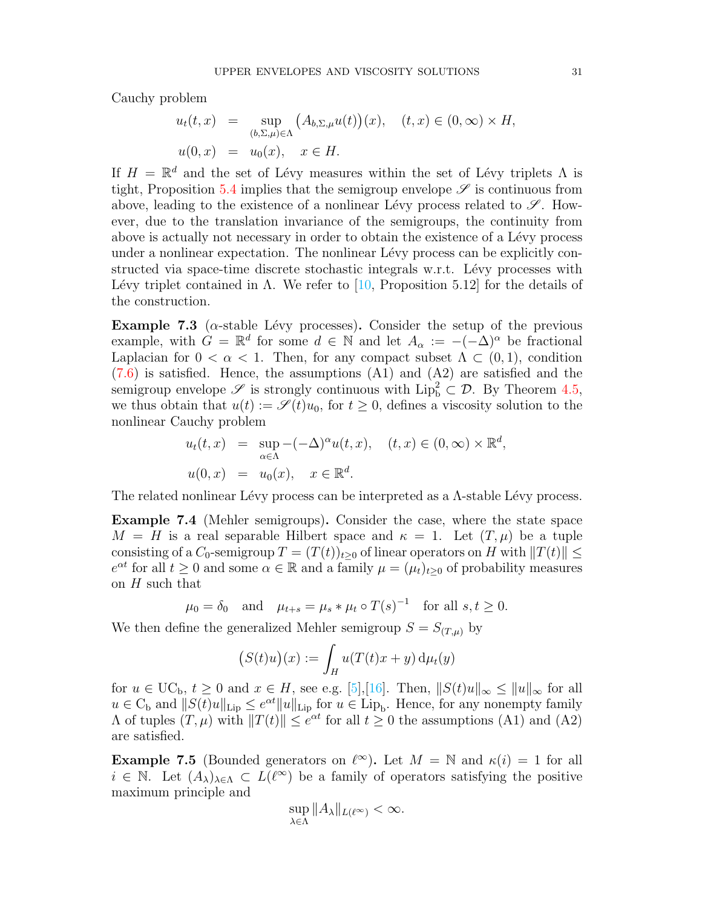Cauchy problem

$$
\begin{aligned}
u_t(t,x) &= \sup_{(b,\Sigma,\mu)\in\Lambda} \big(A_{b,\Sigma,\mu}u(t)\big)(x), \quad (t,x)\in(0,\infty)\times H,\\
u(0,x) &= u_0(x), \quad x\in H.
\end{aligned}
$$

If $H=\mathbb{R}^d$ and the set of Lévy measures within the set of Lévy triplets $\Lambda$ is tight, Proposition 5.4 implies that the semigroup envelope $\mathscr{S}$ is continuous from above, leading to the existence of a nonlinear Lévy process related to $\mathscr{S}$. However, due to the translation invariance of the semigroups, the continuity from above is actually not necessary in order to obtain the existence of a Lévy process under a nonlinear expectation. The nonlinear Lévy process can be explicitly constructed via space-time discrete stochastic integrals w.r.t. Lévy processes with Lévy triplet contained in $\Lambda$. We refer to [10, Proposition 5.12] for the details of the construction.

**Example 7.3** ($\alpha$-stable Lévy processes)**.** Consider the setup of the previous example, with $G=\mathbb{R}^d$ for some $d\in\mathbb{N}$ and let $A_\alpha:=-(-\Delta)^\alpha$ be fractional Laplacian for $0<\alpha<1$. Then, for any compact subset $\Lambda\subset(0,1)$, condition (7.6) is satisfied. Hence, the assumptions (A1) and (A2) are satisfied and the semigroup envelope $\mathscr{S}$ is strongly continuous with $\mathrm{Lip}_\mathrm{b}^2\subset\mathcal{D}$. By Theorem 4.5, we thus obtain that $u(t):=\mathscr{S}(t)u_0$, for $t\geq 0$, defines a viscosity solution to the nonlinear Cauchy problem

$$
\begin{aligned}
u_t(t,x) &= \sup_{\alpha\in\Lambda} -(-\Delta)^\alpha u(t,x), \quad (t,x)\in(0,\infty)\times\mathbb{R}^d,\\
u(0,x) &= u_0(x), \quad x\in\mathbb{R}^d.
\end{aligned}
$$

The related nonlinear Lévy process can be interpreted as a $\Lambda$-stable Lévy process.

**Example 7.4** (Mehler semigroups)**.** Consider the case, where the state space $M=H$ is a real separable Hilbert space and $\kappa=1$. Let $(T,\mu)$ be a tuple consisting of a $C_0$-semigroup $T=(T(t))_{t\geq0}$ of linear operators on $H$ with $\|T(t)\|\leq e^{\alpha t}$ for all $t\geq 0$ and some $\alpha\in\mathbb{R}$ and a family $\mu=(\mu_t)_{t\geq0}$ of probability measures on $H$ such that

$$
\mu_0=\delta_0 \quad\text{and}\quad \mu_{t+s}=\mu_s*\mu_t\circ T(s)^{-1} \quad\text{for all } s,t\geq 0.
$$

We then define the generalized Mehler semigroup $S=S_{(T,\mu)}$ by

$$
\big(S(t)u\big)(x):=\int_H u(T(t)x+y)\,\mathrm{d}\mu_t(y)
$$

for $u\in\mathrm{UC_b}$, $t\geq 0$ and $x\in H$, see e.g. [5],[16]. Then, $\|S(t)u\|_\infty\leq\|u\|_\infty$ for all $u\in\mathrm{C_b}$ and $\|S(t)u\|_{\mathrm{Lip}}\leq e^{\alpha t}\|u\|_{\mathrm{Lip}}$ for $u\in\mathrm{Lip_b}$. Hence, for any nonempty family $\Lambda$ of tuples $(T,\mu)$ with $\|T(t)\|\leq e^{\alpha t}$ for all $t\geq 0$ the assumptions (A1) and (A2) are satisfied.

**Example 7.5** (Bounded generators on $\ell^\infty$)**.** Let $M=\mathbb{N}$ and $\kappa(i)=1$ for all $i\in\mathbb{N}$. Let $(A_\lambda)_{\lambda\in\Lambda}\subset L(\ell^\infty)$ be a family of operators satisfying the positive maximum principle and

$$
\sup_{\lambda\in\Lambda}\|A_\lambda\|_{L(\ell^\infty)}<\infty.
$$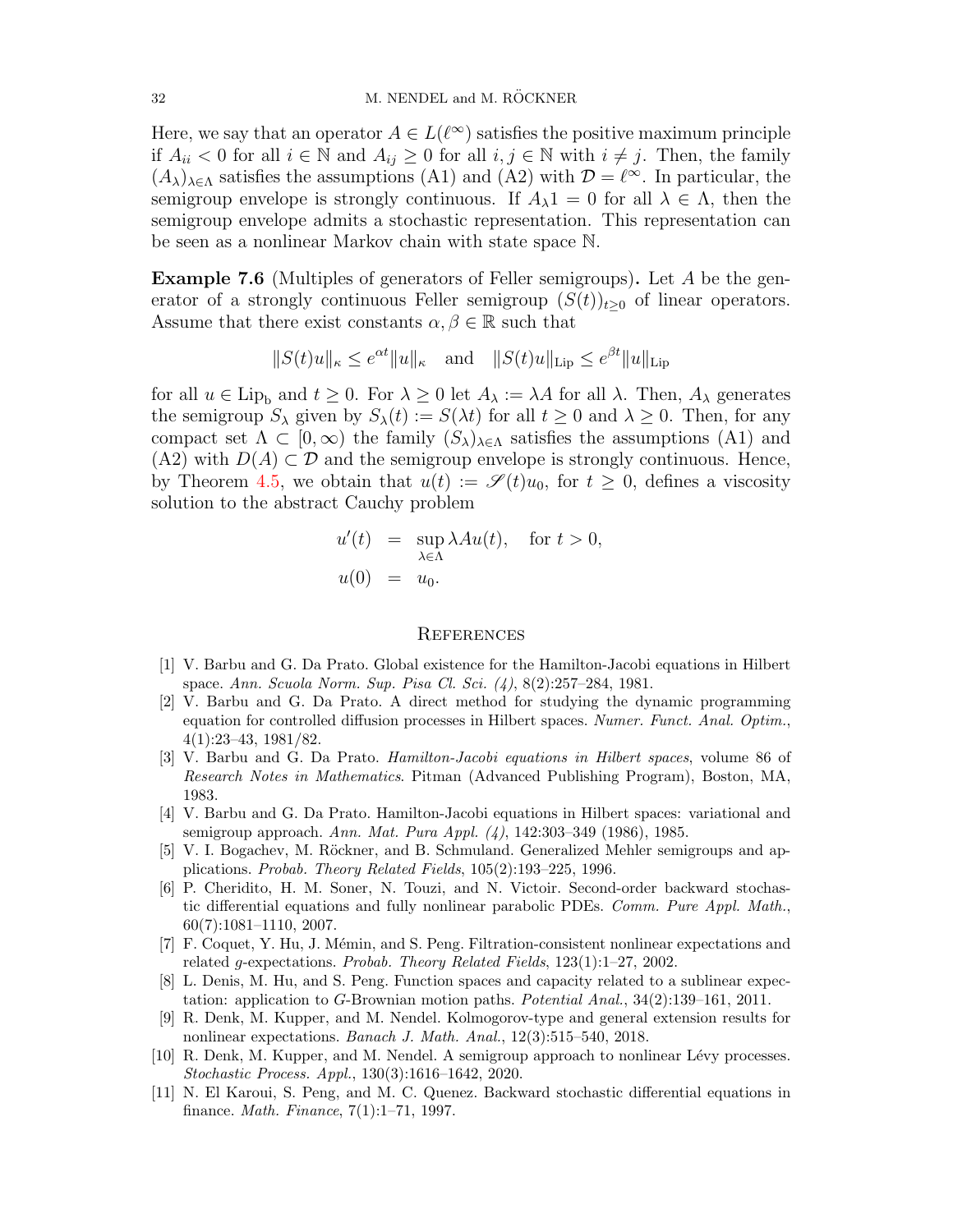Here, we say that an operator $A \in L(\ell^\infty)$ satisfies the positive maximum principle if $A_{ii} < 0$ for all $i \in \mathbb{N}$ and $A_{ij} \geq 0$ for all $i, j \in \mathbb{N}$ with $i \neq j$. Then, the family $(A_\lambda)_{\lambda \in \Lambda}$ satisfies the assumptions (A1) and (A2) with $\mathcal{D} = \ell^\infty$. In particular, the semigroup envelope is strongly continuous. If $A_\lambda 1 = 0$ for all $\lambda \in \Lambda$, then the semigroup envelope admits a stochastic representation. This representation can be seen as a nonlinear Markov chain with state space $\mathbb{N}$.

**Example 7.6** (Multiples of generators of Feller semigroups)**.** Let $A$ be the generator of a strongly continuous Feller semigroup $(S(t))_{t \geq 0}$ of linear operators. Assume that there exist constants $\alpha, \beta \in \mathbb{R}$ such that

$$\|S(t)u\|_\kappa \leq e^{\alpha t}\|u\|_\kappa \quad \text{and} \quad \|S(t)u\|_{\mathrm{Lip}} \leq e^{\beta t}\|u\|_{\mathrm{Lip}}$$

for all $u \in \mathrm{Lip_b}$ and $t \geq 0$. For $\lambda \geq 0$ let $A_\lambda := \lambda A$ for all $\lambda$. Then, $A_\lambda$ generates the semigroup $S_\lambda$ given by $S_\lambda(t) := S(\lambda t)$ for all $t \geq 0$ and $\lambda \geq 0$. Then, for any compact set $\Lambda \subset [0, \infty)$ the family $(S_\lambda)_{\lambda \in \Lambda}$ satisfies the assumptions (A1) and (A2) with $D(A) \subset \mathcal{D}$ and the semigroup envelope is strongly continuous. Hence, by Theorem 4.5, we obtain that $u(t) := \mathscr{S}(t)u_0$, for $t \geq 0$, defines a viscosity solution to the abstract Cauchy problem

$$\begin{aligned}
u'(t) &= \sup_{\lambda \in \Lambda} \lambda A u(t), \quad \text{for } t > 0,\\
u(0) &= u_0.
\end{aligned}$$

## References

[1] V. Barbu and G. Da Prato. Global existence for the Hamilton-Jacobi equations in Hilbert space. *Ann. Scuola Norm. Sup. Pisa Cl. Sci. (4)*, 8(2):257–284, 1981.

[2] V. Barbu and G. Da Prato. A direct method for studying the dynamic programming equation for controlled diffusion processes in Hilbert spaces. *Numer. Funct. Anal. Optim.*, 4(1):23–43, 1981/82.

[3] V. Barbu and G. Da Prato. *Hamilton-Jacobi equations in Hilbert spaces*, volume 86 of *Research Notes in Mathematics*. Pitman (Advanced Publishing Program), Boston, MA, 1983.

[4] V. Barbu and G. Da Prato. Hamilton-Jacobi equations in Hilbert spaces: variational and semigroup approach. *Ann. Mat. Pura Appl. (4)*, 142:303–349 (1986), 1985.

[5] V. I. Bogachev, M. Röckner, and B. Schmuland. Generalized Mehler semigroups and applications. *Probab. Theory Related Fields*, 105(2):193–225, 1996.

[6] P. Cheridito, H. M. Soner, N. Touzi, and N. Victoir. Second-order backward stochastic differential equations and fully nonlinear parabolic PDEs. *Comm. Pure Appl. Math.*, 60(7):1081–1110, 2007.

[7] F. Coquet, Y. Hu, J. Mémin, and S. Peng. Filtration-consistent nonlinear expectations and related $g$-expectations. *Probab. Theory Related Fields*, 123(1):1–27, 2002.

[8] L. Denis, M. Hu, and S. Peng. Function spaces and capacity related to a sublinear expectation: application to $G$-Brownian motion paths. *Potential Anal.*, 34(2):139–161, 2011.

[9] R. Denk, M. Kupper, and M. Nendel. Kolmogorov-type and general extension results for nonlinear expectations. *Banach J. Math. Anal.*, 12(3):515–540, 2018.

[10] R. Denk, M. Kupper, and M. Nendel. A semigroup approach to nonlinear Lévy processes. *Stochastic Process. Appl.*, 130(3):1616–1642, 2020.

[11] N. El Karoui, S. Peng, and M. C. Quenez. Backward stochastic differential equations in finance. *Math. Finance*, 7(1):1–71, 1997.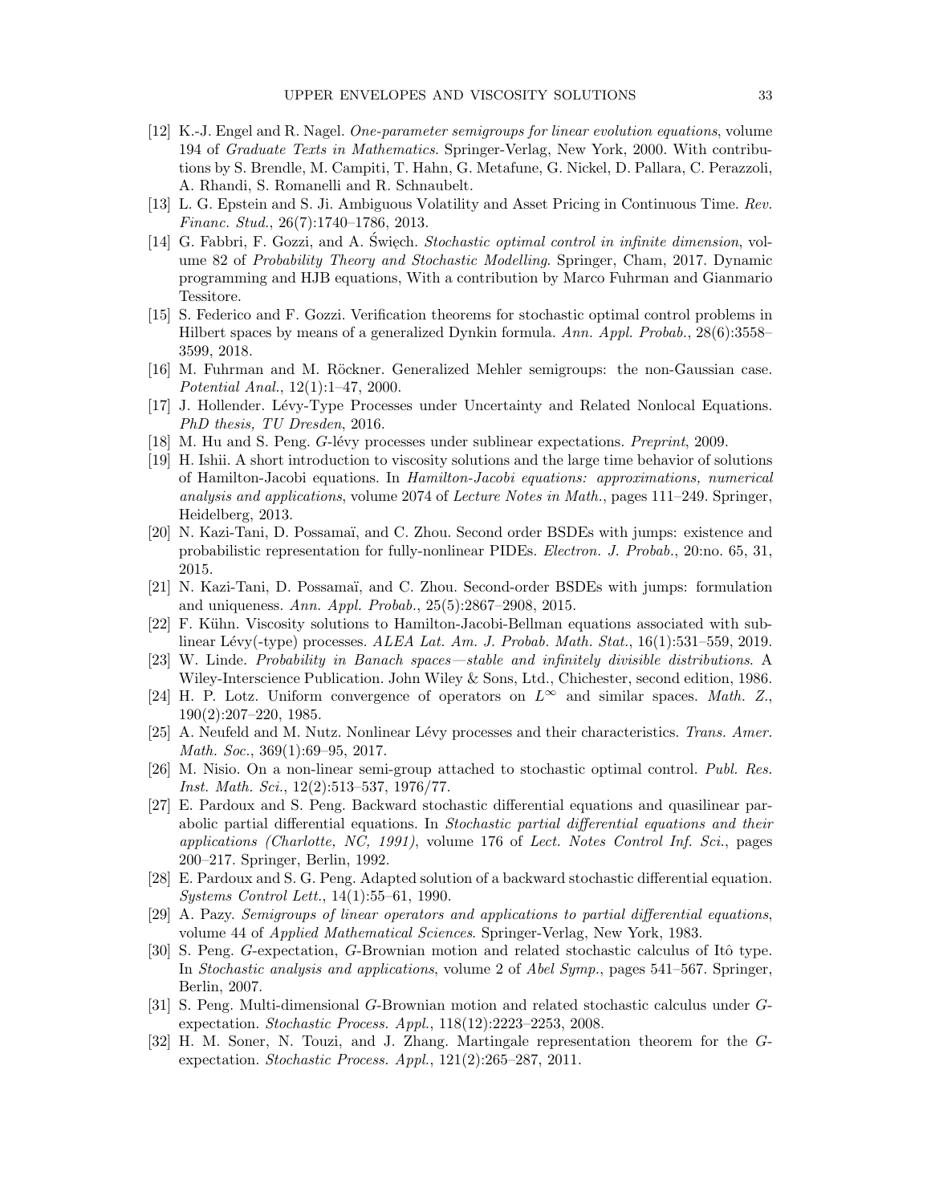[12] K.-J. Engel and R. Nagel. *One-parameter semigroups for linear evolution equations*, volume 194 of *Graduate Texts in Mathematics*. Springer-Verlag, New York, 2000. With contributions by S. Brendle, M. Campiti, T. Hahn, G. Metafune, G. Nickel, D. Pallara, C. Perazzoli, A. Rhandi, S. Romanelli and R. Schnaubelt.

[13] L. G. Epstein and S. Ji. Ambiguous Volatility and Asset Pricing in Continuous Time. *Rev. Financ. Stud.*, 26(7):1740–1786, 2013.

[14] G. Fabbri, F. Gozzi, and A. Święch. *Stochastic optimal control in infinite dimension*, volume 82 of *Probability Theory and Stochastic Modelling*. Springer, Cham, 2017. Dynamic programming and HJB equations, With a contribution by Marco Fuhrman and Gianmario Tessitore.

[15] S. Federico and F. Gozzi. Verification theorems for stochastic optimal control problems in Hilbert spaces by means of a generalized Dynkin formula. *Ann. Appl. Probab.*, 28(6):3558–3599, 2018.

[16] M. Fuhrman and M. Röckner. Generalized Mehler semigroups: the non-Gaussian case. *Potential Anal.*, 12(1):1–47, 2000.

[17] J. Hollender. Lévy-Type Processes under Uncertainty and Related Nonlocal Equations. *PhD thesis, TU Dresden*, 2016.

[18] M. Hu and S. Peng. $G$-lévy processes under sublinear expectations. *Preprint*, 2009.

[19] H. Ishii. A short introduction to viscosity solutions and the large time behavior of solutions of Hamilton-Jacobi equations. In *Hamilton-Jacobi equations: approximations, numerical analysis and applications*, volume 2074 of *Lecture Notes in Math.*, pages 111–249. Springer, Heidelberg, 2013.

[20] N. Kazi-Tani, D. Possamaï, and C. Zhou. Second order BSDEs with jumps: existence and probabilistic representation for fully-nonlinear PIDEs. *Electron. J. Probab.*, 20:no. 65, 31, 2015.

[21] N. Kazi-Tani, D. Possamaï, and C. Zhou. Second-order BSDEs with jumps: formulation and uniqueness. *Ann. Appl. Probab.*, 25(5):2867–2908, 2015.

[22] F. Kühn. Viscosity solutions to Hamilton-Jacobi-Bellman equations associated with sublinear Lévy(-type) processes. *ALEA Lat. Am. J. Probab. Math. Stat.*, 16(1):531–559, 2019.

[23] W. Linde. *Probability in Banach spaces—stable and infinitely divisible distributions*. A Wiley-Interscience Publication. John Wiley & Sons, Ltd., Chichester, second edition, 1986.

[24] H. P. Lotz. Uniform convergence of operators on $L^\infty$ and similar spaces. *Math. Z.*, 190(2):207–220, 1985.

[25] A. Neufeld and M. Nutz. Nonlinear Lévy processes and their characteristics. *Trans. Amer. Math. Soc.*, 369(1):69–95, 2017.

[26] M. Nisio. On a non-linear semi-group attached to stochastic optimal control. *Publ. Res. Inst. Math. Sci.*, 12(2):513–537, 1976/77.

[27] E. Pardoux and S. Peng. Backward stochastic differential equations and quasilinear parabolic partial differential equations. In *Stochastic partial differential equations and their applications (Charlotte, NC, 1991)*, volume 176 of *Lect. Notes Control Inf. Sci.*, pages 200–217. Springer, Berlin, 1992.

[28] E. Pardoux and S. G. Peng. Adapted solution of a backward stochastic differential equation. *Systems Control Lett.*, 14(1):55–61, 1990.

[29] A. Pazy. *Semigroups of linear operators and applications to partial differential equations*, volume 44 of *Applied Mathematical Sciences*. Springer-Verlag, New York, 1983.

[30] S. Peng. $G$-expectation, $G$-Brownian motion and related stochastic calculus of Itô type. In *Stochastic analysis and applications*, volume 2 of *Abel Symp.*, pages 541–567. Springer, Berlin, 2007.

[31] S. Peng. Multi-dimensional $G$-Brownian motion and related stochastic calculus under $G$-expectation. *Stochastic Process. Appl.*, 118(12):2223–2253, 2008.

[32] H. M. Soner, N. Touzi, and J. Zhang. Martingale representation theorem for the $G$-expectation. *Stochastic Process. Appl.*, 121(2):265–287, 2011.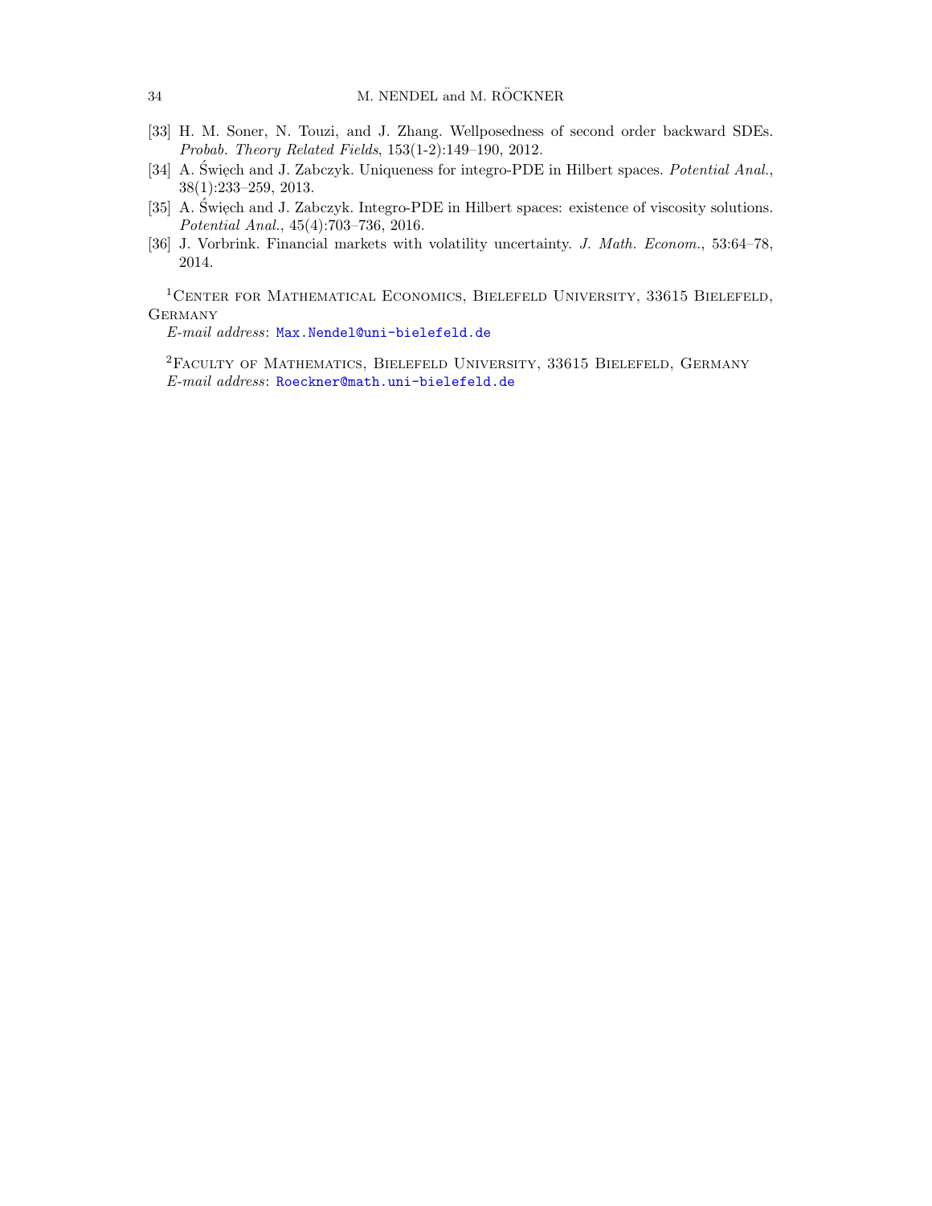[33] H. M. Soner, N. Touzi, and J. Zhang. Wellposedness of second order backward SDEs. *Probab. Theory Related Fields*, 153(1-2):149–190, 2012.

[34] A. Święch and J. Zabczyk. Uniqueness for integro-PDE in Hilbert spaces. *Potential Anal.*, 38(1):233–259, 2013.

[35] A. Święch and J. Zabczyk. Integro-PDE in Hilbert spaces: existence of viscosity solutions. *Potential Anal.*, 45(4):703–736, 2016.

[36] J. Vorbrink. Financial markets with volatility uncertainty. *J. Math. Econom.*, 53:64–78, 2014.

[1] Center for Mathematical Economics, Bielefeld University, 33615 Bielefeld, Germany
*E-mail address*: Max.Nendel@uni-bielefeld.de

[2] Faculty of Mathematics, Bielefeld University, 33615 Bielefeld, Germany
*E-mail address*: Roeckner@math.uni-bielefeld.de